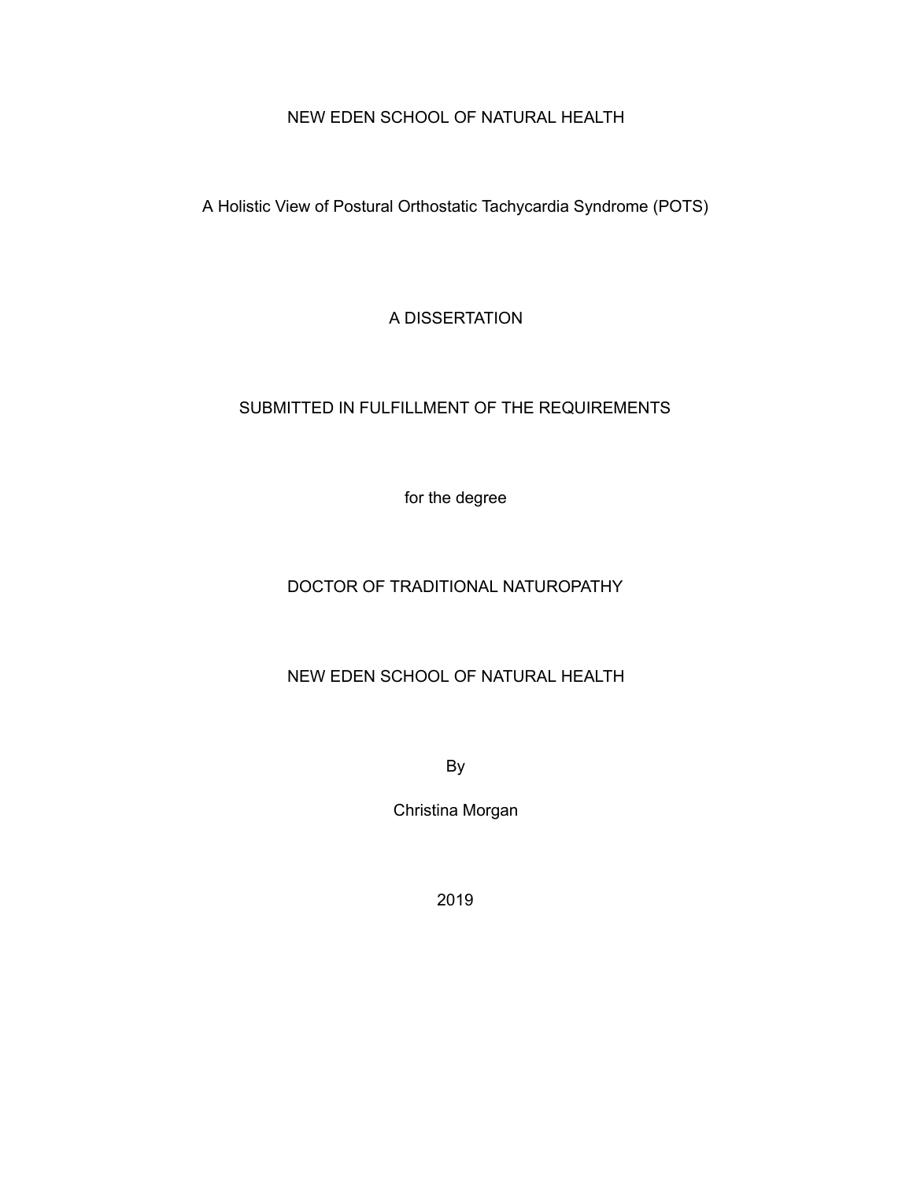NEW EDEN SCHOOL OF NATURAL HEALTH

# A Holistic View of Postural Orthostatic Tachycardia Syndrome (POTS)

A DISSERTATION

SUBMITTED IN FULFILLMENT OF THE REQUIREMENTS

for the degree

DOCTOR OF TRADITIONAL NATUROPATHY

NEW EDEN SCHOOL OF NATURAL HEALTH

By

Christina Morgan

2019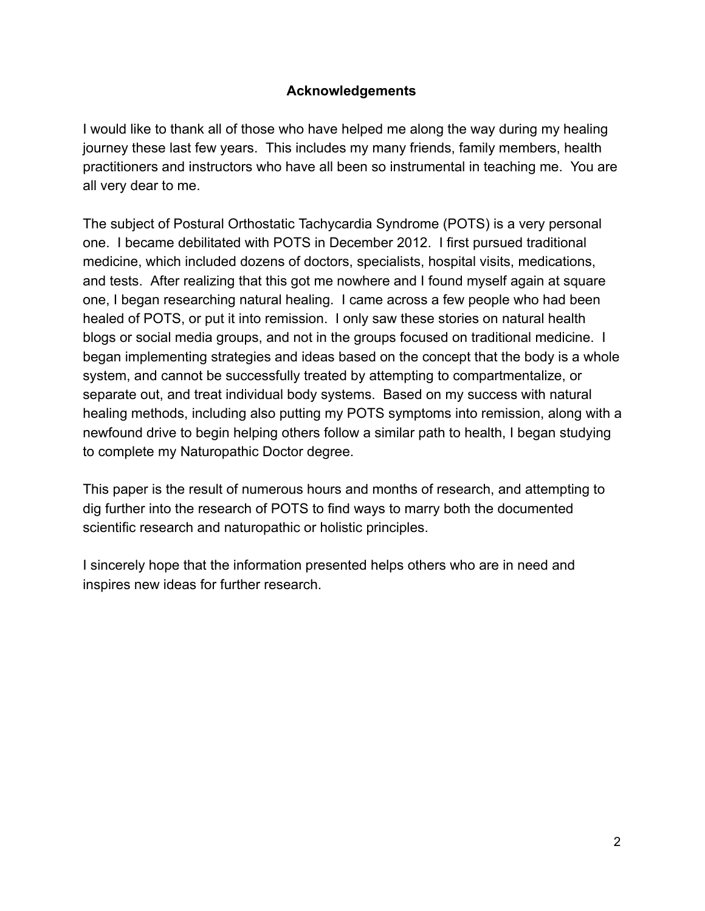## Acknowledgements

I would like to thank all of those who have helped me along the way during my healing journey these last few years. This includes my many friends, family members, health practitioners and instructors who have all been so instrumental in teaching me. You are all very dear to me.

The subject of Postural Orthostatic Tachycardia Syndrome (POTS) is a very personal one. I became debilitated with POTS in December 2012. I first pursued traditional medicine, which included dozens of doctors, specialists, hospital visits, medications, and tests. After realizing that this got me nowhere and I found myself again at square one, I began researching natural healing. I came across a few people who had been healed of POTS, or put it into remission. I only saw these stories on natural health blogs or social media groups, and not in the groups focused on traditional medicine. I began implementing strategies and ideas based on the concept that the body is a whole system, and cannot be successfully treated by attempting to compartmentalize, or separate out, and treat individual body systems. Based on my success with natural healing methods, including also putting my POTS symptoms into remission, along with a newfound drive to begin helping others follow a similar path to health, I began studying to complete my Naturopathic Doctor degree.

This paper is the result of numerous hours and months of research, and attempting to dig further into the research of POTS to find ways to marry both the documented scientific research and naturopathic or holistic principles.

I sincerely hope that the information presented helps others who are in need and inspires new ideas for further research.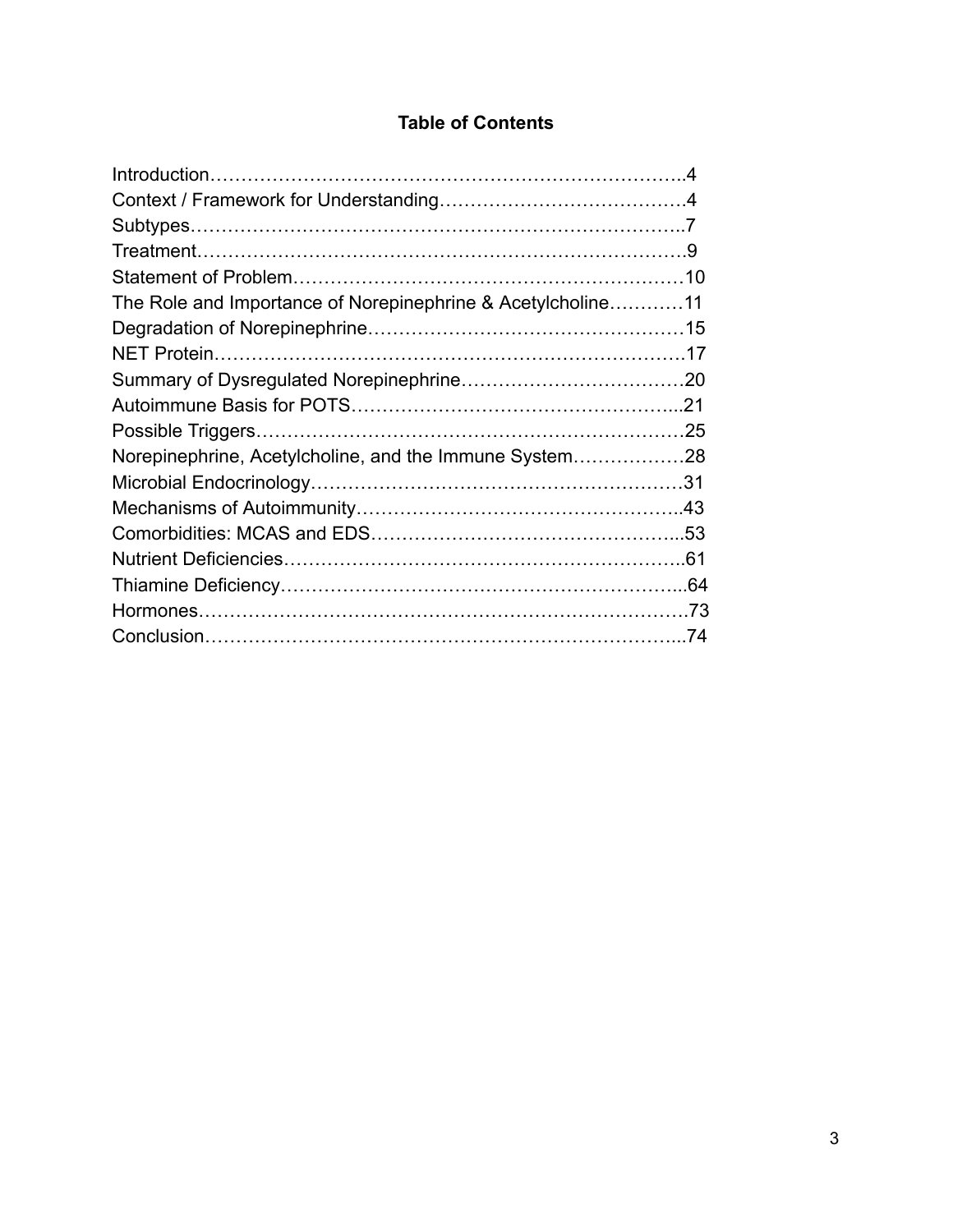# Table of Contents

Introduction……………………………………………………………………..4
Context / Framework for Understanding………………………………….4
Subtypes…………………………………………………………………..7
Treatment……………………………………………………………………….9
Statement of Problem………………………………………………………10
The Role and Importance of Norepinephrine & Acetylcholine…………11
Degradation of Norepinephrine……………………………………………15
NET Protein………………………………………………………………17
Summary of Dysregulated Norepinephrine………………………………20
Autoimmune Basis for POTS……………………………………………...21
Possible Triggers………………………………………………………………25
Norepinephrine, Acetylcholine, and the Immune System………………28
Microbial Endocrinology……………………………………………………31
Mechanisms of Autoimmunity……………………………………………..43
Comorbidities: MCAS and EDS…………………………………………...53
Nutrient Deficiencies………………………………………………………..61
Thiamine Deficiency…………………………………………………………...64
Hormones……………………………………………………………………73
Conclusion……………………………………………………………………...74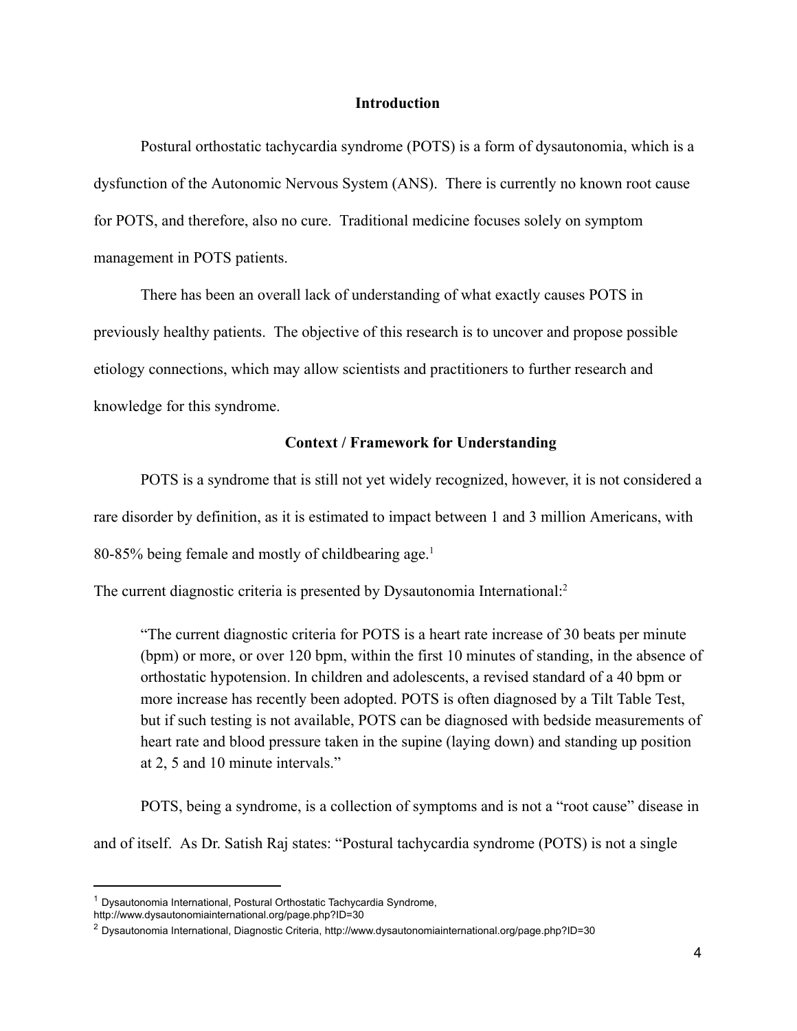## Introduction

Postural orthostatic tachycardia syndrome (POTS) is a form of dysautonomia, which is a dysfunction of the Autonomic Nervous System (ANS). There is currently no known root cause for POTS, and therefore, also no cure. Traditional medicine focuses solely on symptom management in POTS patients.

There has been an overall lack of understanding of what exactly causes POTS in previously healthy patients. The objective of this research is to uncover and propose possible etiology connections, which may allow scientists and practitioners to further research and knowledge for this syndrome.

## Context / Framework for Understanding

POTS is a syndrome that is still not yet widely recognized, however, it is not considered a rare disorder by definition, as it is estimated to impact between 1 and 3 million Americans, with 80-85% being female and mostly of childbearing age.[1]

The current diagnostic criteria is presented by Dysautonomia International:[2]

> "The current diagnostic criteria for POTS is a heart rate increase of 30 beats per minute (bpm) or more, or over 120 bpm, within the first 10 minutes of standing, in the absence of orthostatic hypotension. In children and adolescents, a revised standard of a 40 bpm or more increase has recently been adopted. POTS is often diagnosed by a Tilt Table Test, but if such testing is not available, POTS can be diagnosed with bedside measurements of heart rate and blood pressure taken in the supine (laying down) and standing up position at 2, 5 and 10 minute intervals."

POTS, being a syndrome, is a collection of symptoms and is not a "root cause" disease in and of itself. As Dr. Satish Raj states: "Postural tachycardia syndrome (POTS) is not a single

---

[1] Dysautonomia International, Postural Orthostatic Tachycardia Syndrome, http://www.dysautonomiainternational.org/page.php?ID=30

[2] Dysautonomia International, Diagnostic Criteria, http://www.dysautonomiainternational.org/page.php?ID=30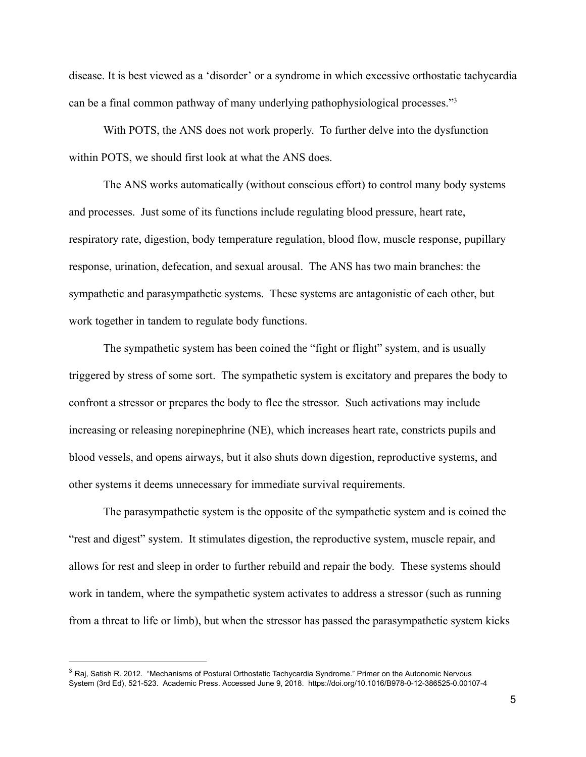disease. It is best viewed as a 'disorder' or a syndrome in which excessive orthostatic tachycardia can be a final common pathway of many underlying pathophysiological processes."[3]

With POTS, the ANS does not work properly. To further delve into the dysfunction within POTS, we should first look at what the ANS does.

The ANS works automatically (without conscious effort) to control many body systems and processes. Just some of its functions include regulating blood pressure, heart rate, respiratory rate, digestion, body temperature regulation, blood flow, muscle response, pupillary response, urination, defecation, and sexual arousal. The ANS has two main branches: the sympathetic and parasympathetic systems. These systems are antagonistic of each other, but work together in tandem to regulate body functions.

The sympathetic system has been coined the "fight or flight" system, and is usually triggered by stress of some sort. The sympathetic system is excitatory and prepares the body to confront a stressor or prepares the body to flee the stressor. Such activations may include increasing or releasing norepinephrine (NE), which increases heart rate, constricts pupils and blood vessels, and opens airways, but it also shuts down digestion, reproductive systems, and other systems it deems unnecessary for immediate survival requirements.

The parasympathetic system is the opposite of the sympathetic system and is coined the "rest and digest" system. It stimulates digestion, the reproductive system, muscle repair, and allows for rest and sleep in order to further rebuild and repair the body. These systems should work in tandem, where the sympathetic system activates to address a stressor (such as running from a threat to life or limb), but when the stressor has passed the parasympathetic system kicks

---

[3] Raj, Satish R. 2012. "Mechanisms of Postural Orthostatic Tachycardia Syndrome." Primer on the Autonomic Nervous System (3rd Ed), 521-523. Academic Press. Accessed June 9, 2018. https://doi.org/10.1016/B978-0-12-386525-0.00107-4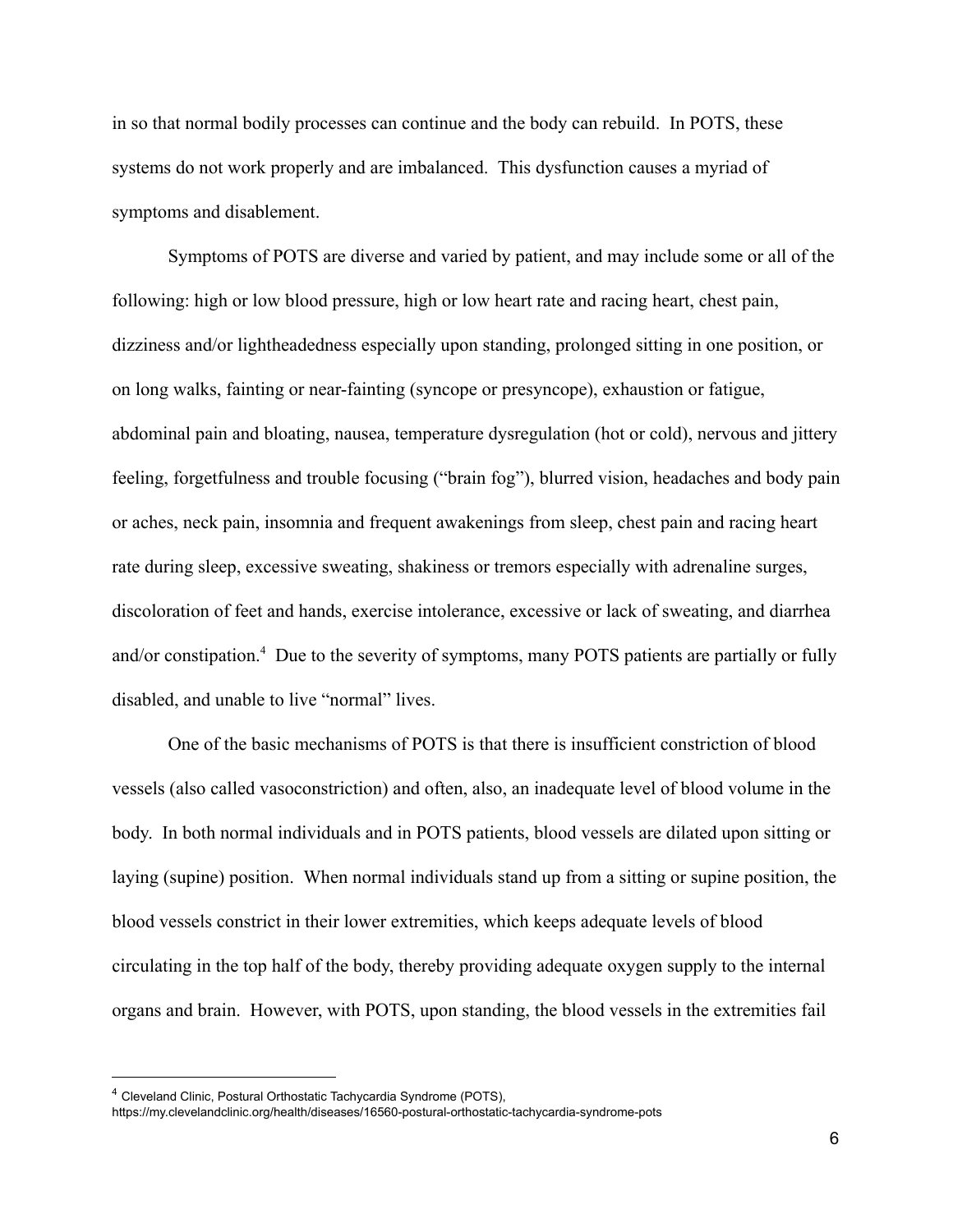in so that normal bodily processes can continue and the body can rebuild. In POTS, these systems do not work properly and are imbalanced. This dysfunction causes a myriad of symptoms and disablement.

Symptoms of POTS are diverse and varied by patient, and may include some or all of the following: high or low blood pressure, high or low heart rate and racing heart, chest pain, dizziness and/or lightheadedness especially upon standing, prolonged sitting in one position, or on long walks, fainting or near-fainting (syncope or presyncope), exhaustion or fatigue, abdominal pain and bloating, nausea, temperature dysregulation (hot or cold), nervous and jittery feeling, forgetfulness and trouble focusing ("brain fog"), blurred vision, headaches and body pain or aches, neck pain, insomnia and frequent awakenings from sleep, chest pain and racing heart rate during sleep, excessive sweating, shakiness or tremors especially with adrenaline surges, discoloration of feet and hands, exercise intolerance, excessive or lack of sweating, and diarrhea and/or constipation.[4] Due to the severity of symptoms, many POTS patients are partially or fully disabled, and unable to live "normal" lives.

One of the basic mechanisms of POTS is that there is insufficient constriction of blood vessels (also called vasoconstriction) and often, also, an inadequate level of blood volume in the body. In both normal individuals and in POTS patients, blood vessels are dilated upon sitting or laying (supine) position. When normal individuals stand up from a sitting or supine position, the blood vessels constrict in their lower extremities, which keeps adequate levels of blood circulating in the top half of the body, thereby providing adequate oxygen supply to the internal organs and brain. However, with POTS, upon standing, the blood vessels in the extremities fail

---

[4] Cleveland Clinic, Postural Orthostatic Tachycardia Syndrome (POTS), https://my.clevelandclinic.org/health/diseases/16560-postural-orthostatic-tachycardia-syndrome-pots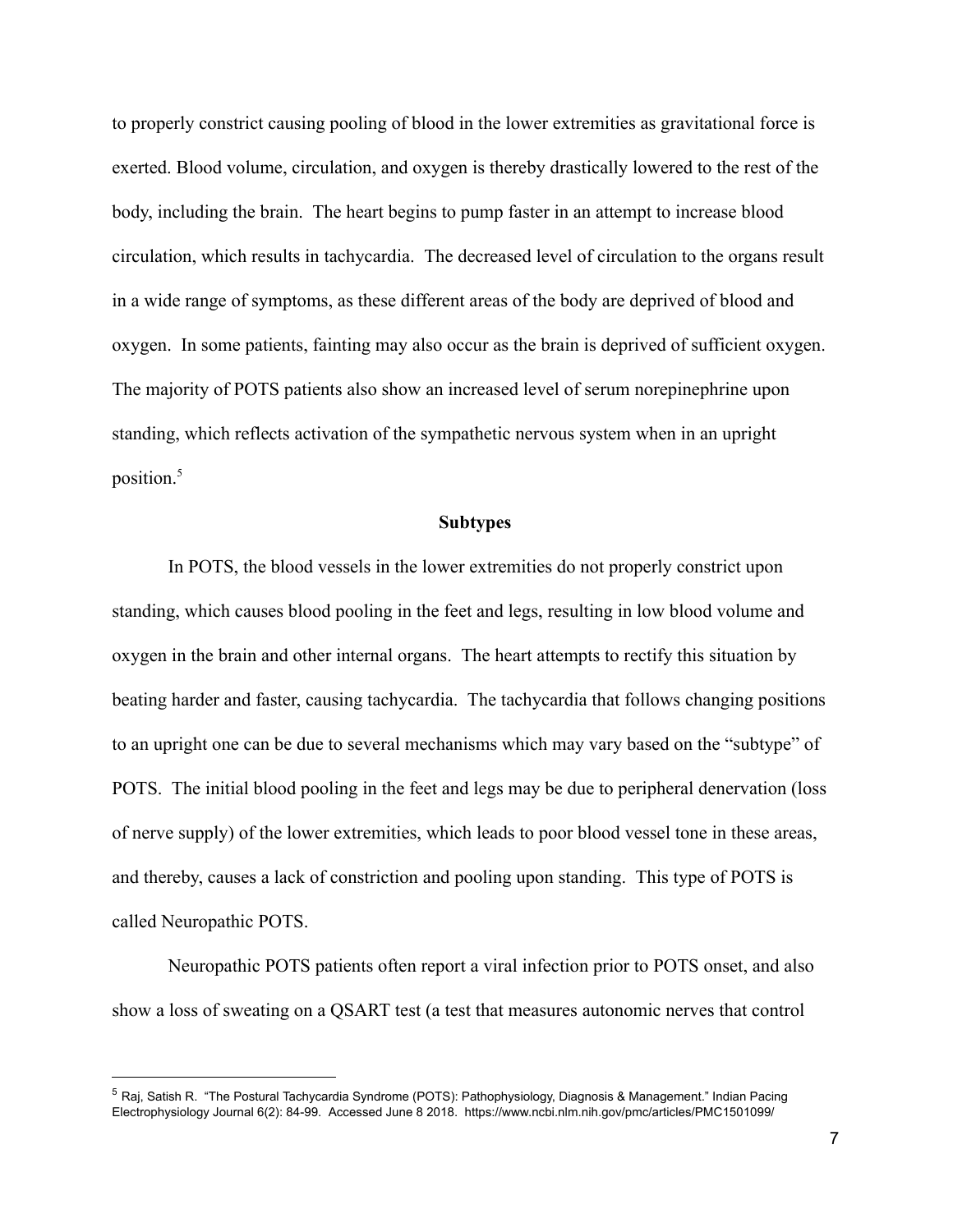to properly constrict causing pooling of blood in the lower extremities as gravitational force is exerted. Blood volume, circulation, and oxygen is thereby drastically lowered to the rest of the body, including the brain. The heart begins to pump faster in an attempt to increase blood circulation, which results in tachycardia. The decreased level of circulation to the organs result in a wide range of symptoms, as these different areas of the body are deprived of blood and oxygen. In some patients, fainting may also occur as the brain is deprived of sufficient oxygen. The majority of POTS patients also show an increased level of serum norepinephrine upon standing, which reflects activation of the sympathetic nervous system when in an upright position.[5]

### Subtypes

In POTS, the blood vessels in the lower extremities do not properly constrict upon standing, which causes blood pooling in the feet and legs, resulting in low blood volume and oxygen in the brain and other internal organs. The heart attempts to rectify this situation by beating harder and faster, causing tachycardia. The tachycardia that follows changing positions to an upright one can be due to several mechanisms which may vary based on the "subtype" of POTS. The initial blood pooling in the feet and legs may be due to peripheral denervation (loss of nerve supply) of the lower extremities, which leads to poor blood vessel tone in these areas, and thereby, causes a lack of constriction and pooling upon standing. This type of POTS is called Neuropathic POTS.

Neuropathic POTS patients often report a viral infection prior to POTS onset, and also show a loss of sweating on a QSART test (a test that measures autonomic nerves that control

---

[5] Raj, Satish R. "The Postural Tachycardia Syndrome (POTS): Pathophysiology, Diagnosis & Management." Indian Pacing Electrophysiology Journal 6(2): 84-99. Accessed June 8 2018. https://www.ncbi.nlm.nih.gov/pmc/articles/PMC1501099/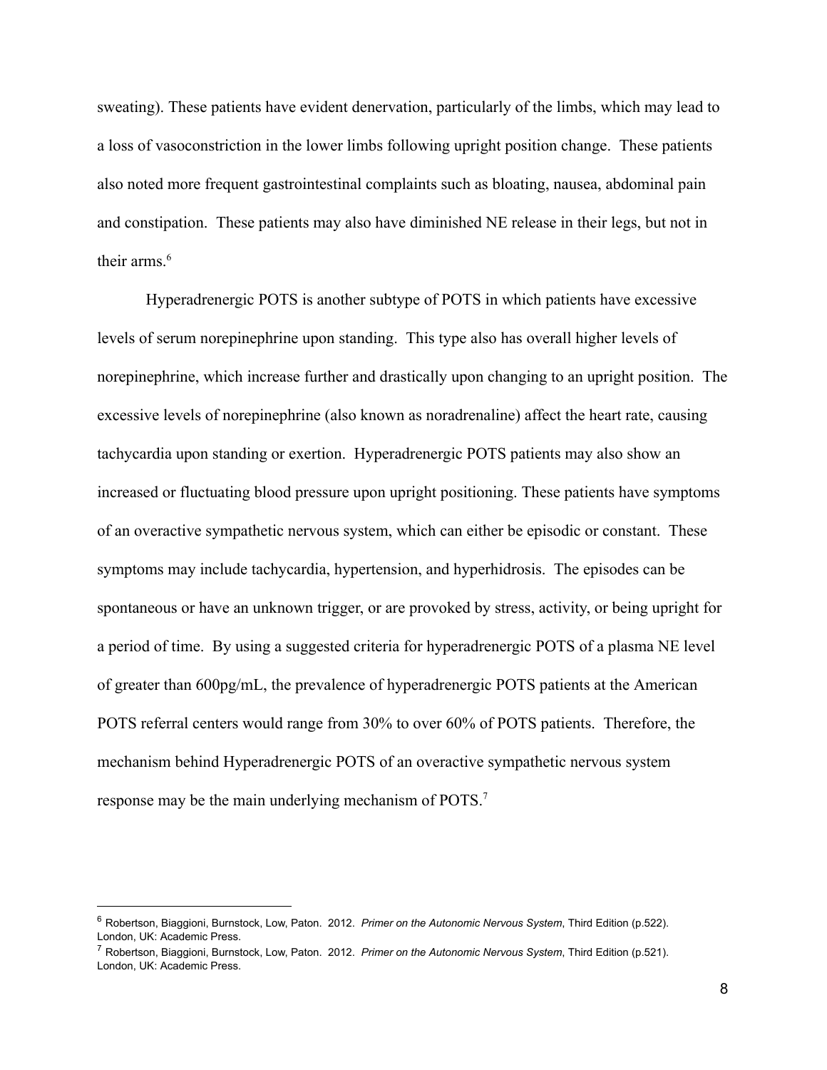sweating). These patients have evident denervation, particularly of the limbs, which may lead to a loss of vasoconstriction in the lower limbs following upright position change. These patients also noted more frequent gastrointestinal complaints such as bloating, nausea, abdominal pain and constipation. These patients may also have diminished NE release in their legs, but not in their arms.[6]

Hyperadrenergic POTS is another subtype of POTS in which patients have excessive levels of serum norepinephrine upon standing. This type also has overall higher levels of norepinephrine, which increase further and drastically upon changing to an upright position. The excessive levels of norepinephrine (also known as noradrenaline) affect the heart rate, causing tachycardia upon standing or exertion. Hyperadrenergic POTS patients may also show an increased or fluctuating blood pressure upon upright positioning. These patients have symptoms of an overactive sympathetic nervous system, which can either be episodic or constant. These symptoms may include tachycardia, hypertension, and hyperhidrosis. The episodes can be spontaneous or have an unknown trigger, or are provoked by stress, activity, or being upright for a period of time. By using a suggested criteria for hyperadrenergic POTS of a plasma NE level of greater than 600pg/mL, the prevalence of hyperadrenergic POTS patients at the American POTS referral centers would range from 30% to over 60% of POTS patients. Therefore, the mechanism behind Hyperadrenergic POTS of an overactive sympathetic nervous system response may be the main underlying mechanism of POTS.[7]

---

[6] Robertson, Biaggioni, Burnstock, Low, Paton. 2012. *Primer on the Autonomic Nervous System*, Third Edition (p.522). London, UK: Academic Press.

[7] Robertson, Biaggioni, Burnstock, Low, Paton. 2012. *Primer on the Autonomic Nervous System*, Third Edition (p.521). London, UK: Academic Press.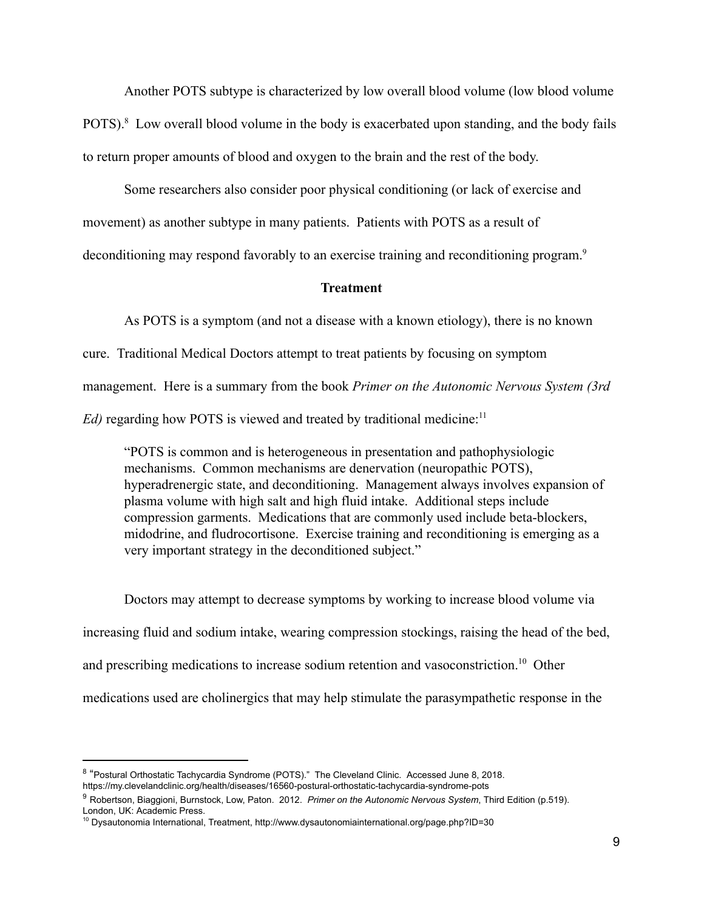Another POTS subtype is characterized by low overall blood volume (low blood volume POTS).[8] Low overall blood volume in the body is exacerbated upon standing, and the body fails to return proper amounts of blood and oxygen to the brain and the rest of the body.

Some researchers also consider poor physical conditioning (or lack of exercise and movement) as another subtype in many patients. Patients with POTS as a result of deconditioning may respond favorably to an exercise training and reconditioning program.[9]

## Treatment

As POTS is a symptom (and not a disease with a known etiology), there is no known cure. Traditional Medical Doctors attempt to treat patients by focusing on symptom management. Here is a summary from the book *Primer on the Autonomic Nervous System (3rd Ed)* regarding how POTS is viewed and treated by traditional medicine:[11]

> "POTS is common and is heterogeneous in presentation and pathophysiologic mechanisms. Common mechanisms are denervation (neuropathic POTS), hyperadrenergic state, and deconditioning. Management always involves expansion of plasma volume with high salt and high fluid intake. Additional steps include compression garments. Medications that are commonly used include beta-blockers, midodrine, and fludrocortisone. Exercise training and reconditioning is emerging as a very important strategy in the deconditioned subject."

Doctors may attempt to decrease symptoms by working to increase blood volume via increasing fluid and sodium intake, wearing compression stockings, raising the head of the bed, and prescribing medications to increase sodium retention and vasoconstriction.[10] Other medications used are cholinergics that may help stimulate the parasympathetic response in the

---

[8] "Postural Orthostatic Tachycardia Syndrome (POTS)." The Cleveland Clinic. Accessed June 8, 2018. https://my.clevelandclinic.org/health/diseases/16560-postural-orthostatic-tachycardia-syndrome-pots

[9] Robertson, Biaggioni, Burnstock, Low, Paton. 2012. *Primer on the Autonomic Nervous System*, Third Edition (p.519). London, UK: Academic Press.

[10] Dysautonomia International, Treatment, http://www.dysautonomiainternational.org/page.php?ID=30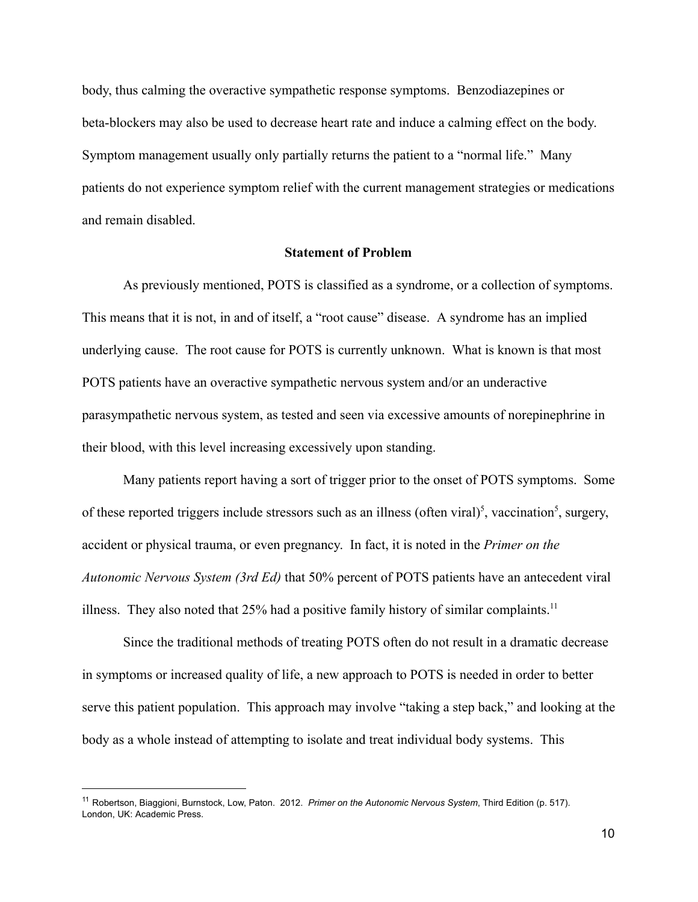body, thus calming the overactive sympathetic response symptoms. Benzodiazepines or beta-blockers may also be used to decrease heart rate and induce a calming effect on the body. Symptom management usually only partially returns the patient to a "normal life." Many patients do not experience symptom relief with the current management strategies or medications and remain disabled.

## Statement of Problem

As previously mentioned, POTS is classified as a syndrome, or a collection of symptoms. This means that it is not, in and of itself, a "root cause" disease. A syndrome has an implied underlying cause. The root cause for POTS is currently unknown. What is known is that most POTS patients have an overactive sympathetic nervous system and/or an underactive parasympathetic nervous system, as tested and seen via excessive amounts of norepinephrine in their blood, with this level increasing excessively upon standing.

Many patients report having a sort of trigger prior to the onset of POTS symptoms. Some of these reported triggers include stressors such as an illness (often viral)[5], vaccination[5], surgery, accident or physical trauma, or even pregnancy. In fact, it is noted in the *Primer on the Autonomic Nervous System (3rd Ed)* that 50% percent of POTS patients have an antecedent viral illness. They also noted that 25% had a positive family history of similar complaints.[11]

Since the traditional methods of treating POTS often do not result in a dramatic decrease in symptoms or increased quality of life, a new approach to POTS is needed in order to better serve this patient population. This approach may involve "taking a step back," and looking at the body as a whole instead of attempting to isolate and treat individual body systems. This

---

[11] Robertson, Biaggioni, Burnstock, Low, Paton. 2012. *Primer on the Autonomic Nervous System*, Third Edition (p. 517). London, UK: Academic Press.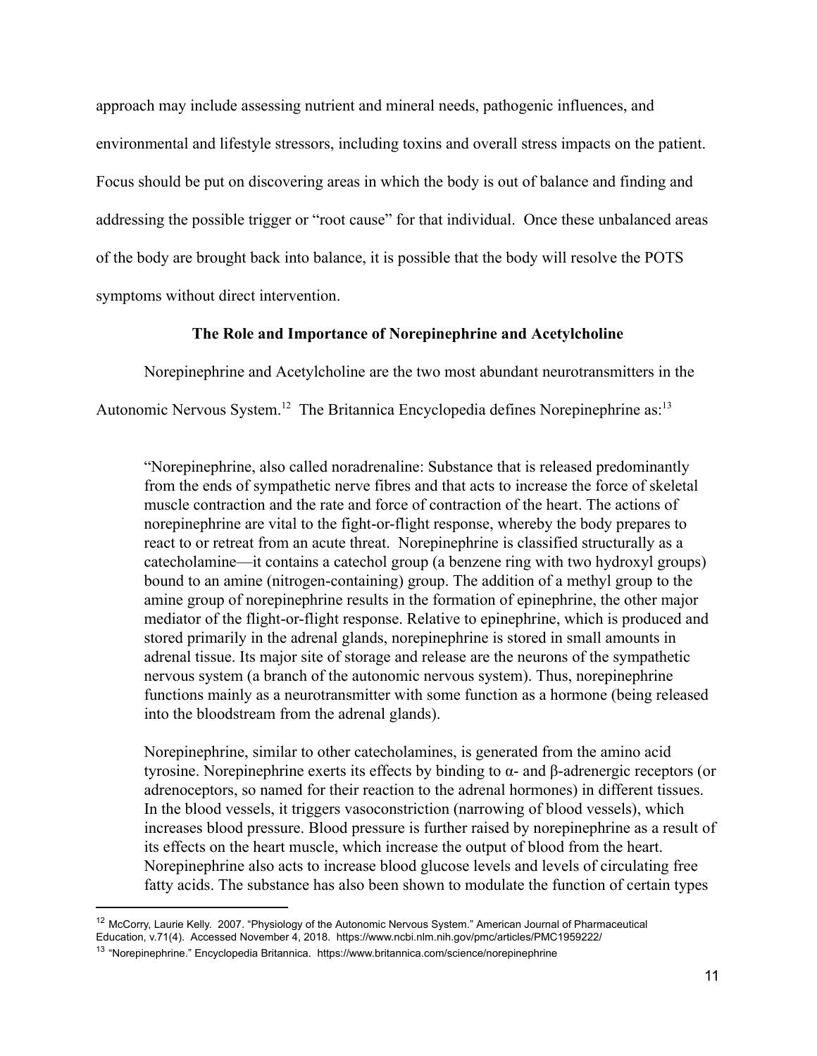approach may include assessing nutrient and mineral needs, pathogenic influences, and environmental and lifestyle stressors, including toxins and overall stress impacts on the patient. Focus should be put on discovering areas in which the body is out of balance and finding and addressing the possible trigger or "root cause" for that individual. Once these unbalanced areas of the body are brought back into balance, it is possible that the body will resolve the POTS symptoms without direct intervention.

## The Role and Importance of Norepinephrine and Acetylcholine

Norepinephrine and Acetylcholine are the two most abundant neurotransmitters in the Autonomic Nervous System.[12] The Britannica Encyclopedia defines Norepinephrine as:[13]

> "Norepinephrine, also called noradrenaline: Substance that is released predominantly from the ends of sympathetic nerve fibres and that acts to increase the force of skeletal muscle contraction and the rate and force of contraction of the heart. The actions of norepinephrine are vital to the fight-or-flight response, whereby the body prepares to react to or retreat from an acute threat. Norepinephrine is classified structurally as a catecholamine—it contains a catechol group (a benzene ring with two hydroxyl groups) bound to an amine (nitrogen-containing) group. The addition of a methyl group to the amine group of norepinephrine results in the formation of epinephrine, the other major mediator of the flight-or-flight response. Relative to epinephrine, which is produced and stored primarily in the adrenal glands, norepinephrine is stored in small amounts in adrenal tissue. Its major site of storage and release are the neurons of the sympathetic nervous system (a branch of the autonomic nervous system). Thus, norepinephrine functions mainly as a neurotransmitter with some function as a hormone (being released into the bloodstream from the adrenal glands).
>
> Norepinephrine, similar to other catecholamines, is generated from the amino acid tyrosine. Norepinephrine exerts its effects by binding to α- and β-adrenergic receptors (or adrenoceptors, so named for their reaction to the adrenal hormones) in different tissues. In the blood vessels, it triggers vasoconstriction (narrowing of blood vessels), which increases blood pressure. Blood pressure is further raised by norepinephrine as a result of its effects on the heart muscle, which increase the output of blood from the heart. Norepinephrine also acts to increase blood glucose levels and levels of circulating free fatty acids. The substance has also been shown to modulate the function of certain types

---

[12] McCorry, Laurie Kelly. 2007. "Physiology of the Autonomic Nervous System." American Journal of Pharmaceutical Education, v.71(4). Accessed November 4, 2018. https://www.ncbi.nlm.nih.gov/pmc/articles/PMC1959222/

[13] "Norepinephrine." Encyclopedia Britannica. https://www.britannica.com/science/norepinephrine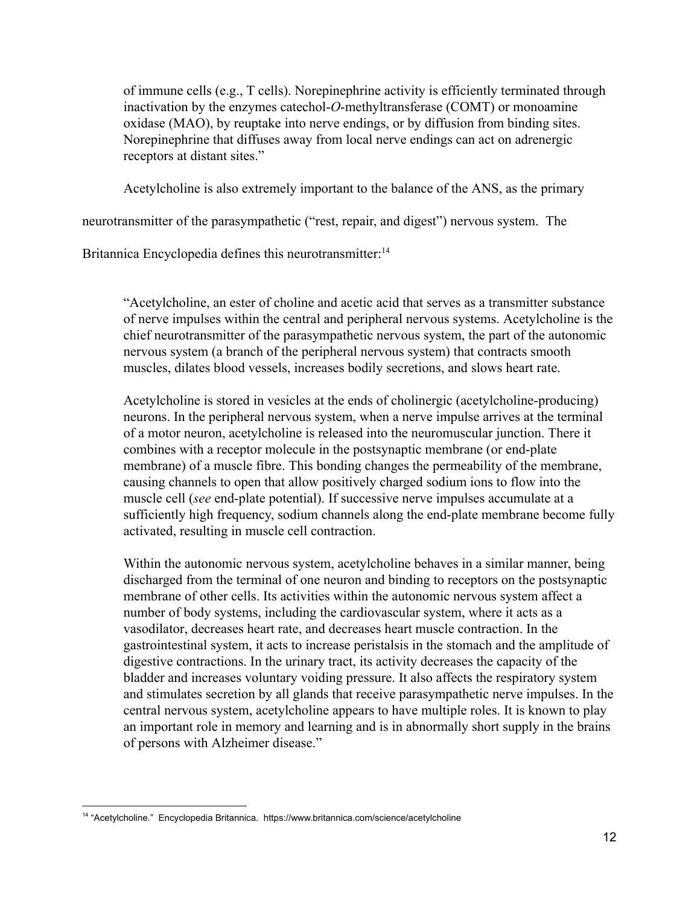> of immune cells (e.g., T cells). Norepinephrine activity is efficiently terminated through inactivation by the enzymes catechol-*O*-methyltransferase (COMT) or monoamine oxidase (MAO), by reuptake into nerve endings, or by diffusion from binding sites. Norepinephrine that diffuses away from local nerve endings can act on adrenergic receptors at distant sites."

Acetylcholine is also extremely important to the balance of the ANS, as the primary neurotransmitter of the parasympathetic ("rest, repair, and digest") nervous system. The Britannica Encyclopedia defines this neurotransmitter:[14]

> "Acetylcholine, an ester of choline and acetic acid that serves as a transmitter substance of nerve impulses within the central and peripheral nervous systems. Acetylcholine is the chief neurotransmitter of the parasympathetic nervous system, the part of the autonomic nervous system (a branch of the peripheral nervous system) that contracts smooth muscles, dilates blood vessels, increases bodily secretions, and slows heart rate.
>
> Acetylcholine is stored in vesicles at the ends of cholinergic (acetylcholine-producing) neurons. In the peripheral nervous system, when a nerve impulse arrives at the terminal of a motor neuron, acetylcholine is released into the neuromuscular junction. There it combines with a receptor molecule in the postsynaptic membrane (or end-plate membrane) of a muscle fibre. This bonding changes the permeability of the membrane, causing channels to open that allow positively charged sodium ions to flow into the muscle cell (*see* end-plate potential). If successive nerve impulses accumulate at a sufficiently high frequency, sodium channels along the end-plate membrane become fully activated, resulting in muscle cell contraction.
>
> Within the autonomic nervous system, acetylcholine behaves in a similar manner, being discharged from the terminal of one neuron and binding to receptors on the postsynaptic membrane of other cells. Its activities within the autonomic nervous system affect a number of body systems, including the cardiovascular system, where it acts as a vasodilator, decreases heart rate, and decreases heart muscle contraction. In the gastrointestinal system, it acts to increase peristalsis in the stomach and the amplitude of digestive contractions. In the urinary tract, its activity decreases the capacity of the bladder and increases voluntary voiding pressure. It also affects the respiratory system and stimulates secretion by all glands that receive parasympathetic nerve impulses. In the central nervous system, acetylcholine appears to have multiple roles. It is known to play an important role in memory and learning and is in abnormally short supply in the brains of persons with Alzheimer disease."

[14] "Acetylcholine." Encyclopedia Britannica. https://www.britannica.com/science/acetylcholine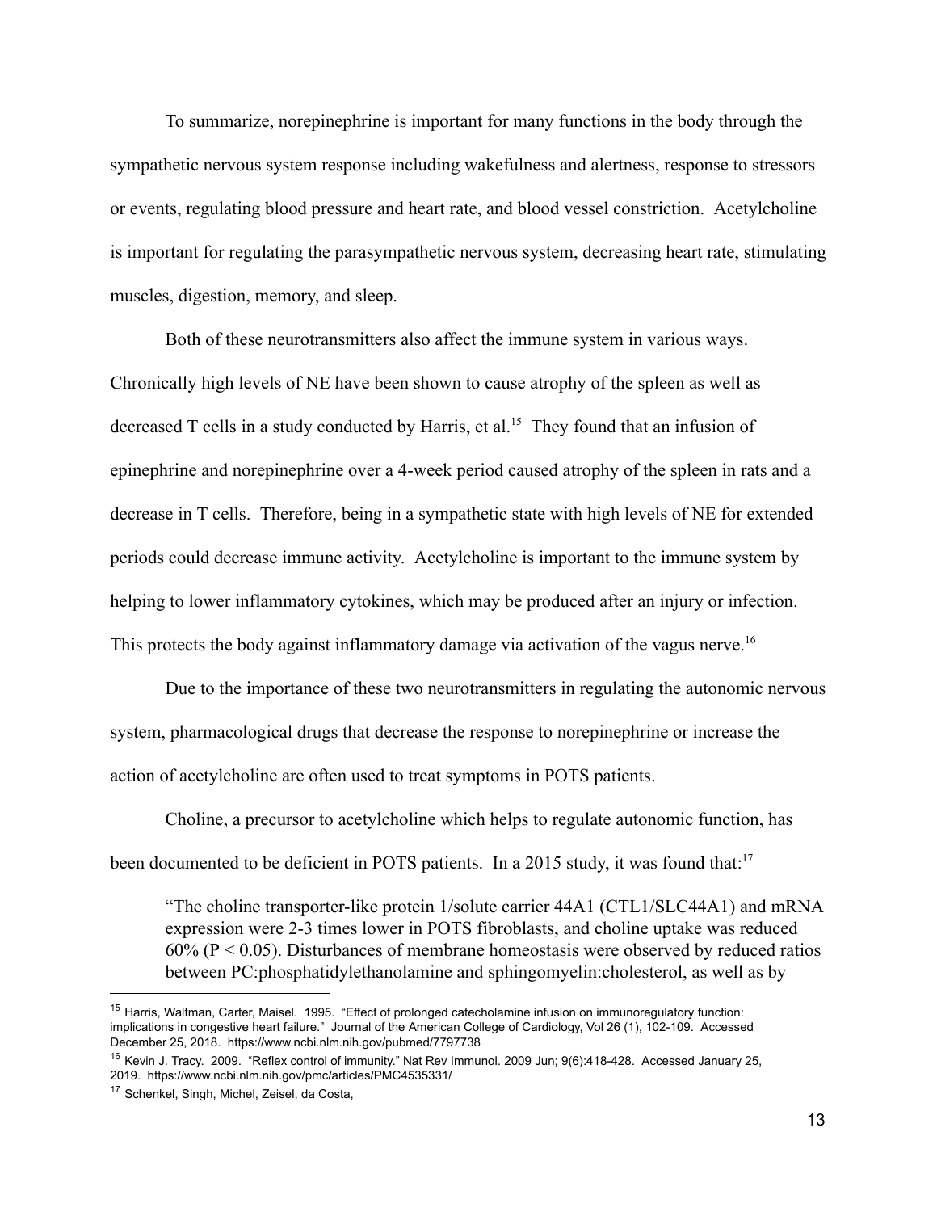To summarize, norepinephrine is important for many functions in the body through the sympathetic nervous system response including wakefulness and alertness, response to stressors or events, regulating blood pressure and heart rate, and blood vessel constriction. Acetylcholine is important for regulating the parasympathetic nervous system, decreasing heart rate, stimulating muscles, digestion, memory, and sleep.

Both of these neurotransmitters also affect the immune system in various ways. Chronically high levels of NE have been shown to cause atrophy of the spleen as well as decreased T cells in a study conducted by Harris, et al.[15] They found that an infusion of epinephrine and norepinephrine over a 4-week period caused atrophy of the spleen in rats and a decrease in T cells. Therefore, being in a sympathetic state with high levels of NE for extended periods could decrease immune activity. Acetylcholine is important to the immune system by helping to lower inflammatory cytokines, which may be produced after an injury or infection. This protects the body against inflammatory damage via activation of the vagus nerve.[16]

Due to the importance of these two neurotransmitters in regulating the autonomic nervous system, pharmacological drugs that decrease the response to norepinephrine or increase the action of acetylcholine are often used to treat symptoms in POTS patients.

Choline, a precursor to acetylcholine which helps to regulate autonomic function, has been documented to be deficient in POTS patients. In a 2015 study, it was found that:[17]

> "The choline transporter-like protein 1/solute carrier 44A1 (CTL1/SLC44A1) and mRNA expression were 2-3 times lower in POTS fibroblasts, and choline uptake was reduced 60% ($P < 0.05$). Disturbances of membrane homeostasis were observed by reduced ratios between PC:phosphatidylethanolamine and sphingomyelin:cholesterol, as well as by

---

[15] Harris, Waltman, Carter, Maisel. 1995. "Effect of prolonged catecholamine infusion on immunoregulatory function: implications in congestive heart failure." Journal of the American College of Cardiology, Vol 26 (1), 102-109. Accessed December 25, 2018. https://www.ncbi.nlm.nih.gov/pubmed/7797738

[16] Kevin J. Tracy. 2009. "Reflex control of immunity." Nat Rev Immunol. 2009 Jun; 9(6):418-428. Accessed January 25, 2019. https://www.ncbi.nlm.nih.gov/pmc/articles/PMC4535331/

[17] Schenkel, Singh, Michel, Zeisel, da Costa,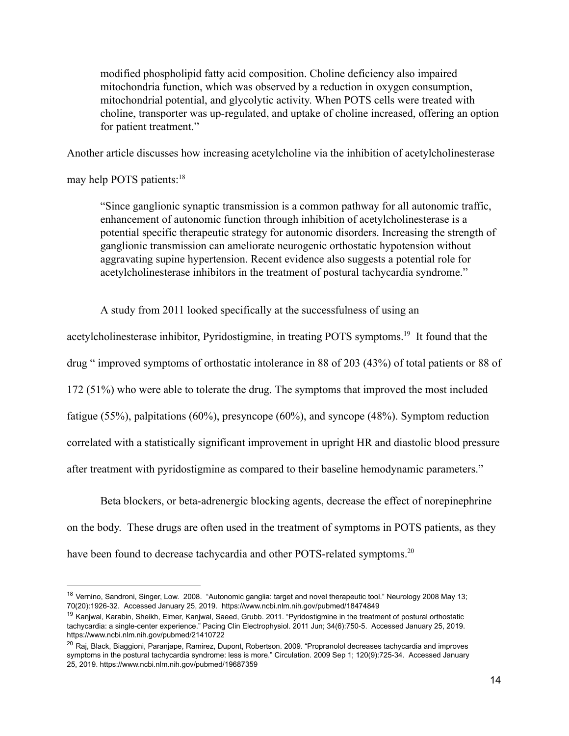> modified phospholipid fatty acid composition. Choline deficiency also impaired mitochondria function, which was observed by a reduction in oxygen consumption, mitochondrial potential, and glycolytic activity. When POTS cells were treated with choline, transporter was up-regulated, and uptake of choline increased, offering an option for patient treatment."

Another article discusses how increasing acetylcholine via the inhibition of acetylcholinesterase may help POTS patients:[18]

> "Since ganglionic synaptic transmission is a common pathway for all autonomic traffic, enhancement of autonomic function through inhibition of acetylcholinesterase is a potential specific therapeutic strategy for autonomic disorders. Increasing the strength of ganglionic transmission can ameliorate neurogenic orthostatic hypotension without aggravating supine hypertension. Recent evidence also suggests a potential role for acetylcholinesterase inhibitors in the treatment of postural tachycardia syndrome."

A study from 2011 looked specifically at the successfulness of using an acetylcholinesterase inhibitor, Pyridostigmine, in treating POTS symptoms.[19] It found that the drug " improved symptoms of orthostatic intolerance in 88 of 203 (43%) of total patients or 88 of 172 (51%) who were able to tolerate the drug. The symptoms that improved the most included fatigue (55%), palpitations (60%), presyncope (60%), and syncope (48%). Symptom reduction correlated with a statistically significant improvement in upright HR and diastolic blood pressure after treatment with pyridostigmine as compared to their baseline hemodynamic parameters."

Beta blockers, or beta-adrenergic blocking agents, decrease the effect of norepinephrine on the body. These drugs are often used in the treatment of symptoms in POTS patients, as they have been found to decrease tachycardia and other POTS-related symptoms.[20]

---

[18] Vernino, Sandroni, Singer, Low. 2008. "Autonomic ganglia: target and novel therapeutic tool." Neurology 2008 May 13; 70(20):1926-32. Accessed January 25, 2019. https://www.ncbi.nlm.nih.gov/pubmed/18474849

[19] Kanjwal, Karabin, Sheikh, Elmer, Kanjwal, Saeed, Grubb. 2011. "Pyridostigmine in the treatment of postural orthostatic tachycardia: a single-center experience." Pacing Clin Electrophysiol. 2011 Jun; 34(6):750-5. Accessed January 25, 2019. https://www.ncbi.nlm.nih.gov/pubmed/21410722

[20] Raj, Black, Biaggioni, Paranjape, Ramirez, Dupont, Robertson. 2009. "Propranolol decreases tachycardia and improves symptoms in the postural tachycardia syndrome: less is more." Circulation. 2009 Sep 1; 120(9):725-34. Accessed January 25, 2019. https://www.ncbi.nlm.nih.gov/pubmed/19687359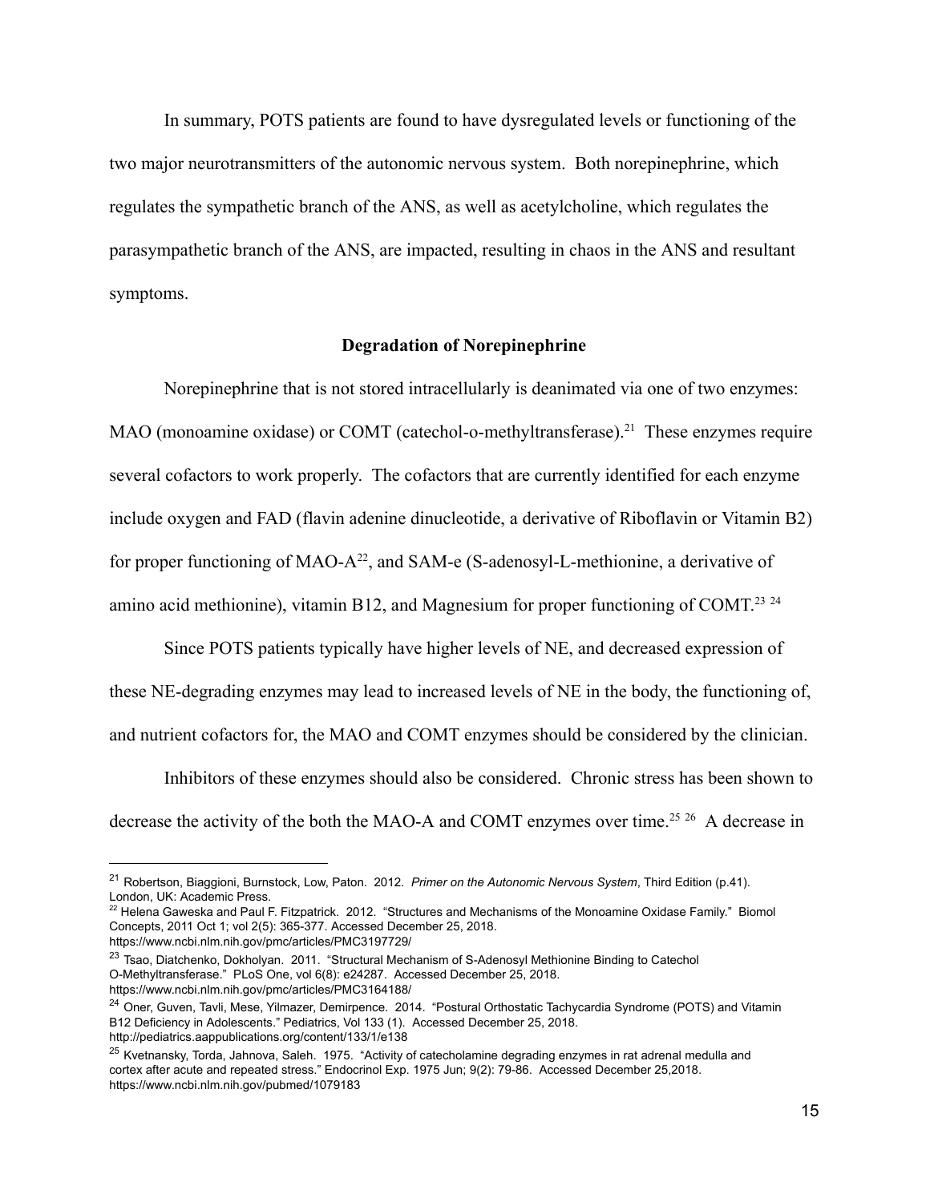In summary, POTS patients are found to have dysregulated levels or functioning of the two major neurotransmitters of the autonomic nervous system. Both norepinephrine, which regulates the sympathetic branch of the ANS, as well as acetylcholine, which regulates the parasympathetic branch of the ANS, are impacted, resulting in chaos in the ANS and resultant symptoms.

### Degradation of Norepinephrine

Norepinephrine that is not stored intracellularly is deanimated via one of two enzymes: MAO (monoamine oxidase) or COMT (catechol-o-methyltransferase).[21] These enzymes require several cofactors to work properly. The cofactors that are currently identified for each enzyme include oxygen and FAD (flavin adenine dinucleotide, a derivative of Riboflavin or Vitamin B2) for proper functioning of MAO-A[22], and SAM-e (S-adenosyl-L-methionine, a derivative of amino acid methionine), vitamin B12, and Magnesium for proper functioning of COMT.[23] [24]

Since POTS patients typically have higher levels of NE, and decreased expression of these NE-degrading enzymes may lead to increased levels of NE in the body, the functioning of, and nutrient cofactors for, the MAO and COMT enzymes should be considered by the clinician.

Inhibitors of these enzymes should also be considered. Chronic stress has been shown to decrease the activity of the both the MAO-A and COMT enzymes over time.[25] [26] A decrease in

---

[21] Robertson, Biaggioni, Burnstock, Low, Paton. 2012. *Primer on the Autonomic Nervous System*, Third Edition (p.41). London, UK: Academic Press.

[22] Helena Gaweska and Paul F. Fitzpatrick. 2012. "Structures and Mechanisms of the Monoamine Oxidase Family." Biomol Concepts, 2011 Oct 1; vol 2(5): 365-377. Accessed December 25, 2018. https://www.ncbi.nlm.nih.gov/pmc/articles/PMC3197729/

[23] Tsao, Diatchenko, Dokholyan. 2011. "Structural Mechanism of S-Adenosyl Methionine Binding to Catechol O-Methyltransferase." PLoS One, vol 6(8): e24287. Accessed December 25, 2018. https://www.ncbi.nlm.nih.gov/pmc/articles/PMC3164188/

[24] Oner, Guven, Tavli, Mese, Yilmazer, Demirpence. 2014. "Postural Orthostatic Tachycardia Syndrome (POTS) and Vitamin B12 Deficiency in Adolescents." Pediatrics, Vol 133 (1). Accessed December 25, 2018. http://pediatrics.aappublications.org/content/133/1/e138

[25] Kvetnansky, Torda, Jahnova, Saleh. 1975. "Activity of catecholamine degrading enzymes in rat adrenal medulla and cortex after acute and repeated stress." Endocrinol Exp. 1975 Jun; 9(2): 79-86. Accessed December 25,2018. https://www.ncbi.nlm.nih.gov/pubmed/1079183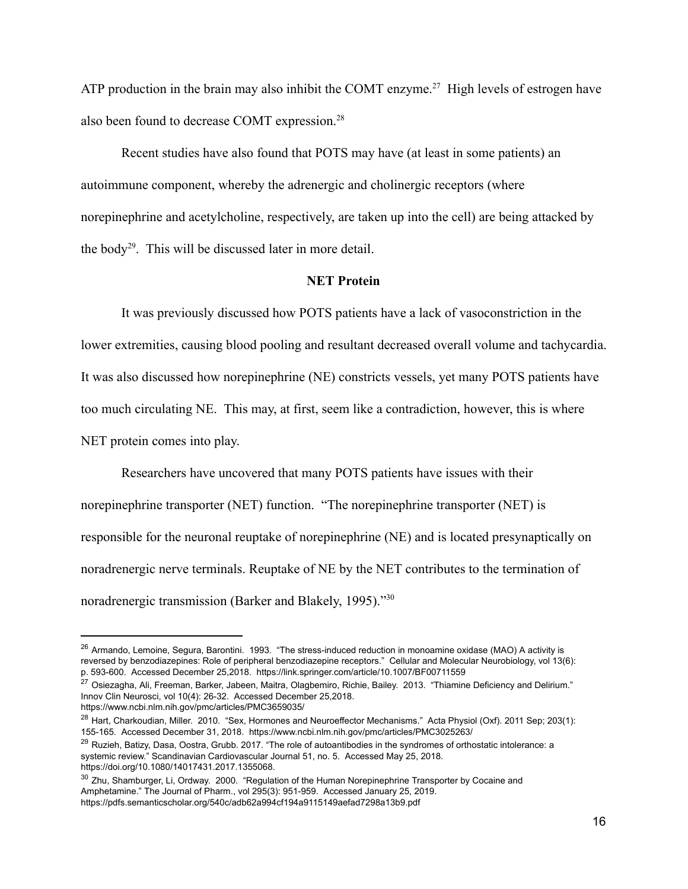ATP production in the brain may also inhibit the COMT enzyme.[27] High levels of estrogen have also been found to decrease COMT expression.[28]

Recent studies have also found that POTS may have (at least in some patients) an autoimmune component, whereby the adrenergic and cholinergic receptors (where norepinephrine and acetylcholine, respectively, are taken up into the cell) are being attacked by the body[29]. This will be discussed later in more detail.

**NET Protein**

It was previously discussed how POTS patients have a lack of vasoconstriction in the lower extremities, causing blood pooling and resultant decreased overall volume and tachycardia. It was also discussed how norepinephrine (NE) constricts vessels, yet many POTS patients have too much circulating NE. This may, at first, seem like a contradiction, however, this is where NET protein comes into play.

Researchers have uncovered that many POTS patients have issues with their norepinephrine transporter (NET) function. "The norepinephrine transporter (NET) is responsible for the neuronal reuptake of norepinephrine (NE) and is located presynaptically on noradrenergic nerve terminals. Reuptake of NE by the NET contributes to the termination of noradrenergic transmission (Barker and Blakely, 1995)."[30]

---

[26] Armando, Lemoine, Segura, Barontini. 1993. "The stress-induced reduction in monoamine oxidase (MAO) A activity is reversed by benzodiazepines: Role of peripheral benzodiazepine receptors." Cellular and Molecular Neurobiology, vol 13(6): p. 593-600. Accessed December 25,2018. https://link.springer.com/article/10.1007/BF00711559

[27] Osiezagha, Ali, Freeman, Barker, Jabeen, Maitra, Olagbemiro, Richie, Bailey. 2013. "Thiamine Deficiency and Delirium." Innov Clin Neurosci, vol 10(4): 26-32. Accessed December 25,2018. https://www.ncbi.nlm.nih.gov/pmc/articles/PMC3659035/

[28] Hart, Charkoudian, Miller. 2010. "Sex, Hormones and Neuroeffector Mechanisms." Acta Physiol (Oxf). 2011 Sep; 203(1): 155-165. Accessed December 31, 2018. https://www.ncbi.nlm.nih.gov/pmc/articles/PMC3025263/

[29] Ruzieh, Batizy, Dasa, Oostra, Grubb. 2017. "The role of autoantibodies in the syndromes of orthostatic intolerance: a systemic review." Scandinavian Cardiovascular Journal 51, no. 5. Accessed May 25, 2018. https://doi.org/10.1080/14017431.2017.1355068.

[30] Zhu, Shamburger, Li, Ordway. 2000. "Regulation of the Human Norepinephrine Transporter by Cocaine and Amphetamine." The Journal of Pharm., vol 295(3): 951-959. Accessed January 25, 2019. https://pdfs.semanticscholar.org/540c/adb62a994cf194a9115149aefad7298a13b9.pdf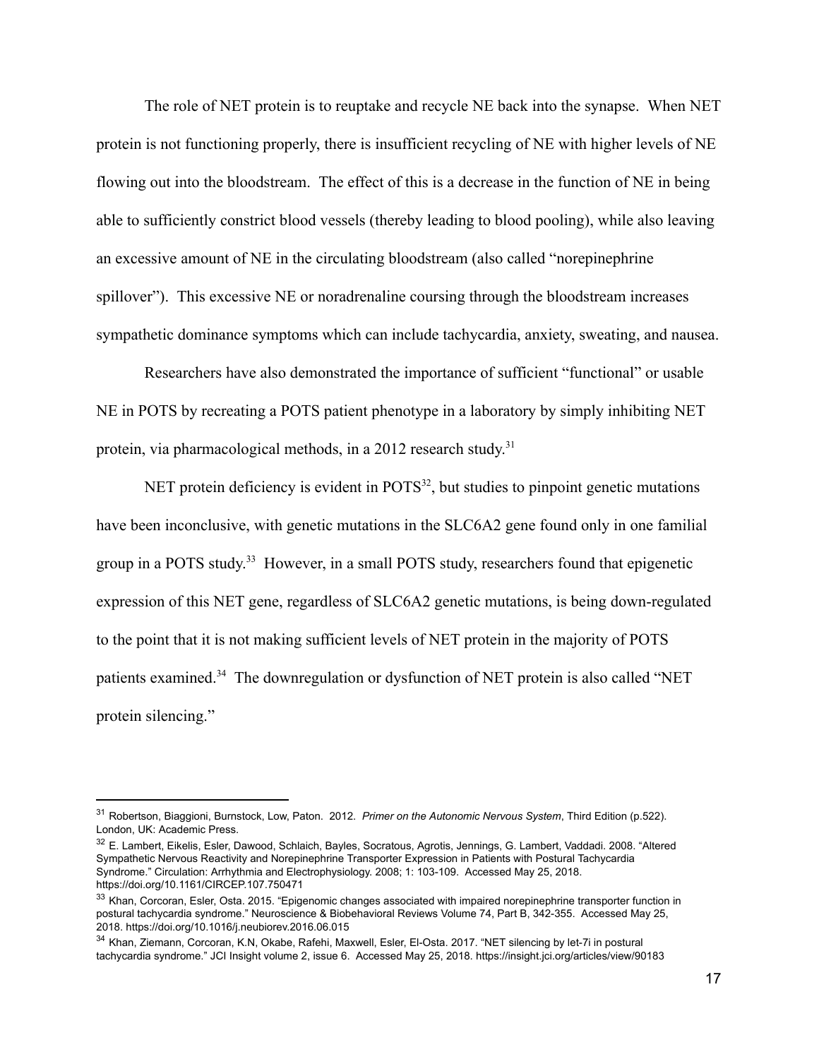The role of NET protein is to reuptake and recycle NE back into the synapse. When NET protein is not functioning properly, there is insufficient recycling of NE with higher levels of NE flowing out into the bloodstream. The effect of this is a decrease in the function of NE in being able to sufficiently constrict blood vessels (thereby leading to blood pooling), while also leaving an excessive amount of NE in the circulating bloodstream (also called "norepinephrine spillover"). This excessive NE or noradrenaline coursing through the bloodstream increases sympathetic dominance symptoms which can include tachycardia, anxiety, sweating, and nausea.

Researchers have also demonstrated the importance of sufficient "functional" or usable NE in POTS by recreating a POTS patient phenotype in a laboratory by simply inhibiting NET protein, via pharmacological methods, in a 2012 research study.[31]

NET protein deficiency is evident in POTS[32], but studies to pinpoint genetic mutations have been inconclusive, with genetic mutations in the SLC6A2 gene found only in one familial group in a POTS study.[33] However, in a small POTS study, researchers found that epigenetic expression of this NET gene, regardless of SLC6A2 genetic mutations, is being down-regulated to the point that it is not making sufficient levels of NET protein in the majority of POTS patients examined.[34] The downregulation or dysfunction of NET protein is also called "NET protein silencing."

---

[31] Robertson, Biaggioni, Burnstock, Low, Paton. 2012. *Primer on the Autonomic Nervous System*, Third Edition (p.522). London, UK: Academic Press.

[32] E. Lambert, Eikelis, Esler, Dawood, Schlaich, Bayles, Socratous, Agrotis, Jennings, G. Lambert, Vaddadi. 2008. "Altered Sympathetic Nervous Reactivity and Norepinephrine Transporter Expression in Patients with Postural Tachycardia Syndrome." Circulation: Arrhythmia and Electrophysiology. 2008; 1: 103-109. Accessed May 25, 2018. https://doi.org/10.1161/CIRCEP.107.750471

[33] Khan, Corcoran, Esler, Osta. 2015. "Epigenomic changes associated with impaired norepinephrine transporter function in postural tachycardia syndrome." Neuroscience & Biobehavioral Reviews Volume 74, Part B, 342-355. Accessed May 25, 2018. https://doi.org/10.1016/j.neubiorev.2016.06.015

[34] Khan, Ziemann, Corcoran, K.N, Okabe, Rafehi, Maxwell, Esler, El-Osta. 2017. "NET silencing by let-7i in postural tachycardia syndrome." JCI Insight volume 2, issue 6. Accessed May 25, 2018. https://insight.jci.org/articles/view/90183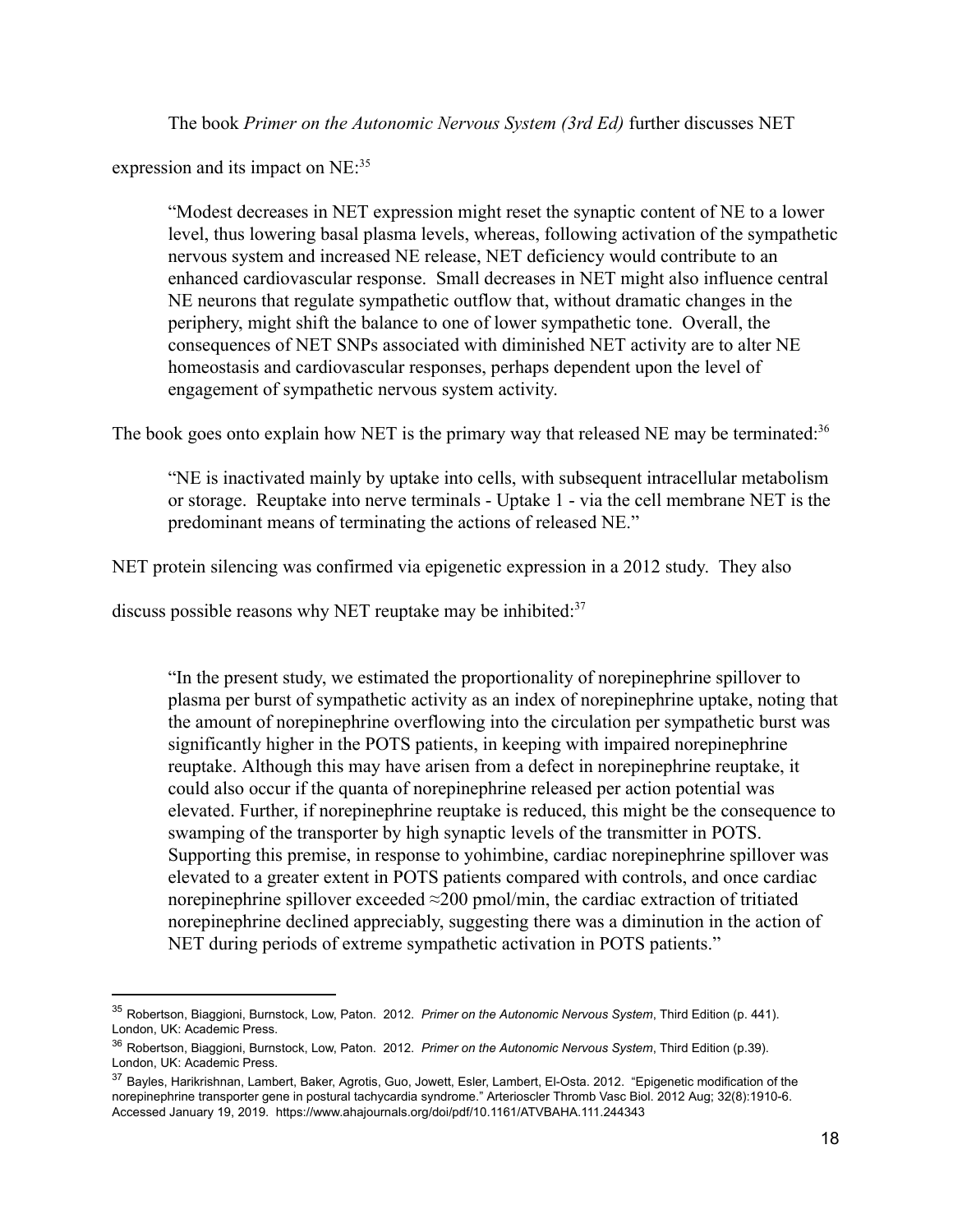The book *Primer on the Autonomic Nervous System (3rd Ed)* further discusses NET expression and its impact on NE:[35]

> "Modest decreases in NET expression might reset the synaptic content of NE to a lower level, thus lowering basal plasma levels, whereas, following activation of the sympathetic nervous system and increased NE release, NET deficiency would contribute to an enhanced cardiovascular response. Small decreases in NET might also influence central NE neurons that regulate sympathetic outflow that, without dramatic changes in the periphery, might shift the balance to one of lower sympathetic tone. Overall, the consequences of NET SNPs associated with diminished NET activity are to alter NE homeostasis and cardiovascular responses, perhaps dependent upon the level of engagement of sympathetic nervous system activity.

The book goes onto explain how NET is the primary way that released NE may be terminated:[36]

> "NE is inactivated mainly by uptake into cells, with subsequent intracellular metabolism or storage. Reuptake into nerve terminals - Uptake 1 - via the cell membrane NET is the predominant means of terminating the actions of released NE."

NET protein silencing was confirmed via epigenetic expression in a 2012 study. They also discuss possible reasons why NET reuptake may be inhibited:[37]

> "In the present study, we estimated the proportionality of norepinephrine spillover to plasma per burst of sympathetic activity as an index of norepinephrine uptake, noting that the amount of norepinephrine overflowing into the circulation per sympathetic burst was significantly higher in the POTS patients, in keeping with impaired norepinephrine reuptake. Although this may have arisen from a defect in norepinephrine reuptake, it could also occur if the quanta of norepinephrine released per action potential was elevated. Further, if norepinephrine reuptake is reduced, this might be the consequence to swamping of the transporter by high synaptic levels of the transmitter in POTS. Supporting this premise, in response to yohimbine, cardiac norepinephrine spillover was elevated to a greater extent in POTS patients compared with controls, and once cardiac norepinephrine spillover exceeded ≈200 pmol/min, the cardiac extraction of tritiated norepinephrine declined appreciably, suggesting there was a diminution in the action of NET during periods of extreme sympathetic activation in POTS patients."

---

[35] Robertson, Biaggioni, Burnstock, Low, Paton. 2012. *Primer on the Autonomic Nervous System*, Third Edition (p. 441). London, UK: Academic Press.

[36] Robertson, Biaggioni, Burnstock, Low, Paton. 2012. *Primer on the Autonomic Nervous System*, Third Edition (p.39). London, UK: Academic Press.

[37] Bayles, Harikrishnan, Lambert, Baker, Agrotis, Guo, Jowett, Esler, Lambert, El-Osta. 2012. "Epigenetic modification of the norepinephrine transporter gene in postural tachycardia syndrome." Arterioscler Thromb Vasc Biol. 2012 Aug; 32(8):1910-6. Accessed January 19, 2019. https://www.ahajournals.org/doi/pdf/10.1161/ATVBAHA.111.244343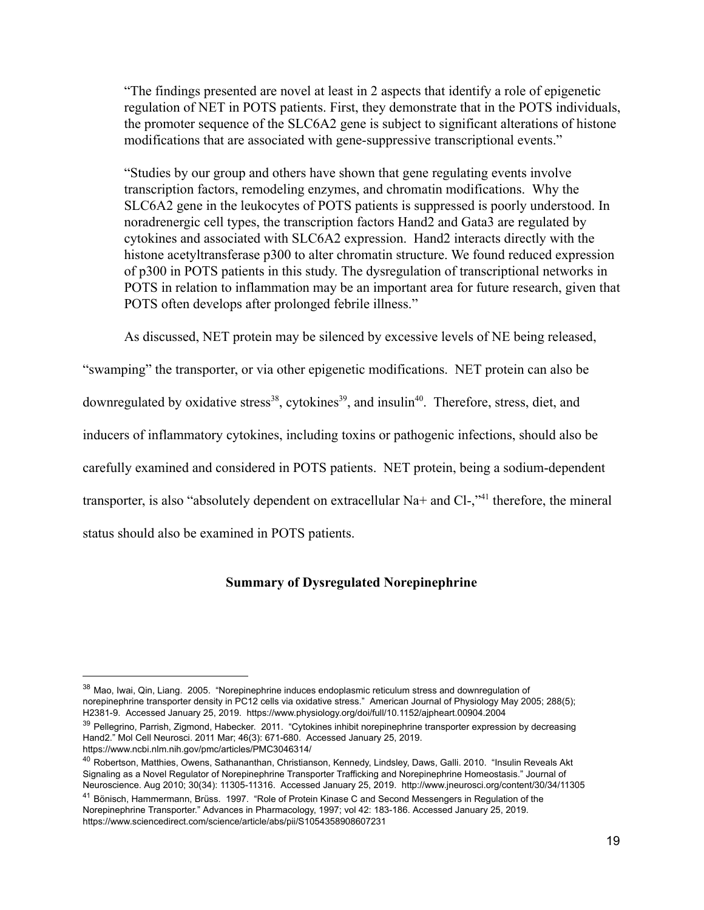> "The findings presented are novel at least in 2 aspects that identify a role of epigenetic regulation of NET in POTS patients. First, they demonstrate that in the POTS individuals, the promoter sequence of the SLC6A2 gene is subject to significant alterations of histone modifications that are associated with gene-suppressive transcriptional events."
>
> "Studies by our group and others have shown that gene regulating events involve transcription factors, remodeling enzymes, and chromatin modifications. Why the SLC6A2 gene in the leukocytes of POTS patients is suppressed is poorly understood. In noradrenergic cell types, the transcription factors Hand2 and Gata3 are regulated by cytokines and associated with SLC6A2 expression. Hand2 interacts directly with the histone acetyltransferase p300 to alter chromatin structure. We found reduced expression of p300 in POTS patients in this study. The dysregulation of transcriptional networks in POTS in relation to inflammation may be an important area for future research, given that POTS often develops after prolonged febrile illness."

As discussed, NET protein may be silenced by excessive levels of NE being released, "swamping" the transporter, or via other epigenetic modifications. NET protein can also be downregulated by oxidative stress[38], cytokines[39], and insulin[40]. Therefore, stress, diet, and inducers of inflammatory cytokines, including toxins or pathogenic infections, should also be carefully examined and considered in POTS patients. NET protein, being a sodium-dependent transporter, is also "absolutely dependent on extracellular Na+ and Cl-,"[41] therefore, the mineral status should also be examined in POTS patients.

### Summary of Dysregulated Norepinephrine

---

[38] Mao, Iwai, Qin, Liang. 2005. "Norepinephrine induces endoplasmic reticulum stress and downregulation of norepinephrine transporter density in PC12 cells via oxidative stress." American Journal of Physiology May 2005; 288(5); H2381-9. Accessed January 25, 2019. https://www.physiology.org/doi/full/10.1152/ajpheart.00904.2004

[39] Pellegrino, Parrish, Zigmond, Habecker. 2011. "Cytokines inhibit norepinephrine transporter expression by decreasing Hand2." Mol Cell Neurosci. 2011 Mar; 46(3): 671-680. Accessed January 25, 2019. https://www.ncbi.nlm.nih.gov/pmc/articles/PMC3046314/

[40] Robertson, Matthies, Owens, Sathananthan, Christianson, Kennedy, Lindsley, Daws, Galli. 2010. "Insulin Reveals Akt Signaling as a Novel Regulator of Norepinephrine Transporter Trafficking and Norepinephrine Homeostasis." Journal of Neuroscience. Aug 2010; 30(34): 11305-11316. Accessed January 25, 2019. http://www.jneurosci.org/content/30/34/11305

[41] Bönisch, Hammermann, Brüss. 1997. "Role of Protein Kinase C and Second Messengers in Regulation of the Norepinephrine Transporter." Advances in Pharmacology, 1997; vol 42: 183-186. Accessed January 25, 2019. https://www.sciencedirect.com/science/article/abs/pii/S1054358908607231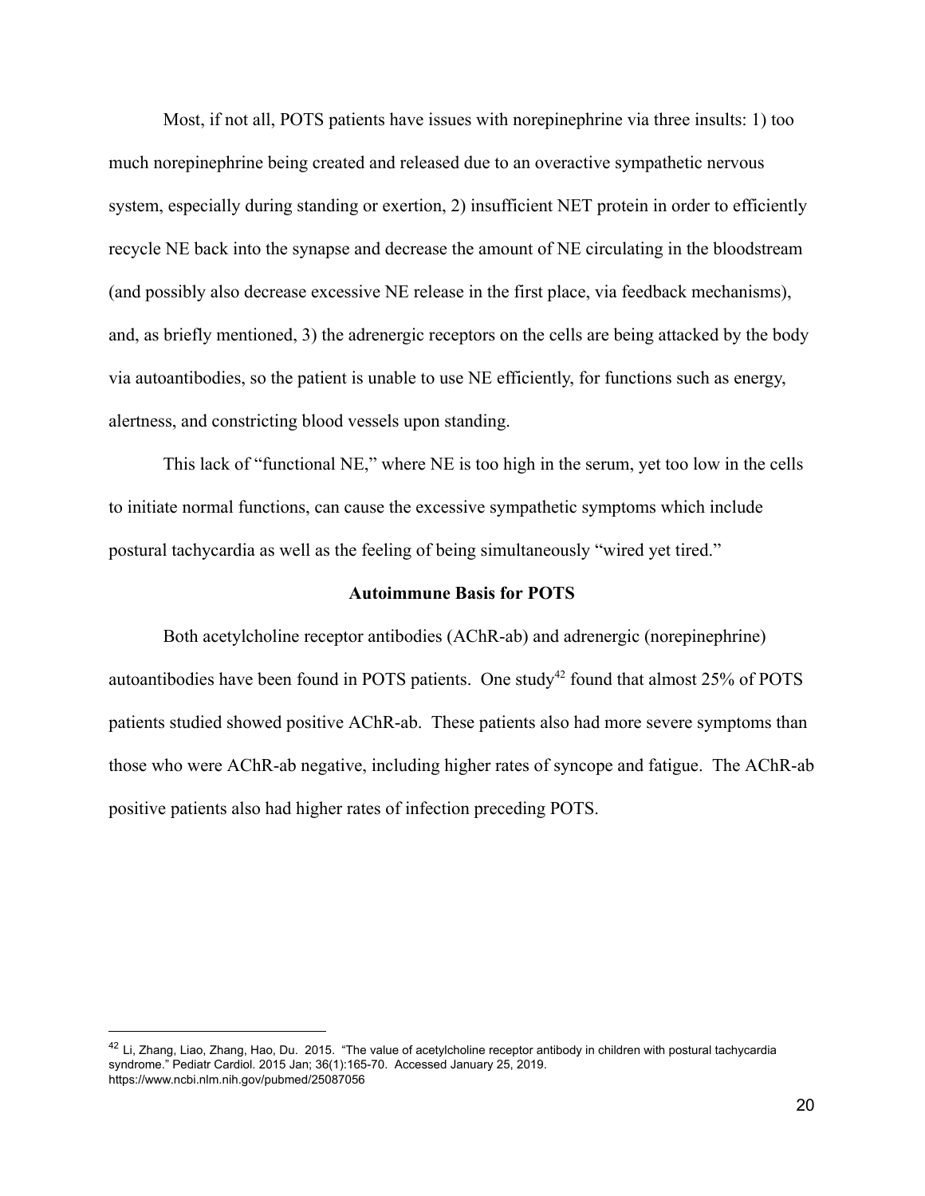Most, if not all, POTS patients have issues with norepinephrine via three insults: 1) too much norepinephrine being created and released due to an overactive sympathetic nervous system, especially during standing or exertion, 2) insufficient NET protein in order to efficiently recycle NE back into the synapse and decrease the amount of NE circulating in the bloodstream (and possibly also decrease excessive NE release in the first place, via feedback mechanisms), and, as briefly mentioned, 3) the adrenergic receptors on the cells are being attacked by the body via autoantibodies, so the patient is unable to use NE efficiently, for functions such as energy, alertness, and constricting blood vessels upon standing.

This lack of "functional NE," where NE is too high in the serum, yet too low in the cells to initiate normal functions, can cause the excessive sympathetic symptoms which include postural tachycardia as well as the feeling of being simultaneously "wired yet tired."

## Autoimmune Basis for POTS

Both acetylcholine receptor antibodies (AChR-ab) and adrenergic (norepinephrine) autoantibodies have been found in POTS patients. One study[42] found that almost 25% of POTS patients studied showed positive AChR-ab. These patients also had more severe symptoms than those who were AChR-ab negative, including higher rates of syncope and fatigue. The AChR-ab positive patients also had higher rates of infection preceding POTS.

---

[42] Li, Zhang, Liao, Zhang, Hao, Du. 2015. "The value of acetylcholine receptor antibody in children with postural tachycardia syndrome." Pediatr Cardiol. 2015 Jan; 36(1):165-70. Accessed January 25, 2019. https://www.ncbi.nlm.nih.gov/pubmed/25087056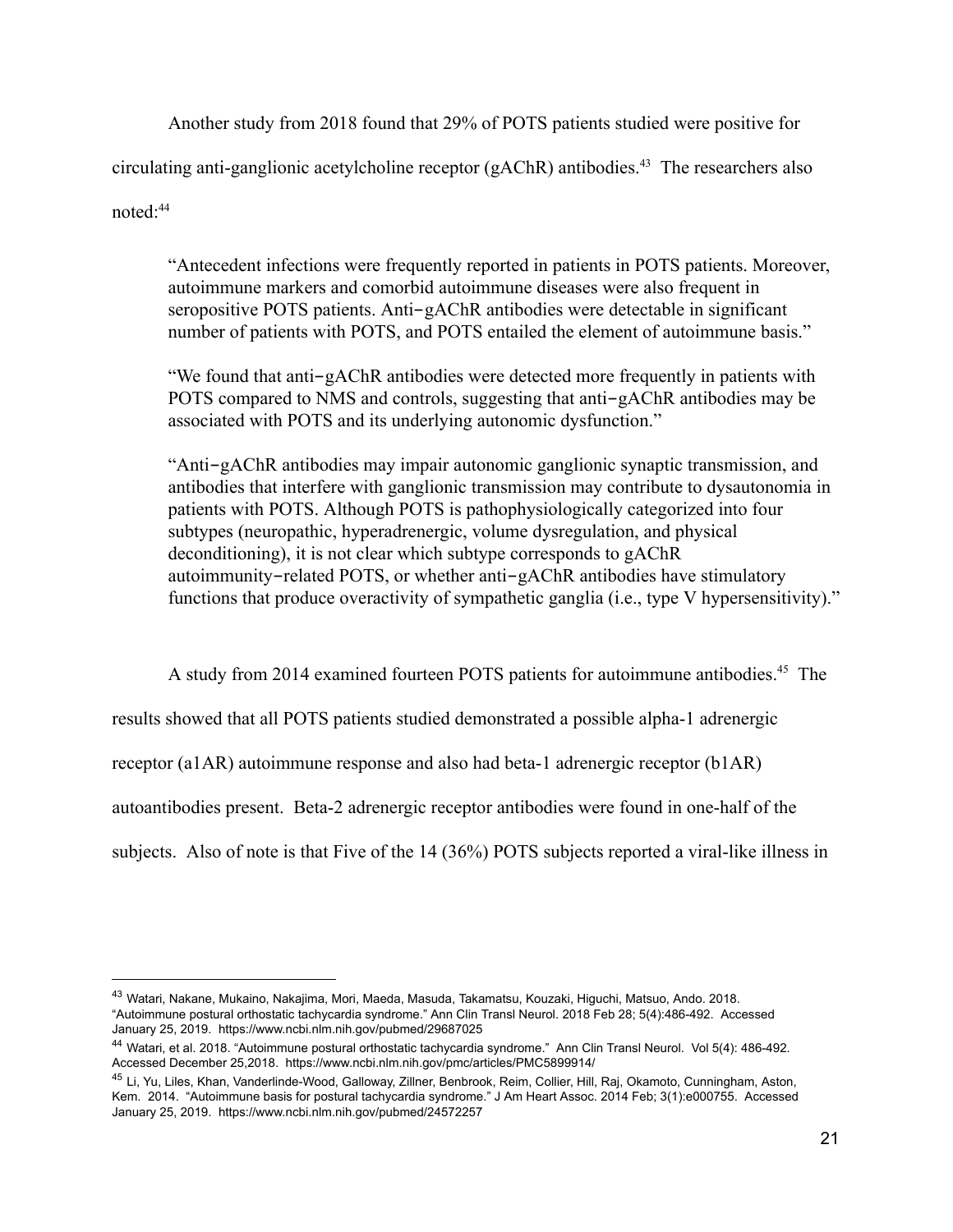Another study from 2018 found that 29% of POTS patients studied were positive for circulating anti-ganglionic acetylcholine receptor (gAChR) antibodies.[43] The researchers also noted:[44]

> "Antecedent infections were frequently reported in patients in POTS patients. Moreover, autoimmune markers and comorbid autoimmune diseases were also frequent in seropositive POTS patients. Anti‑gAChR antibodies were detectable in significant number of patients with POTS, and POTS entailed the element of autoimmune basis."
>
> "We found that anti‑gAChR antibodies were detected more frequently in patients with POTS compared to NMS and controls, suggesting that anti‑gAChR antibodies may be associated with POTS and its underlying autonomic dysfunction."
>
> "Anti‑gAChR antibodies may impair autonomic ganglionic synaptic transmission, and antibodies that interfere with ganglionic transmission may contribute to dysautonomia in patients with POTS. Although POTS is pathophysiologically categorized into four subtypes (neuropathic, hyperadrenergic, volume dysregulation, and physical deconditioning), it is not clear which subtype corresponds to gAChR autoimmunity‑related POTS, or whether anti‑gAChR antibodies have stimulatory functions that produce overactivity of sympathetic ganglia (i.e., type V hypersensitivity)."

A study from 2014 examined fourteen POTS patients for autoimmune antibodies.[45] The results showed that all POTS patients studied demonstrated a possible alpha-1 adrenergic receptor (a1AR) autoimmune response and also had beta-1 adrenergic receptor (b1AR) autoantibodies present. Beta-2 adrenergic receptor antibodies were found in one-half of the subjects. Also of note is that Five of the 14 (36%) POTS subjects reported a viral-like illness in

---

[43] Watari, Nakane, Mukaino, Nakajima, Mori, Maeda, Masuda, Takamatsu, Kouzaki, Higuchi, Matsuo, Ando. 2018. "Autoimmune postural orthostatic tachycardia syndrome." Ann Clin Transl Neurol. 2018 Feb 28; 5(4):486-492. Accessed January 25, 2019. https://www.ncbi.nlm.nih.gov/pubmed/29687025

[44] Watari, et al. 2018. "Autoimmune postural orthostatic tachycardia syndrome." Ann Clin Transl Neurol. Vol 5(4): 486-492. Accessed December 25,2018. https://www.ncbi.nlm.nih.gov/pmc/articles/PMC5899914/

[45] Li, Yu, Liles, Khan, Vanderlinde-Wood, Galloway, Zillner, Benbrook, Reim, Collier, Hill, Raj, Okamoto, Cunningham, Aston, Kem. 2014. "Autoimmune basis for postural tachycardia syndrome." J Am Heart Assoc. 2014 Feb; 3(1):e000755. Accessed January 25, 2019. https://www.ncbi.nlm.nih.gov/pubmed/24572257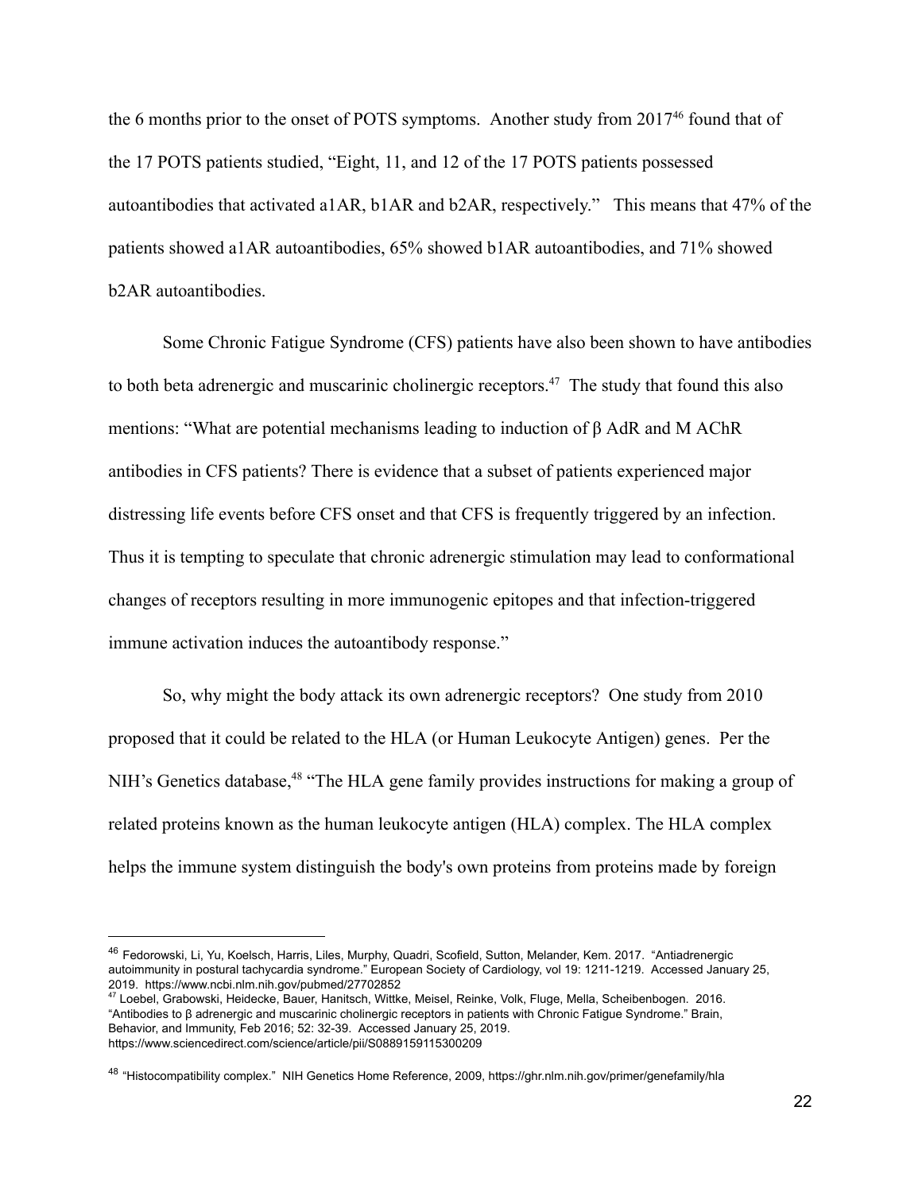the 6 months prior to the onset of POTS symptoms. Another study from 2017[46] found that of the 17 POTS patients studied, "Eight, 11, and 12 of the 17 POTS patients possessed autoantibodies that activated a1AR, b1AR and b2AR, respectively." This means that 47% of the patients showed a1AR autoantibodies, 65% showed b1AR autoantibodies, and 71% showed b2AR autoantibodies.

Some Chronic Fatigue Syndrome (CFS) patients have also been shown to have antibodies to both beta adrenergic and muscarinic cholinergic receptors.[47] The study that found this also mentions: "What are potential mechanisms leading to induction of β AdR and M AChR antibodies in CFS patients? There is evidence that a subset of patients experienced major distressing life events before CFS onset and that CFS is frequently triggered by an infection. Thus it is tempting to speculate that chronic adrenergic stimulation may lead to conformational changes of receptors resulting in more immunogenic epitopes and that infection-triggered immune activation induces the autoantibody response."

So, why might the body attack its own adrenergic receptors? One study from 2010 proposed that it could be related to the HLA (or Human Leukocyte Antigen) genes. Per the NIH's Genetics database,[48] "The HLA gene family provides instructions for making a group of related proteins known as the human leukocyte antigen (HLA) complex. The HLA complex helps the immune system distinguish the body's own proteins from proteins made by foreign

---

[46] Fedorowski, Li, Yu, Koelsch, Harris, Liles, Murphy, Quadri, Scofield, Sutton, Melander, Kem. 2017. "Antiadrenergic autoimmunity in postural tachycardia syndrome." European Society of Cardiology, vol 19: 1211-1219. Accessed January 25, 2019. https://www.ncbi.nlm.nih.gov/pubmed/27702852

[47] Loebel, Grabowski, Heidecke, Bauer, Hanitsch, Wittke, Meisel, Reinke, Volk, Fluge, Mella, Scheibenbogen. 2016. "Antibodies to β adrenergic and muscarinic cholinergic receptors in patients with Chronic Fatigue Syndrome." Brain, Behavior, and Immunity, Feb 2016; 52: 32-39. Accessed January 25, 2019. https://www.sciencedirect.com/science/article/pii/S0889159115300209

[48] "Histocompatibility complex." NIH Genetics Home Reference, 2009, https://ghr.nlm.nih.gov/primer/genefamily/hla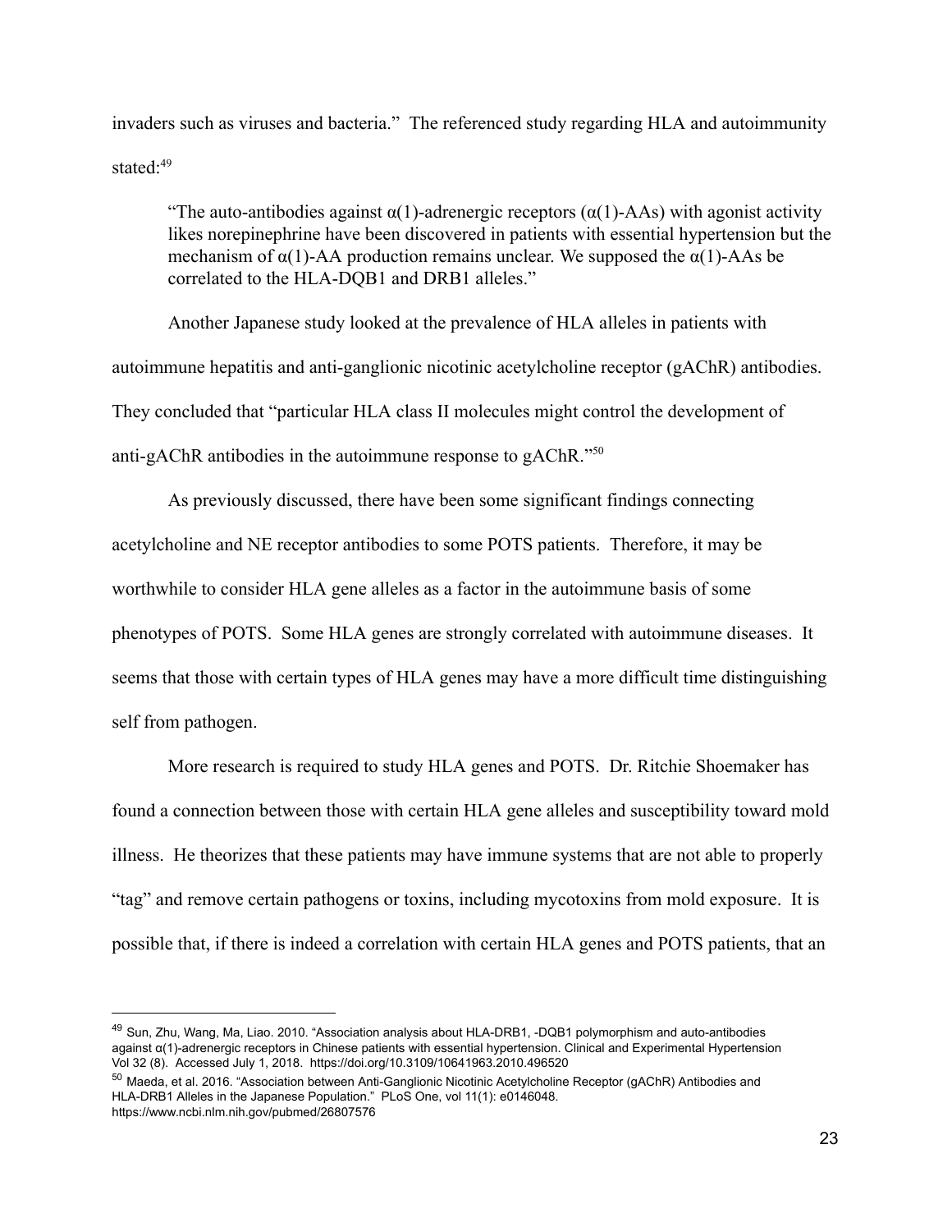invaders such as viruses and bacteria." The referenced study regarding HLA and autoimmunity stated:[49]

> "The auto-antibodies against α(1)-adrenergic receptors (α(1)-AAs) with agonist activity likes norepinephrine have been discovered in patients with essential hypertension but the mechanism of α(1)-AA production remains unclear. We supposed the α(1)-AAs be correlated to the HLA-DQB1 and DRB1 alleles."

Another Japanese study looked at the prevalence of HLA alleles in patients with autoimmune hepatitis and anti-ganglionic nicotinic acetylcholine receptor (gAChR) antibodies. They concluded that "particular HLA class II molecules might control the development of anti-gAChR antibodies in the autoimmune response to gAChR."[50]

As previously discussed, there have been some significant findings connecting acetylcholine and NE receptor antibodies to some POTS patients. Therefore, it may be worthwhile to consider HLA gene alleles as a factor in the autoimmune basis of some phenotypes of POTS. Some HLA genes are strongly correlated with autoimmune diseases. It seems that those with certain types of HLA genes may have a more difficult time distinguishing self from pathogen.

More research is required to study HLA genes and POTS. Dr. Ritchie Shoemaker has found a connection between those with certain HLA gene alleles and susceptibility toward mold illness. He theorizes that these patients may have immune systems that are not able to properly "tag" and remove certain pathogens or toxins, including mycotoxins from mold exposure. It is possible that, if there is indeed a correlation with certain HLA genes and POTS patients, that an

---

[49] Sun, Zhu, Wang, Ma, Liao. 2010. "Association analysis about HLA-DRB1, -DQB1 polymorphism and auto-antibodies against α(1)-adrenergic receptors in Chinese patients with essential hypertension. Clinical and Experimental Hypertension Vol 32 (8). Accessed July 1, 2018. https://doi.org/10.3109/10641963.2010.496520

[50] Maeda, et al. 2016. "Association between Anti-Ganglionic Nicotinic Acetylcholine Receptor (gAChR) Antibodies and HLA-DRB1 Alleles in the Japanese Population." PLoS One, vol 11(1): e0146048. https://www.ncbi.nlm.nih.gov/pubmed/26807576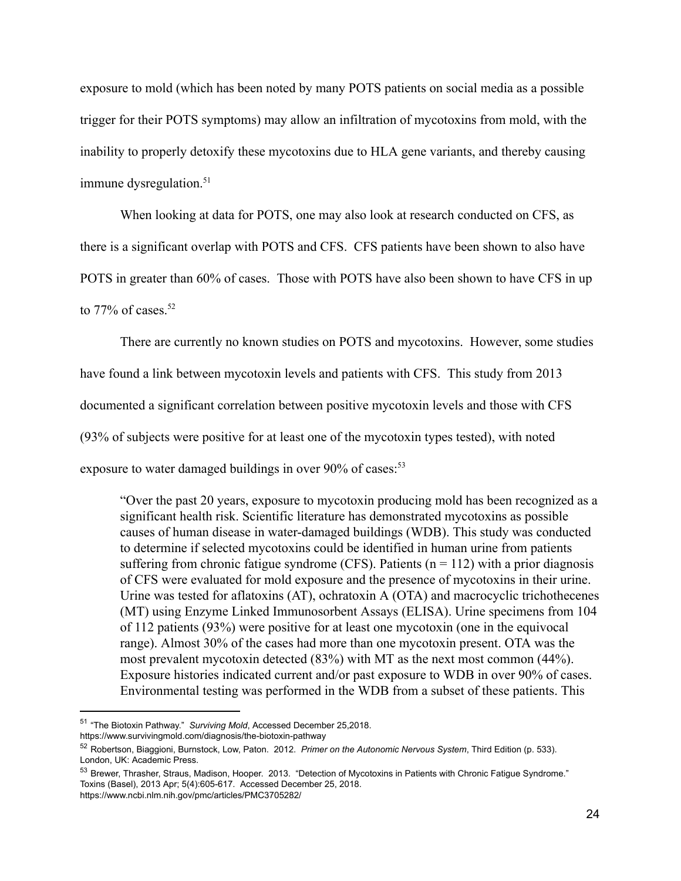exposure to mold (which has been noted by many POTS patients on social media as a possible trigger for their POTS symptoms) may allow an infiltration of mycotoxins from mold, with the inability to properly detoxify these mycotoxins due to HLA gene variants, and thereby causing immune dysregulation.[51]

When looking at data for POTS, one may also look at research conducted on CFS, as there is a significant overlap with POTS and CFS. CFS patients have been shown to also have POTS in greater than 60% of cases. Those with POTS have also been shown to have CFS in up to 77% of cases.[52]

There are currently no known studies on POTS and mycotoxins. However, some studies have found a link between mycotoxin levels and patients with CFS. This study from 2013 documented a significant correlation between positive mycotoxin levels and those with CFS (93% of subjects were positive for at least one of the mycotoxin types tested), with noted exposure to water damaged buildings in over 90% of cases:[53]

> "Over the past 20 years, exposure to mycotoxin producing mold has been recognized as a significant health risk. Scientific literature has demonstrated mycotoxins as possible causes of human disease in water-damaged buildings (WDB). This study was conducted to determine if selected mycotoxins could be identified in human urine from patients suffering from chronic fatigue syndrome (CFS). Patients (n = 112) with a prior diagnosis of CFS were evaluated for mold exposure and the presence of mycotoxins in their urine. Urine was tested for aflatoxins (AT), ochratoxin A (OTA) and macrocyclic trichothecenes (MT) using Enzyme Linked Immunosorbent Assays (ELISA). Urine specimens from 104 of 112 patients (93%) were positive for at least one mycotoxin (one in the equivocal range). Almost 30% of the cases had more than one mycotoxin present. OTA was the most prevalent mycotoxin detected (83%) with MT as the next most common (44%). Exposure histories indicated current and/or past exposure to WDB in over 90% of cases. Environmental testing was performed in the WDB from a subset of these patients. This

---

[51] "The Biotoxin Pathway." *Surviving Mold*, Accessed December 25,2018. https://www.survivingmold.com/diagnosis/the-biotoxin-pathway

[52] Robertson, Biaggioni, Burnstock, Low, Paton. 2012. *Primer on the Autonomic Nervous System*, Third Edition (p. 533). London, UK: Academic Press.

[53] Brewer, Thrasher, Straus, Madison, Hooper. 2013. "Detection of Mycotoxins in Patients with Chronic Fatigue Syndrome." Toxins (Basel), 2013 Apr; 5(4):605-617. Accessed December 25, 2018. https://www.ncbi.nlm.nih.gov/pmc/articles/PMC3705282/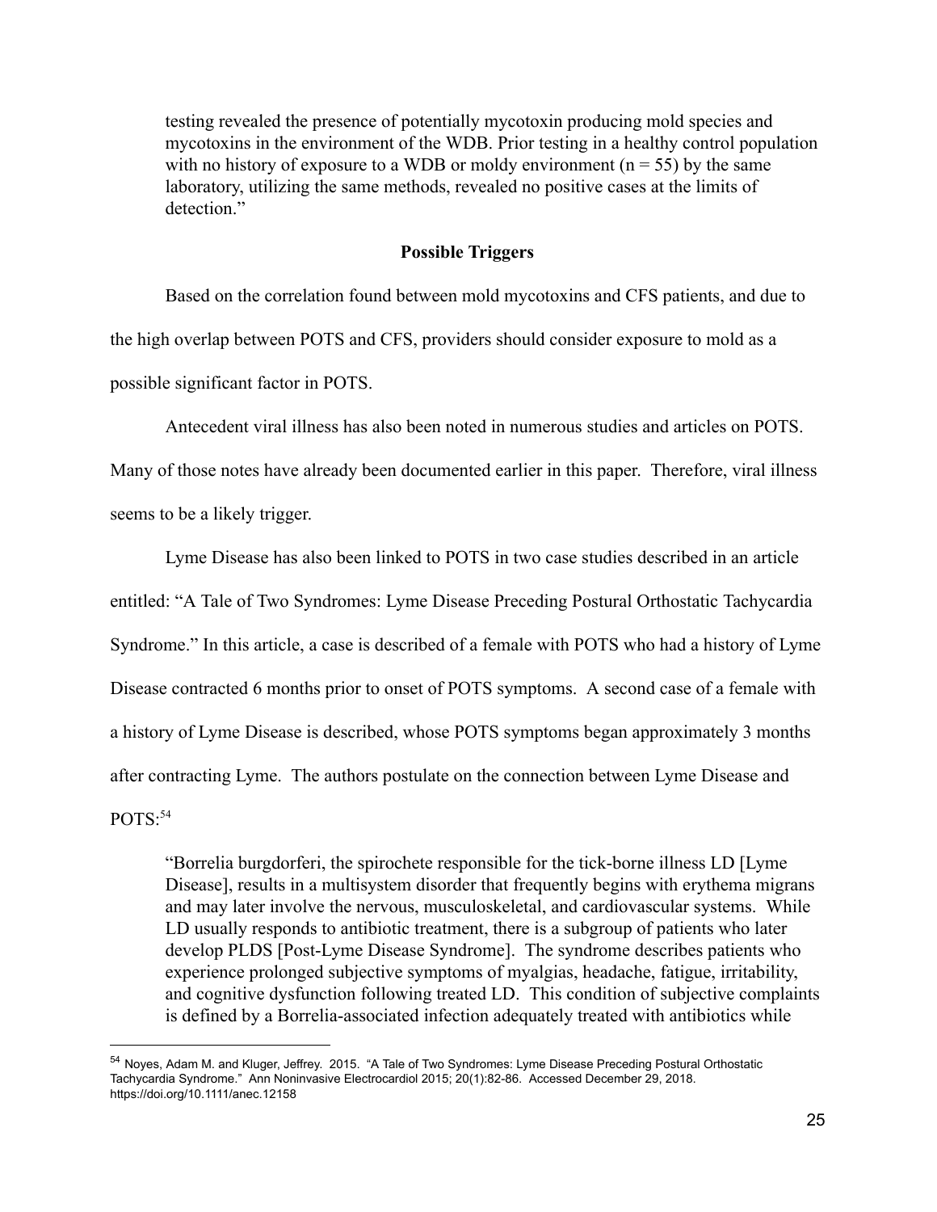> testing revealed the presence of potentially mycotoxin producing mold species and mycotoxins in the environment of the WDB. Prior testing in a healthy control population with no history of exposure to a WDB or moldy environment ($n = 55$) by the same laboratory, utilizing the same methods, revealed no positive cases at the limits of detection."

**Possible Triggers**

Based on the correlation found between mold mycotoxins and CFS patients, and due to the high overlap between POTS and CFS, providers should consider exposure to mold as a possible significant factor in POTS.

Antecedent viral illness has also been noted in numerous studies and articles on POTS. Many of those notes have already been documented earlier in this paper. Therefore, viral illness seems to be a likely trigger.

Lyme Disease has also been linked to POTS in two case studies described in an article entitled: "A Tale of Two Syndromes: Lyme Disease Preceding Postural Orthostatic Tachycardia Syndrome." In this article, a case is described of a female with POTS who had a history of Lyme Disease contracted 6 months prior to onset of POTS symptoms. A second case of a female with a history of Lyme Disease is described, whose POTS symptoms began approximately 3 months after contracting Lyme. The authors postulate on the connection between Lyme Disease and POTS:[54]

> "Borrelia burgdorferi, the spirochete responsible for the tick-borne illness LD [Lyme Disease], results in a multisystem disorder that frequently begins with erythema migrans and may later involve the nervous, musculoskeletal, and cardiovascular systems. While LD usually responds to antibiotic treatment, there is a subgroup of patients who later develop PLDS [Post-Lyme Disease Syndrome]. The syndrome describes patients who experience prolonged subjective symptoms of myalgias, headache, fatigue, irritability, and cognitive dysfunction following treated LD. This condition of subjective complaints is defined by a Borrelia-associated infection adequately treated with antibiotics while

---

[54] Noyes, Adam M. and Kluger, Jeffrey. 2015. "A Tale of Two Syndromes: Lyme Disease Preceding Postural Orthostatic Tachycardia Syndrome." Ann Noninvasive Electrocardiol 2015; 20(1):82-86. Accessed December 29, 2018. https://doi.org/10.1111/anec.12158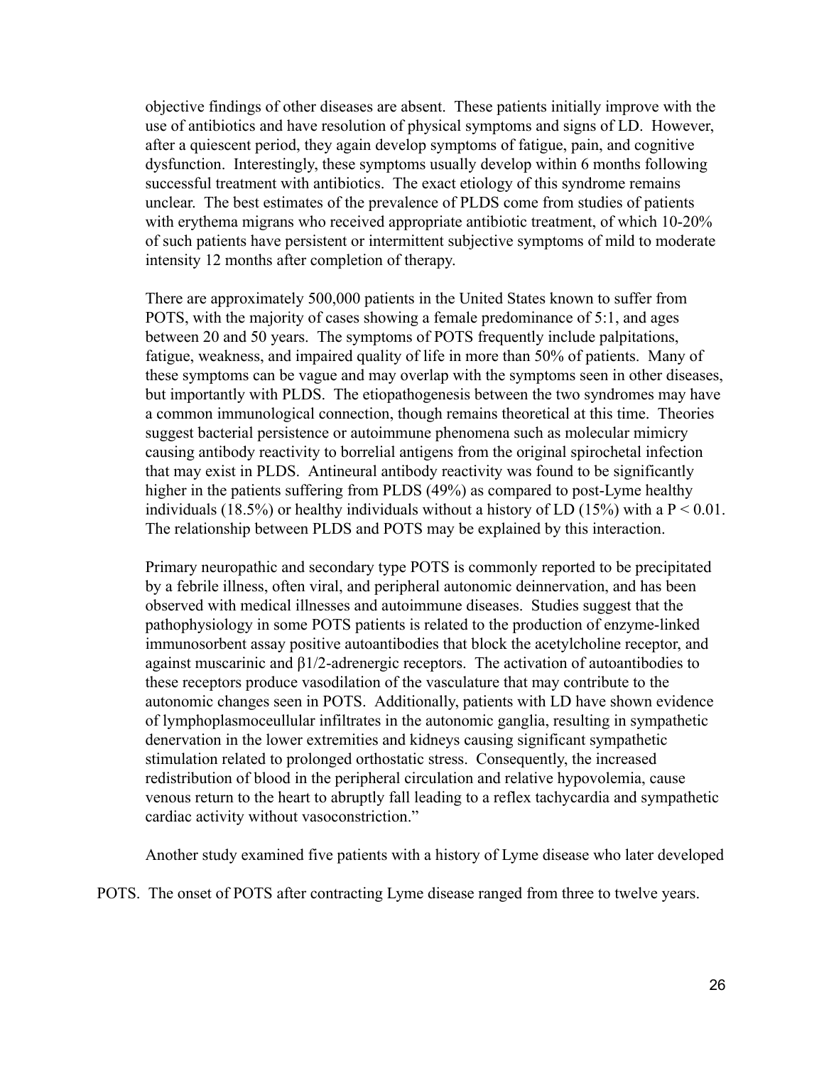objective findings of other diseases are absent. These patients initially improve with the use of antibiotics and have resolution of physical symptoms and signs of LD. However, after a quiescent period, they again develop symptoms of fatigue, pain, and cognitive dysfunction. Interestingly, these symptoms usually develop within 6 months following successful treatment with antibiotics. The exact etiology of this syndrome remains unclear. The best estimates of the prevalence of PLDS come from studies of patients with erythema migrans who received appropriate antibiotic treatment, of which 10-20% of such patients have persistent or intermittent subjective symptoms of mild to moderate intensity 12 months after completion of therapy.

There are approximately 500,000 patients in the United States known to suffer from POTS, with the majority of cases showing a female predominance of 5:1, and ages between 20 and 50 years. The symptoms of POTS frequently include palpitations, fatigue, weakness, and impaired quality of life in more than 50% of patients. Many of these symptoms can be vague and may overlap with the symptoms seen in other diseases, but importantly with PLDS. The etiopathogenesis between the two syndromes may have a common immunological connection, though remains theoretical at this time. Theories suggest bacterial persistence or autoimmune phenomena such as molecular mimicry causing antibody reactivity to borrelial antigens from the original spirochetal infection that may exist in PLDS. Antineural antibody reactivity was found to be significantly higher in the patients suffering from PLDS (49%) as compared to post-Lyme healthy individuals (18.5%) or healthy individuals without a history of LD (15%) with a $P < 0.01$. The relationship between PLDS and POTS may be explained by this interaction.

Primary neuropathic and secondary type POTS is commonly reported to be precipitated by a febrile illness, often viral, and peripheral autonomic deinnervation, and has been observed with medical illnesses and autoimmune diseases. Studies suggest that the pathophysiology in some POTS patients is related to the production of enzyme-linked immunosorbent assay positive autoantibodies that block the acetylcholine receptor, and against muscarinic and β1/2-adrenergic receptors. The activation of autoantibodies to these receptors produce vasodilation of the vasculature that may contribute to the autonomic changes seen in POTS. Additionally, patients with LD have shown evidence of lymphoplasmoceullular infiltrates in the autonomic ganglia, resulting in sympathetic denervation in the lower extremities and kidneys causing significant sympathetic stimulation related to prolonged orthostatic stress. Consequently, the increased redistribution of blood in the peripheral circulation and relative hypovolemia, cause venous return to the heart to abruptly fall leading to a reflex tachycardia and sympathetic cardiac activity without vasoconstriction."

Another study examined five patients with a history of Lyme disease who later developed POTS. The onset of POTS after contracting Lyme disease ranged from three to twelve years.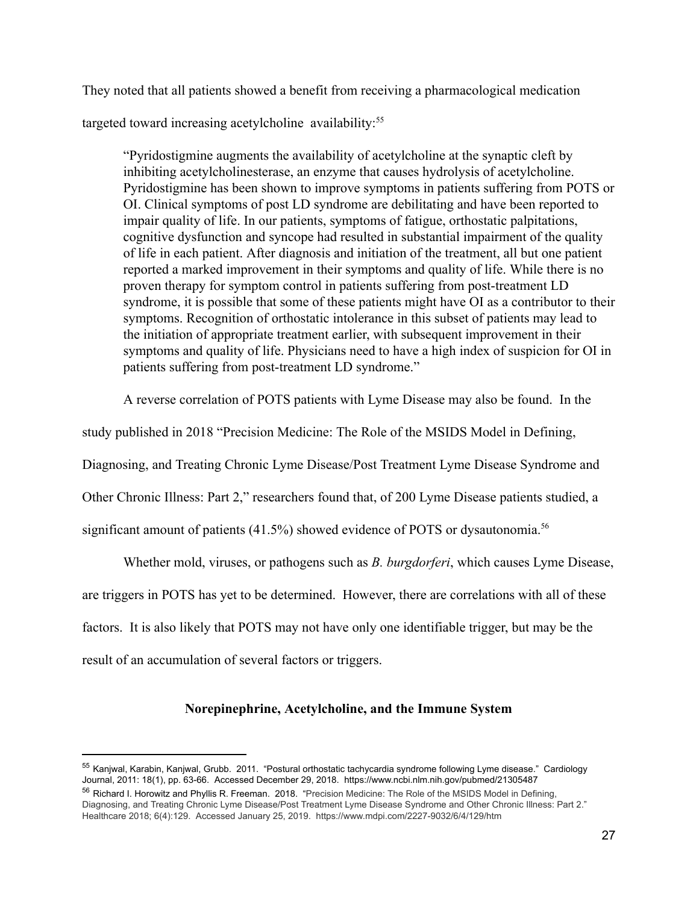They noted that all patients showed a benefit from receiving a pharmacological medication targeted toward increasing acetylcholine availability:[55]

> "Pyridostigmine augments the availability of acetylcholine at the synaptic cleft by inhibiting acetylcholinesterase, an enzyme that causes hydrolysis of acetylcholine. Pyridostigmine has been shown to improve symptoms in patients suffering from POTS or OI. Clinical symptoms of post LD syndrome are debilitating and have been reported to impair quality of life. In our patients, symptoms of fatigue, orthostatic palpitations, cognitive dysfunction and syncope had resulted in substantial impairment of the quality of life in each patient. After diagnosis and initiation of the treatment, all but one patient reported a marked improvement in their symptoms and quality of life. While there is no proven therapy for symptom control in patients suffering from post-treatment LD syndrome, it is possible that some of these patients might have OI as a contributor to their symptoms. Recognition of orthostatic intolerance in this subset of patients may lead to the initiation of appropriate treatment earlier, with subsequent improvement in their symptoms and quality of life. Physicians need to have a high index of suspicion for OI in patients suffering from post-treatment LD syndrome."

A reverse correlation of POTS patients with Lyme Disease may also be found. In the study published in 2018 "Precision Medicine: The Role of the MSIDS Model in Defining, Diagnosing, and Treating Chronic Lyme Disease/Post Treatment Lyme Disease Syndrome and Other Chronic Illness: Part 2," researchers found that, of 200 Lyme Disease patients studied, a significant amount of patients (41.5%) showed evidence of POTS or dysautonomia.[56]

Whether mold, viruses, or pathogens such as *B. burgdorferi*, which causes Lyme Disease, are triggers in POTS has yet to be determined. However, there are correlations with all of these factors. It is also likely that POTS may not have only one identifiable trigger, but may be the result of an accumulation of several factors or triggers.

### Norepinephrine, Acetylcholine, and the Immune System

---

[55] Kanjwal, Karabin, Kanjwal, Grubb. 2011. "Postural orthostatic tachycardia syndrome following Lyme disease." Cardiology Journal, 2011: 18(1), pp. 63-66. Accessed December 29, 2018. https://www.ncbi.nlm.nih.gov/pubmed/21305487

[56] Richard I. Horowitz and Phyllis R. Freeman. 2018. "Precision Medicine: The Role of the MSIDS Model in Defining, Diagnosing, and Treating Chronic Lyme Disease/Post Treatment Lyme Disease Syndrome and Other Chronic Illness: Part 2." Healthcare 2018; 6(4):129. Accessed January 25, 2019. https://www.mdpi.com/2227-9032/6/4/129/htm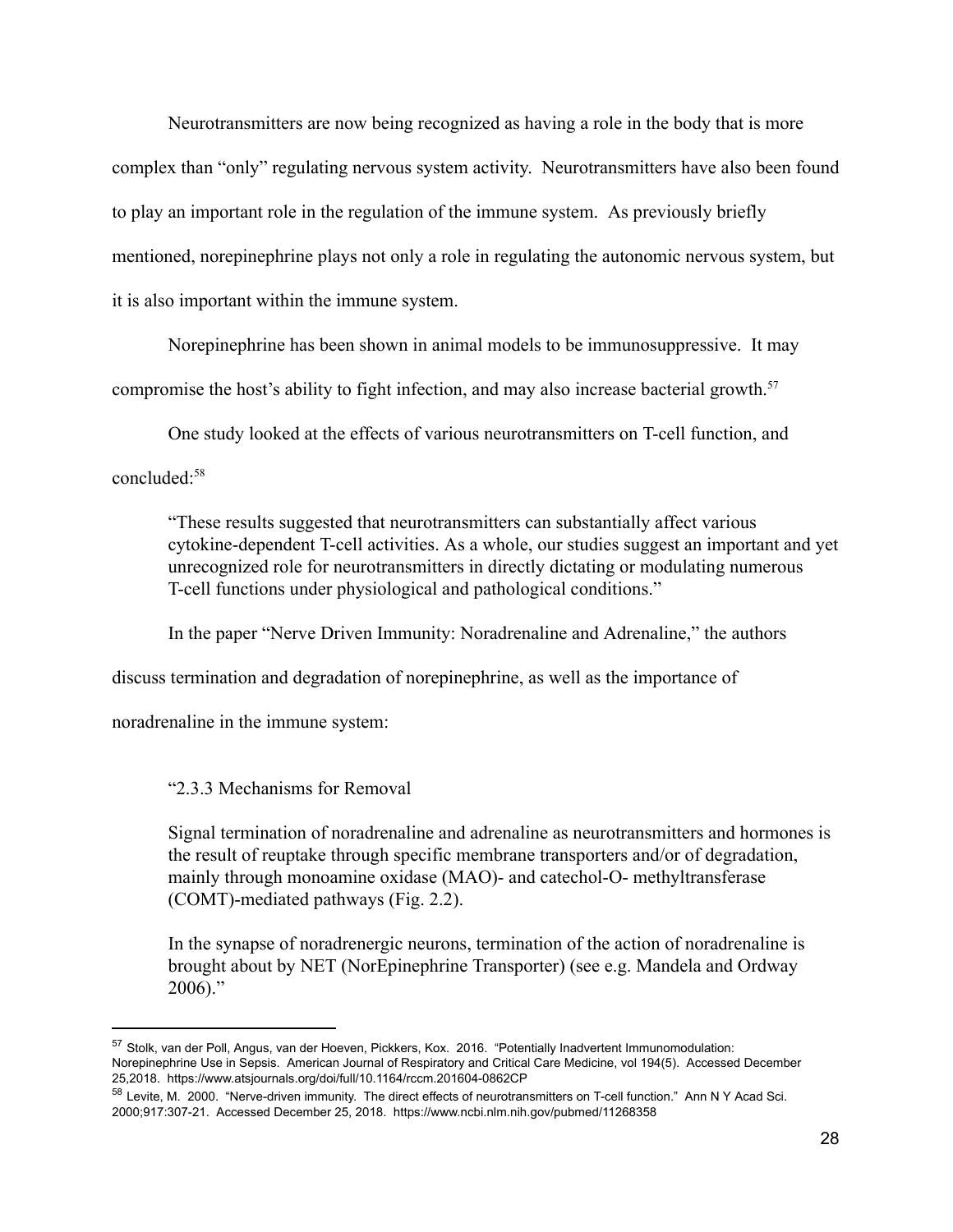Neurotransmitters are now being recognized as having a role in the body that is more complex than "only" regulating nervous system activity. Neurotransmitters have also been found to play an important role in the regulation of the immune system. As previously briefly mentioned, norepinephrine plays not only a role in regulating the autonomic nervous system, but it is also important within the immune system.

Norepinephrine has been shown in animal models to be immunosuppressive. It may compromise the host's ability to fight infection, and may also increase bacterial growth.[57]

One study looked at the effects of various neurotransmitters on T-cell function, and concluded:[58]

> "These results suggested that neurotransmitters can substantially affect various cytokine-dependent T-cell activities. As a whole, our studies suggest an important and yet unrecognized role for neurotransmitters in directly dictating or modulating numerous T-cell functions under physiological and pathological conditions."

In the paper "Nerve Driven Immunity: Noradrenaline and Adrenaline," the authors discuss termination and degradation of norepinephrine, as well as the importance of noradrenaline in the immune system:

> "2.3.3 Mechanisms for Removal
>
> Signal termination of noradrenaline and adrenaline as neurotransmitters and hormones is the result of reuptake through specific membrane transporters and/or of degradation, mainly through monoamine oxidase (MAO)- and catechol-O- methyltransferase (COMT)-mediated pathways (Fig. 2.2).
>
> In the synapse of noradrenergic neurons, termination of the action of noradrenaline is brought about by NET (NorEpinephrine Transporter) (see e.g. Mandela and Ordway 2006)."

---

[57] Stolk, van der Poll, Angus, van der Hoeven, Pickkers, Kox. 2016. "Potentially Inadvertent Immunomodulation: Norepinephrine Use in Sepsis. American Journal of Respiratory and Critical Care Medicine, vol 194(5). Accessed December 25,2018. https://www.atsjournals.org/doi/full/10.1164/rccm.201604-0862CP

[58] Levite, M. 2000. "Nerve-driven immunity. The direct effects of neurotransmitters on T-cell function." Ann N Y Acad Sci. 2000;917:307-21. Accessed December 25, 2018. https://www.ncbi.nlm.nih.gov/pubmed/11268358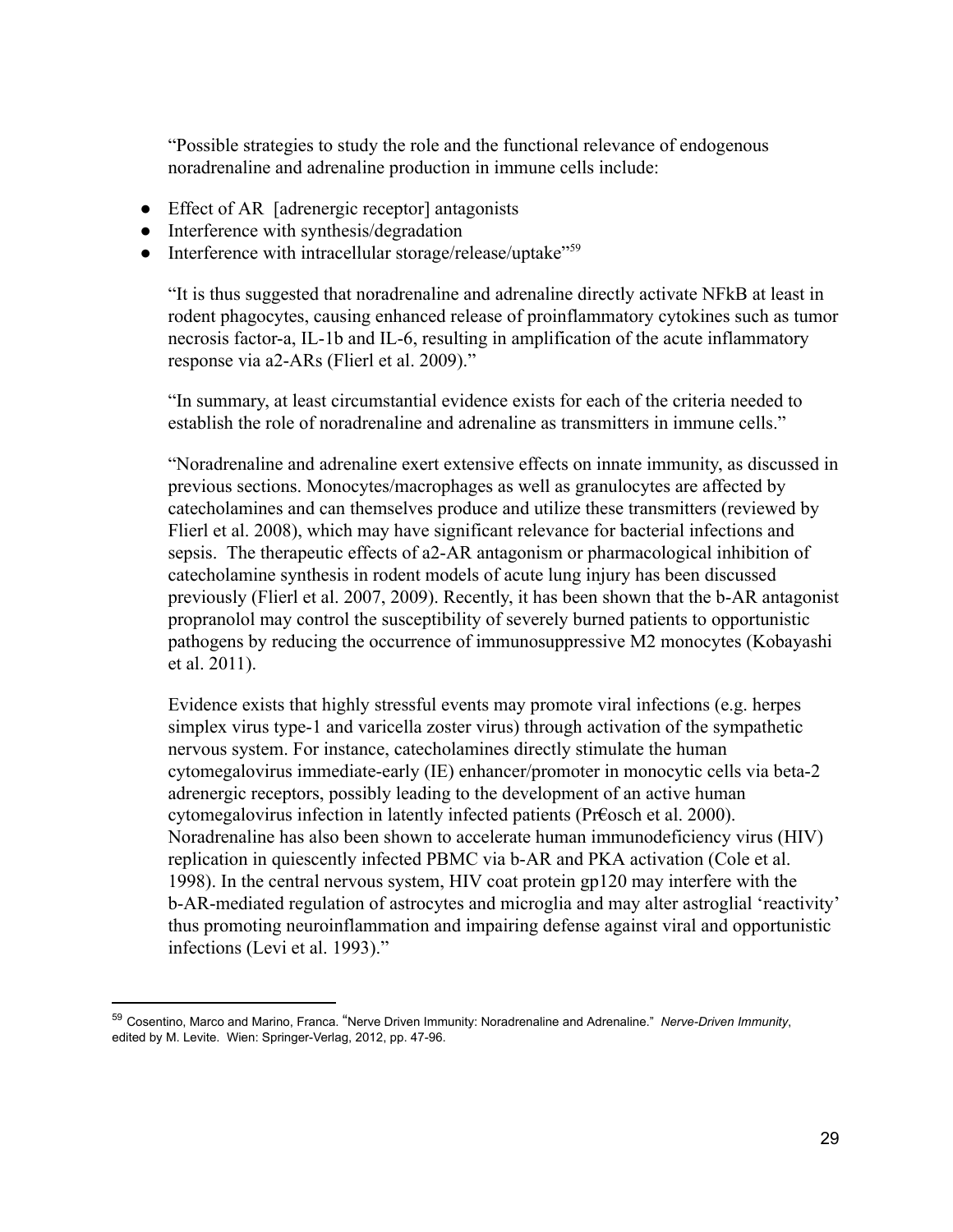"Possible strategies to study the role and the functional relevance of endogenous noradrenaline and adrenaline production in immune cells include:

- Effect of AR [adrenergic receptor] antagonists
- Interference with synthesis/degradation
- Interference with intracellular storage/release/uptake"[59]

"It is thus suggested that noradrenaline and adrenaline directly activate NFkB at least in rodent phagocytes, causing enhanced release of proinflammatory cytokines such as tumor necrosis factor-a, IL-1b and IL-6, resulting in amplification of the acute inflammatory response via a2-ARs (Flierl et al. 2009)."

"In summary, at least circumstantial evidence exists for each of the criteria needed to establish the role of noradrenaline and adrenaline as transmitters in immune cells."

"Noradrenaline and adrenaline exert extensive effects on innate immunity, as discussed in previous sections. Monocytes/macrophages as well as granulocytes are affected by catecholamines and can themselves produce and utilize these transmitters (reviewed by Flierl et al. 2008), which may have significant relevance for bacterial infections and sepsis. The therapeutic effects of a2-AR antagonism or pharmacological inhibition of catecholamine synthesis in rodent models of acute lung injury has been discussed previously (Flierl et al. 2007, 2009). Recently, it has been shown that the b-AR antagonist propranolol may control the susceptibility of severely burned patients to opportunistic pathogens by reducing the occurrence of immunosuppressive M2 monocytes (Kobayashi et al. 2011).

Evidence exists that highly stressful events may promote viral infections (e.g. herpes simplex virus type-1 and varicella zoster virus) through activation of the sympathetic nervous system. For instance, catecholamines directly stimulate the human cytomegalovirus immediate-early (IE) enhancer/promoter in monocytic cells via beta-2 adrenergic receptors, possibly leading to the development of an active human cytomegalovirus infection in latently infected patients (Pr€osch et al. 2000). Noradrenaline has also been shown to accelerate human immunodeficiency virus (HIV) replication in quiescently infected PBMC via b-AR and PKA activation (Cole et al. 1998). In the central nervous system, HIV coat protein gp120 may interfere with the b-AR-mediated regulation of astrocytes and microglia and may alter astroglial 'reactivity' thus promoting neuroinflammation and impairing defense against viral and opportunistic infections (Levi et al. 1993)."

[59] Cosentino, Marco and Marino, Franca. "Nerve Driven Immunity: Noradrenaline and Adrenaline." *Nerve-Driven Immunity*, edited by M. Levite. Wien: Springer-Verlag, 2012, pp. 47-96.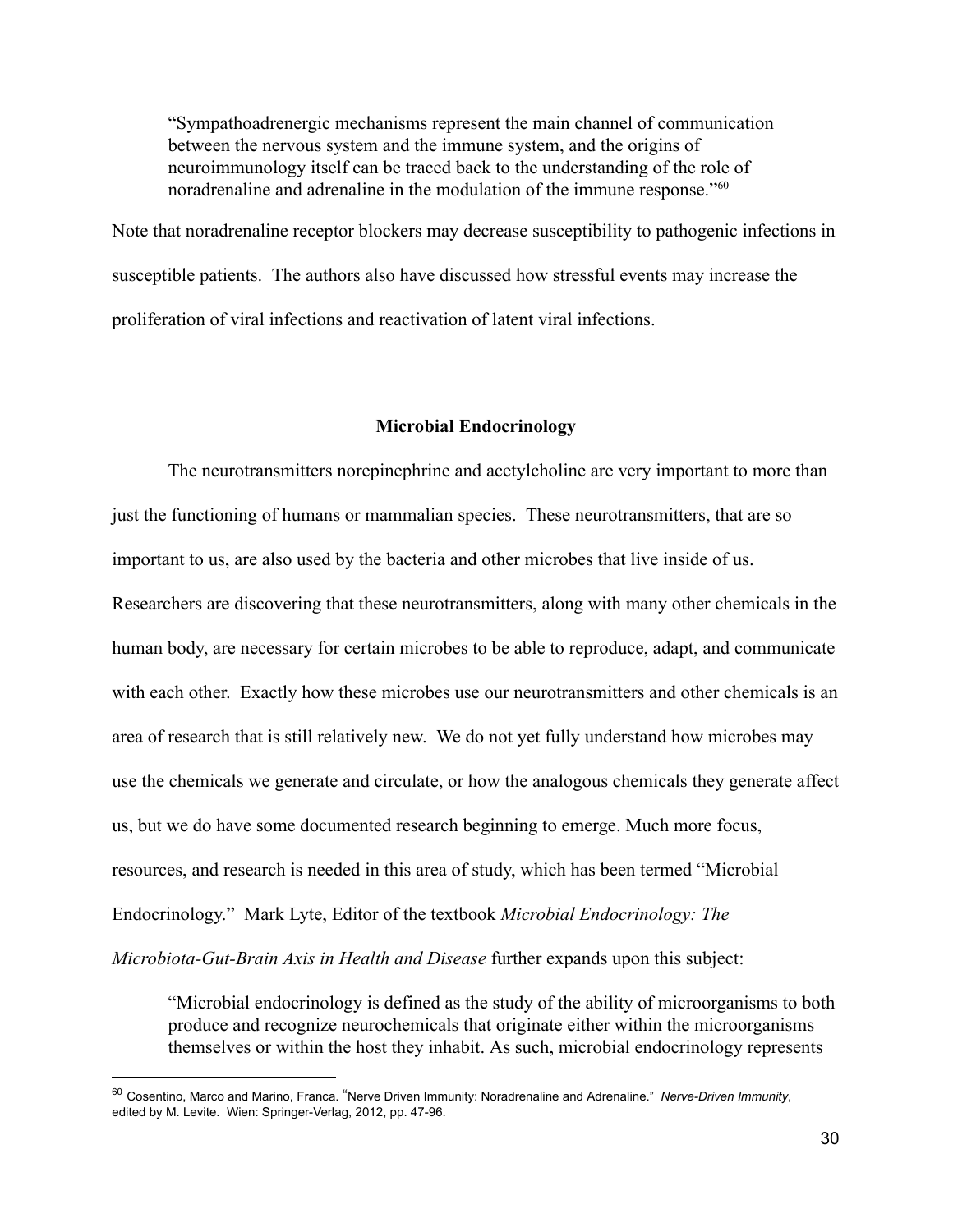> "Sympathoadrenergic mechanisms represent the main channel of communication between the nervous system and the immune system, and the origins of neuroimmunology itself can be traced back to the understanding of the role of noradrenaline and adrenaline in the modulation of the immune response."[60]

Note that noradrenaline receptor blockers may decrease susceptibility to pathogenic infections in susceptible patients. The authors also have discussed how stressful events may increase the proliferation of viral infections and reactivation of latent viral infections.

## Microbial Endocrinology

The neurotransmitters norepinephrine and acetylcholine are very important to more than just the functioning of humans or mammalian species. These neurotransmitters, that are so important to us, are also used by the bacteria and other microbes that live inside of us. Researchers are discovering that these neurotransmitters, along with many other chemicals in the human body, are necessary for certain microbes to be able to reproduce, adapt, and communicate with each other. Exactly how these microbes use our neurotransmitters and other chemicals is an area of research that is still relatively new. We do not yet fully understand how microbes may use the chemicals we generate and circulate, or how the analogous chemicals they generate affect us, but we do have some documented research beginning to emerge. Much more focus, resources, and research is needed in this area of study, which has been termed "Microbial Endocrinology." Mark Lyte, Editor of the textbook *Microbial Endocrinology: The Microbiota-Gut-Brain Axis in Health and Disease* further expands upon this subject:

> "Microbial endocrinology is defined as the study of the ability of microorganisms to both produce and recognize neurochemicals that originate either within the microorganisms themselves or within the host they inhabit. As such, microbial endocrinology represents

---

[60] Cosentino, Marco and Marino, Franca. "Nerve Driven Immunity: Noradrenaline and Adrenaline." *Nerve-Driven Immunity*, edited by M. Levite. Wien: Springer-Verlag, 2012, pp. 47-96.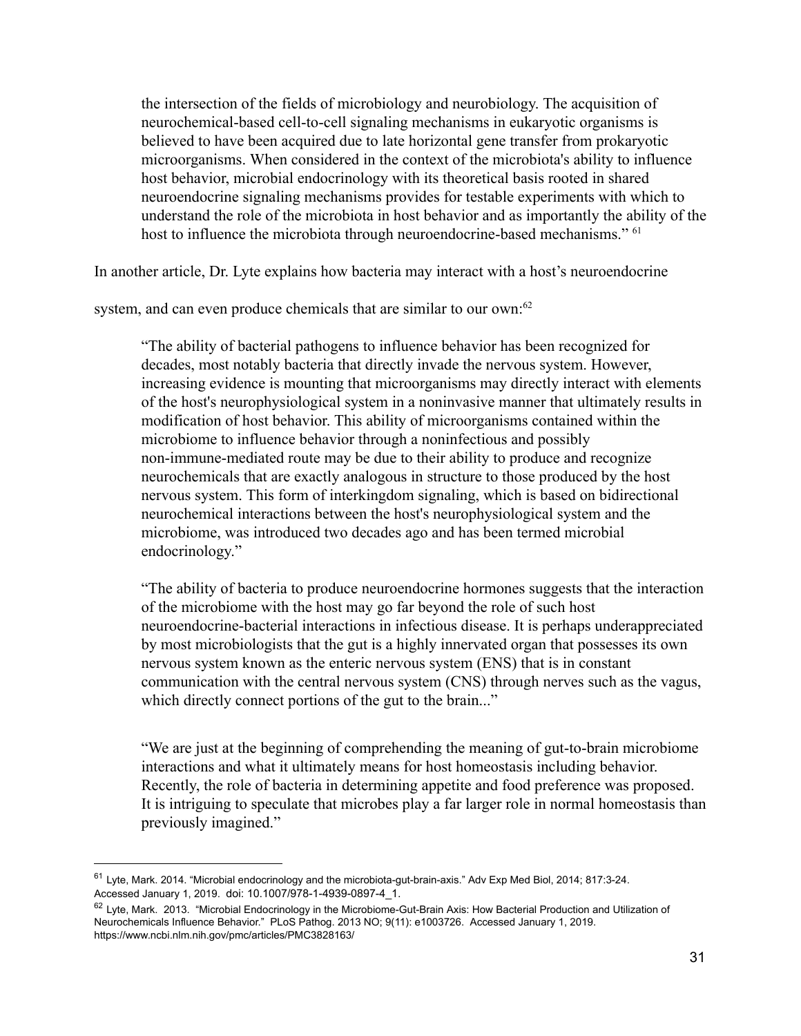> the intersection of the fields of microbiology and neurobiology. The acquisition of neurochemical-based cell-to-cell signaling mechanisms in eukaryotic organisms is believed to have been acquired due to late horizontal gene transfer from prokaryotic microorganisms. When considered in the context of the microbiota's ability to influence host behavior, microbial endocrinology with its theoretical basis rooted in shared neuroendocrine signaling mechanisms provides for testable experiments with which to understand the role of the microbiota in host behavior and as importantly the ability of the host to influence the microbiota through neuroendocrine-based mechanisms." [61]

In another article, Dr. Lyte explains how bacteria may interact with a host's neuroendocrine system, and can even produce chemicals that are similar to our own:[62]

> "The ability of bacterial pathogens to influence behavior has been recognized for decades, most notably bacteria that directly invade the nervous system. However, increasing evidence is mounting that microorganisms may directly interact with elements of the host's neurophysiological system in a noninvasive manner that ultimately results in modification of host behavior. This ability of microorganisms contained within the microbiome to influence behavior through a noninfectious and possibly non-immune-mediated route may be due to their ability to produce and recognize neurochemicals that are exactly analogous in structure to those produced by the host nervous system. This form of interkingdom signaling, which is based on bidirectional neurochemical interactions between the host's neurophysiological system and the microbiome, was introduced two decades ago and has been termed microbial endocrinology."
>
> "The ability of bacteria to produce neuroendocrine hormones suggests that the interaction of the microbiome with the host may go far beyond the role of such host neuroendocrine-bacterial interactions in infectious disease. It is perhaps underappreciated by most microbiologists that the gut is a highly innervated organ that possesses its own nervous system known as the enteric nervous system (ENS) that is in constant communication with the central nervous system (CNS) through nerves such as the vagus, which directly connect portions of the gut to the brain..."
>
> "We are just at the beginning of comprehending the meaning of gut-to-brain microbiome interactions and what it ultimately means for host homeostasis including behavior. Recently, the role of bacteria in determining appetite and food preference was proposed. It is intriguing to speculate that microbes play a far larger role in normal homeostasis than previously imagined."

---

[61] Lyte, Mark. 2014. "Microbial endocrinology and the microbiota-gut-brain-axis." Adv Exp Med Biol, 2014; 817:3-24. Accessed January 1, 2019. doi: 10.1007/978-1-4939-0897-4_1.

[62] Lyte, Mark. 2013. "Microbial Endocrinology in the Microbiome-Gut-Brain Axis: How Bacterial Production and Utilization of Neurochemicals Influence Behavior." PLoS Pathog. 2013 NO; 9(11): e1003726. Accessed January 1, 2019. https://www.ncbi.nlm.nih.gov/pmc/articles/PMC3828163/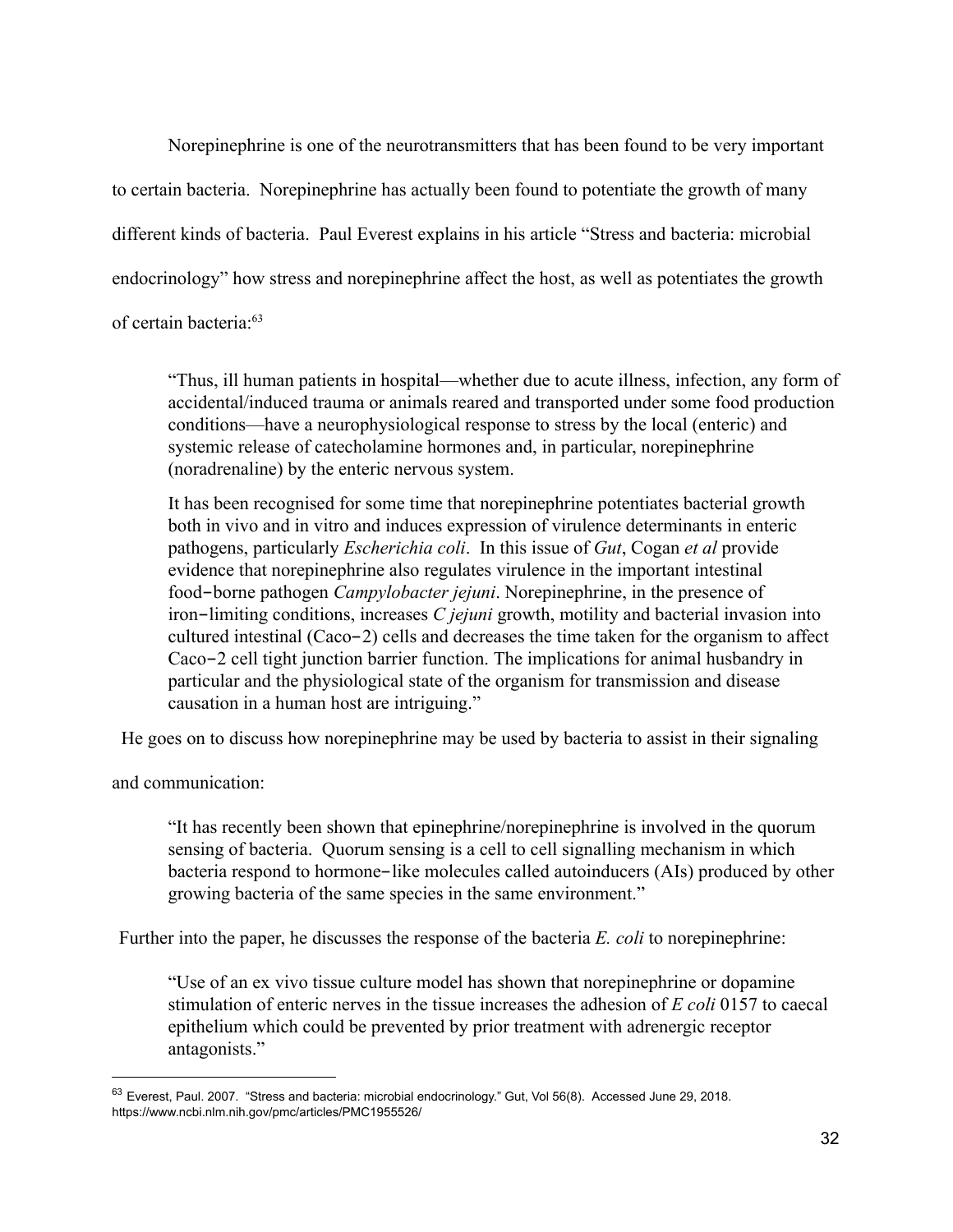Norepinephrine is one of the neurotransmitters that has been found to be very important to certain bacteria. Norepinephrine has actually been found to potentiate the growth of many different kinds of bacteria. Paul Everest explains in his article "Stress and bacteria: microbial endocrinology" how stress and norepinephrine affect the host, as well as potentiates the growth of certain bacteria:[63]

> "Thus, ill human patients in hospital—whether due to acute illness, infection, any form of accidental/induced trauma or animals reared and transported under some food production conditions—have a neurophysiological response to stress by the local (enteric) and systemic release of catecholamine hormones and, in particular, norepinephrine (noradrenaline) by the enteric nervous system.
>
> It has been recognised for some time that norepinephrine potentiates bacterial growth both in vivo and in vitro and induces expression of virulence determinants in enteric pathogens, particularly *Escherichia coli*. In this issue of *Gut*, Cogan *et al* provide evidence that norepinephrine also regulates virulence in the important intestinal food-borne pathogen *Campylobacter jejuni*. Norepinephrine, in the presence of iron-limiting conditions, increases *C jejuni* growth, motility and bacterial invasion into cultured intestinal (Caco-2) cells and decreases the time taken for the organism to affect Caco-2 cell tight junction barrier function. The implications for animal husbandry in particular and the physiological state of the organism for transmission and disease causation in a human host are intriguing."

He goes on to discuss how norepinephrine may be used by bacteria to assist in their signaling and communication:

> "It has recently been shown that epinephrine/norepinephrine is involved in the quorum sensing of bacteria. Quorum sensing is a cell to cell signalling mechanism in which bacteria respond to hormone-like molecules called autoinducers (AIs) produced by other growing bacteria of the same species in the same environment."

Further into the paper, he discusses the response of the bacteria *E. coli* to norepinephrine:

> "Use of an ex vivo tissue culture model has shown that norepinephrine or dopamine stimulation of enteric nerves in the tissue increases the adhesion of *E coli* 0157 to caecal epithelium which could be prevented by prior treatment with adrenergic receptor antagonists."

---

[63] Everest, Paul. 2007. "Stress and bacteria: microbial endocrinology." Gut, Vol 56(8). Accessed June 29, 2018. https://www.ncbi.nlm.nih.gov/pmc/articles/PMC1955526/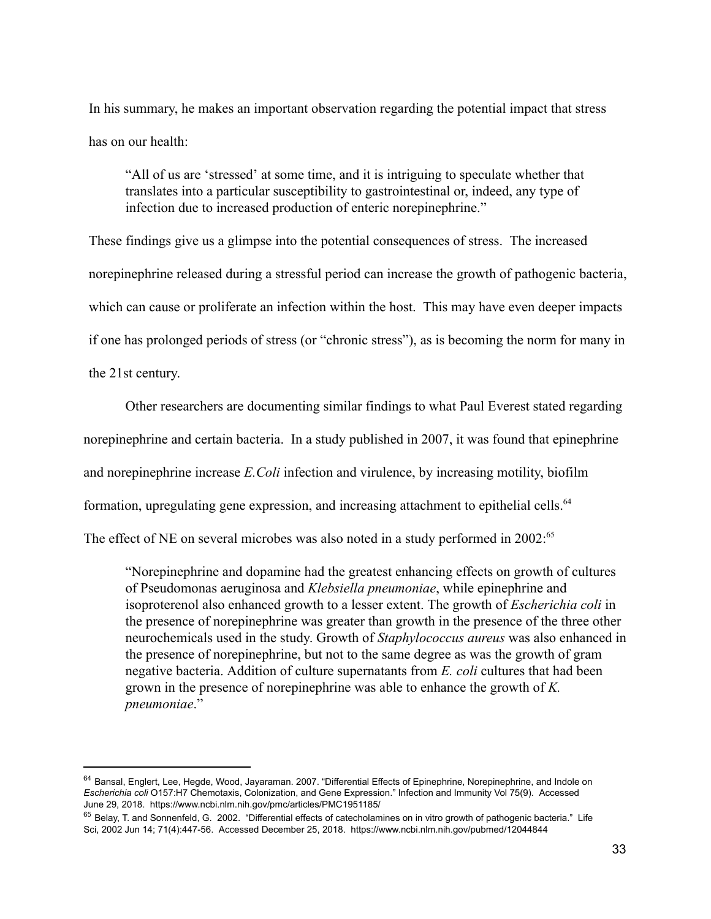In his summary, he makes an important observation regarding the potential impact that stress has on our health:

> "All of us are 'stressed' at some time, and it is intriguing to speculate whether that translates into a particular susceptibility to gastrointestinal or, indeed, any type of infection due to increased production of enteric norepinephrine."

These findings give us a glimpse into the potential consequences of stress. The increased norepinephrine released during a stressful period can increase the growth of pathogenic bacteria, which can cause or proliferate an infection within the host. This may have even deeper impacts if one has prolonged periods of stress (or "chronic stress"), as is becoming the norm for many in the 21st century.

Other researchers are documenting similar findings to what Paul Everest stated regarding norepinephrine and certain bacteria. In a study published in 2007, it was found that epinephrine and norepinephrine increase *E.Coli* infection and virulence, by increasing motility, biofilm formation, upregulating gene expression, and increasing attachment to epithelial cells.[64] The effect of NE on several microbes was also noted in a study performed in 2002:[65]

> "Norepinephrine and dopamine had the greatest enhancing effects on growth of cultures of Pseudomonas aeruginosa and *Klebsiella pneumoniae*, while epinephrine and isoproterenol also enhanced growth to a lesser extent. The growth of *Escherichia coli* in the presence of norepinephrine was greater than growth in the presence of the three other neurochemicals used in the study. Growth of *Staphylococcus aureus* was also enhanced in the presence of norepinephrine, but not to the same degree as was the growth of gram negative bacteria. Addition of culture supernatants from *E. coli* cultures that had been grown in the presence of norepinephrine was able to enhance the growth of *K. pneumoniae*."

---

[64] Bansal, Englert, Lee, Hegde, Wood, Jayaraman. 2007. "Differential Effects of Epinephrine, Norepinephrine, and Indole on *Escherichia coli* O157:H7 Chemotaxis, Colonization, and Gene Expression." Infection and Immunity Vol 75(9). Accessed June 29, 2018. https://www.ncbi.nlm.nih.gov/pmc/articles/PMC1951185/

[65] Belay, T. and Sonnenfeld, G. 2002. "Differential effects of catecholamines on in vitro growth of pathogenic bacteria." Life Sci, 2002 Jun 14; 71(4):447-56. Accessed December 25, 2018. https://www.ncbi.nlm.nih.gov/pubmed/12044844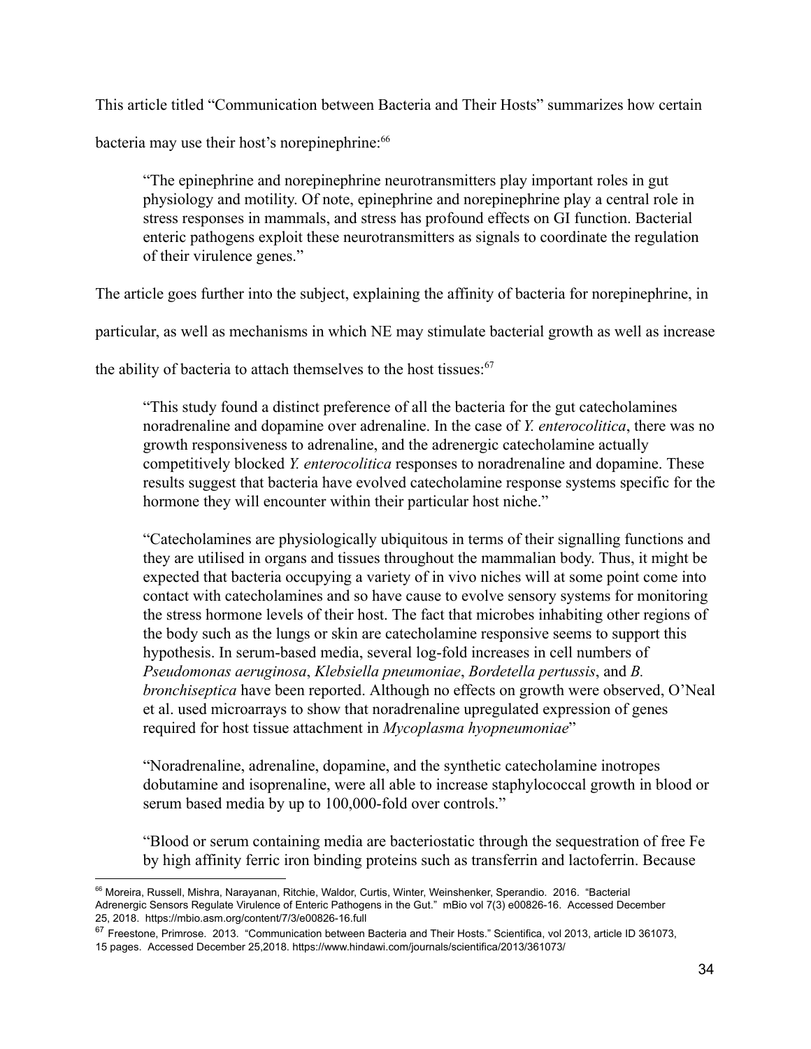This article titled "Communication between Bacteria and Their Hosts" summarizes how certain bacteria may use their host's norepinephrine:[66]

> "The epinephrine and norepinephrine neurotransmitters play important roles in gut physiology and motility. Of note, epinephrine and norepinephrine play a central role in stress responses in mammals, and stress has profound effects on GI function. Bacterial enteric pathogens exploit these neurotransmitters as signals to coordinate the regulation of their virulence genes."

The article goes further into the subject, explaining the affinity of bacteria for norepinephrine, in particular, as well as mechanisms in which NE may stimulate bacterial growth as well as increase the ability of bacteria to attach themselves to the host tissues:[67]

> "This study found a distinct preference of all the bacteria for the gut catecholamines noradrenaline and dopamine over adrenaline. In the case of *Y. enterocolitica*, there was no growth responsiveness to adrenaline, and the adrenergic catecholamine actually competitively blocked *Y. enterocolitica* responses to noradrenaline and dopamine. These results suggest that bacteria have evolved catecholamine response systems specific for the hormone they will encounter within their particular host niche."
>
> "Catecholamines are physiologically ubiquitous in terms of their signalling functions and they are utilised in organs and tissues throughout the mammalian body. Thus, it might be expected that bacteria occupying a variety of in vivo niches will at some point come into contact with catecholamines and so have cause to evolve sensory systems for monitoring the stress hormone levels of their host. The fact that microbes inhabiting other regions of the body such as the lungs or skin are catecholamine responsive seems to support this hypothesis. In serum-based media, several log-fold increases in cell numbers of *Pseudomonas aeruginosa*, *Klebsiella pneumoniae*, *Bordetella pertussis*, and *B. bronchiseptica* have been reported. Although no effects on growth were observed, O'Neal et al. used microarrays to show that noradrenaline upregulated expression of genes required for host tissue attachment in *Mycoplasma hyopneumoniae*"
>
> "Noradrenaline, adrenaline, dopamine, and the synthetic catecholamine inotropes dobutamine and isoprenaline, were all able to increase staphylococcal growth in blood or serum based media by up to 100,000-fold over controls."
>
> "Blood or serum containing media are bacteriostatic through the sequestration of free Fe by high affinity ferric iron binding proteins such as transferrin and lactoferrin. Because

---

[66] Moreira, Russell, Mishra, Narayanan, Ritchie, Waldor, Curtis, Winter, Weinshenker, Sperandio. 2016. "Bacterial Adrenergic Sensors Regulate Virulence of Enteric Pathogens in the Gut." mBio vol 7(3) e00826-16. Accessed December 25, 2018. https://mbio.asm.org/content/7/3/e00826-16.full

[67] Freestone, Primrose. 2013. "Communication between Bacteria and Their Hosts." Scientifica, vol 2013, article ID 361073, 15 pages. Accessed December 25,2018. https://www.hindawi.com/journals/scientifica/2013/361073/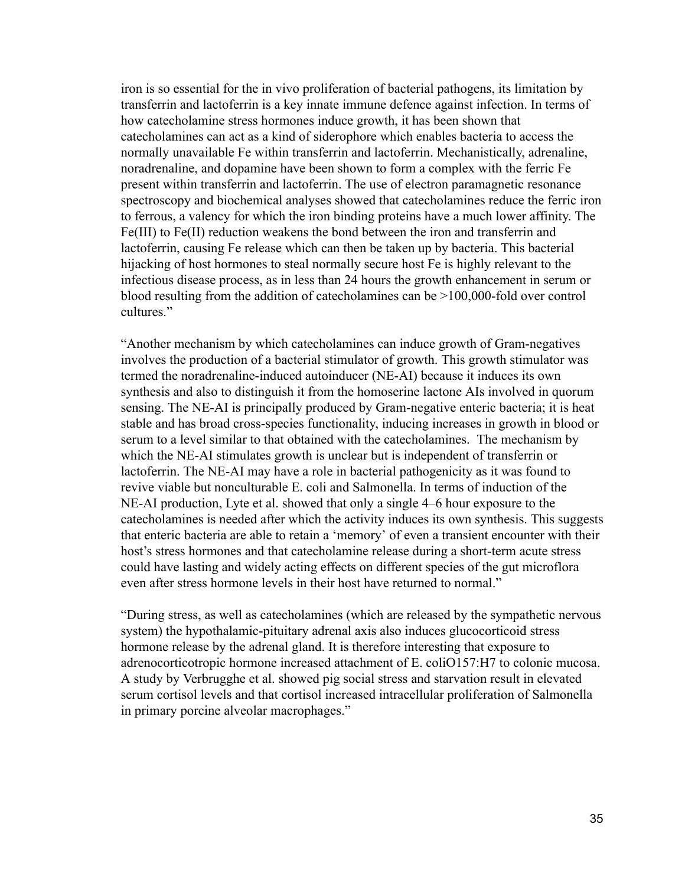iron is so essential for the in vivo proliferation of bacterial pathogens, its limitation by transferrin and lactoferrin is a key innate immune defence against infection. In terms of how catecholamine stress hormones induce growth, it has been shown that catecholamines can act as a kind of siderophore which enables bacteria to access the normally unavailable Fe within transferrin and lactoferrin. Mechanistically, adrenaline, noradrenaline, and dopamine have been shown to form a complex with the ferric Fe present within transferrin and lactoferrin. The use of electron paramagnetic resonance spectroscopy and biochemical analyses showed that catecholamines reduce the ferric iron to ferrous, a valency for which the iron binding proteins have a much lower affinity. The Fe(III) to Fe(II) reduction weakens the bond between the iron and transferrin and lactoferrin, causing Fe release which can then be taken up by bacteria. This bacterial hijacking of host hormones to steal normally secure host Fe is highly relevant to the infectious disease process, as in less than 24 hours the growth enhancement in serum or blood resulting from the addition of catecholamines can be >100,000-fold over control cultures."

"Another mechanism by which catecholamines can induce growth of Gram-negatives involves the production of a bacterial stimulator of growth. This growth stimulator was termed the noradrenaline-induced autoinducer (NE-AI) because it induces its own synthesis and also to distinguish it from the homoserine lactone AIs involved in quorum sensing. The NE-AI is principally produced by Gram-negative enteric bacteria; it is heat stable and has broad cross-species functionality, inducing increases in growth in blood or serum to a level similar to that obtained with the catecholamines. The mechanism by which the NE-AI stimulates growth is unclear but is independent of transferrin or lactoferrin. The NE-AI may have a role in bacterial pathogenicity as it was found to revive viable but nonculturable E. coli and Salmonella. In terms of induction of the NE-AI production, Lyte et al. showed that only a single 4–6 hour exposure to the catecholamines is needed after which the activity induces its own synthesis. This suggests that enteric bacteria are able to retain a 'memory' of even a transient encounter with their host's stress hormones and that catecholamine release during a short-term acute stress could have lasting and widely acting effects on different species of the gut microflora even after stress hormone levels in their host have returned to normal."

"During stress, as well as catecholamines (which are released by the sympathetic nervous system) the hypothalamic-pituitary adrenal axis also induces glucocorticoid stress hormone release by the adrenal gland. It is therefore interesting that exposure to adrenocorticotropic hormone increased attachment of E. coliO157:H7 to colonic mucosa. A study by Verbrugghe et al. showed pig social stress and starvation result in elevated serum cortisol levels and that cortisol increased intracellular proliferation of Salmonella in primary porcine alveolar macrophages."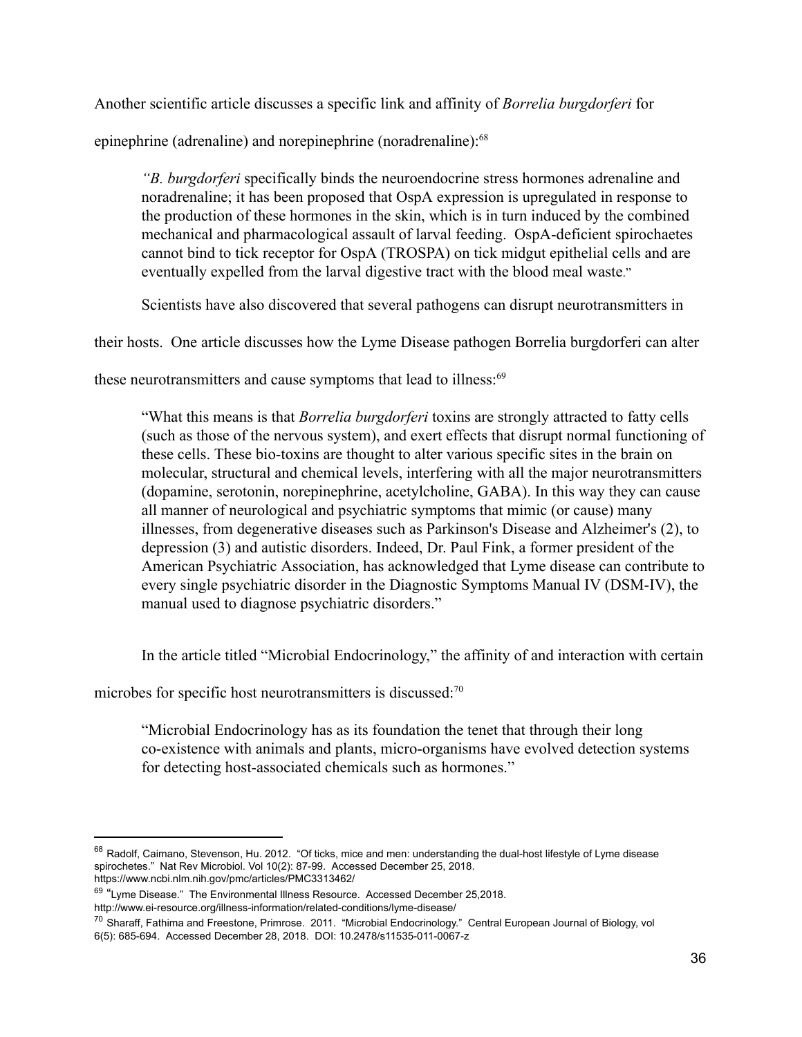Another scientific article discusses a specific link and affinity of *Borrelia burgdorferi* for epinephrine (adrenaline) and norepinephrine (noradrenaline):[68]

> *"B. burgdorferi* specifically binds the neuroendocrine stress hormones adrenaline and noradrenaline; it has been proposed that OspA expression is upregulated in response to the production of these hormones in the skin, which is in turn induced by the combined mechanical and pharmacological assault of larval feeding. OspA-deficient spirochaetes cannot bind to tick receptor for OspA (TROSPA) on tick midgut epithelial cells and are eventually expelled from the larval digestive tract with the blood meal waste."

Scientists have also discovered that several pathogens can disrupt neurotransmitters in their hosts. One article discusses how the Lyme Disease pathogen Borrelia burgdorferi can alter these neurotransmitters and cause symptoms that lead to illness:[69]

> "What this means is that *Borrelia burgdorferi* toxins are strongly attracted to fatty cells (such as those of the nervous system), and exert effects that disrupt normal functioning of these cells. These bio-toxins are thought to alter various specific sites in the brain on molecular, structural and chemical levels, interfering with all the major neurotransmitters (dopamine, serotonin, norepinephrine, acetylcholine, GABA). In this way they can cause all manner of neurological and psychiatric symptoms that mimic (or cause) many illnesses, from degenerative diseases such as Parkinson's Disease and Alzheimer's (2), to depression (3) and autistic disorders. Indeed, Dr. Paul Fink, a former president of the American Psychiatric Association, has acknowledged that Lyme disease can contribute to every single psychiatric disorder in the Diagnostic Symptoms Manual IV (DSM-IV), the manual used to diagnose psychiatric disorders."

In the article titled "Microbial Endocrinology," the affinity of and interaction with certain microbes for specific host neurotransmitters is discussed:[70]

> "Microbial Endocrinology has as its foundation the tenet that through their long co-existence with animals and plants, micro-organisms have evolved detection systems for detecting host-associated chemicals such as hormones."

---

[68] Radolf, Caimano, Stevenson, Hu. 2012. "Of ticks, mice and men: understanding the dual-host lifestyle of Lyme disease spirochetes." Nat Rev Microbiol. Vol 10(2): 87-99. Accessed December 25, 2018. https://www.ncbi.nlm.nih.gov/pmc/articles/PMC3313462/

[69] "Lyme Disease." The Environmental Illness Resource. Accessed December 25,2018. http://www.ei-resource.org/illness-information/related-conditions/lyme-disease/

[70] Sharaff, Fathima and Freestone, Primrose. 2011. "Microbial Endocrinology." Central European Journal of Biology, vol 6(5): 685-694. Accessed December 28, 2018. DOI: 10.2478/s11535-011-0067-z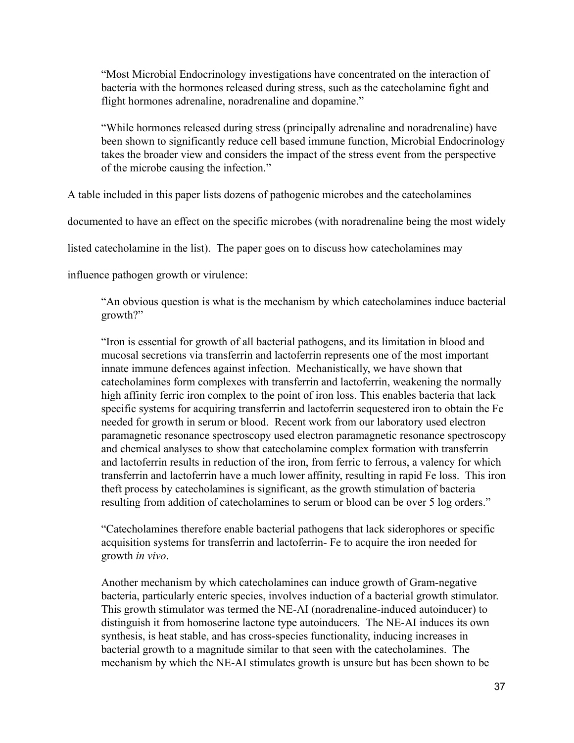> "Most Microbial Endocrinology investigations have concentrated on the interaction of bacteria with the hormones released during stress, such as the catecholamine fight and flight hormones adrenaline, noradrenaline and dopamine."

> "While hormones released during stress (principally adrenaline and noradrenaline) have been shown to significantly reduce cell based immune function, Microbial Endocrinology takes the broader view and considers the impact of the stress event from the perspective of the microbe causing the infection."

A table included in this paper lists dozens of pathogenic microbes and the catecholamines documented to have an effect on the specific microbes (with noradrenaline being the most widely listed catecholamine in the list). The paper goes on to discuss how catecholamines may influence pathogen growth or virulence:

> "An obvious question is what is the mechanism by which catecholamines induce bacterial growth?"
>
> "Iron is essential for growth of all bacterial pathogens, and its limitation in blood and mucosal secretions via transferrin and lactoferrin represents one of the most important innate immune defences against infection. Mechanistically, we have shown that catecholamines form complexes with transferrin and lactoferrin, weakening the normally high affinity ferric iron complex to the point of iron loss. This enables bacteria that lack specific systems for acquiring transferrin and lactoferrin sequestered iron to obtain the Fe needed for growth in serum or blood. Recent work from our laboratory used electron paramagnetic resonance spectroscopy used electron paramagnetic resonance spectroscopy and chemical analyses to show that catecholamine complex formation with transferrin and lactoferrin results in reduction of the iron, from ferric to ferrous, a valency for which transferrin and lactoferrin have a much lower affinity, resulting in rapid Fe loss. This iron theft process by catecholamines is significant, as the growth stimulation of bacteria resulting from addition of catecholamines to serum or blood can be over 5 log orders."
>
> "Catecholamines therefore enable bacterial pathogens that lack siderophores or specific acquisition systems for transferrin and lactoferrin- Fe to acquire the iron needed for growth *in vivo*.
>
> Another mechanism by which catecholamines can induce growth of Gram-negative bacteria, particularly enteric species, involves induction of a bacterial growth stimulator. This growth stimulator was termed the NE-AI (noradrenaline-induced autoinducer) to distinguish it from homoserine lactone type autoinducers. The NE-AI induces its own synthesis, is heat stable, and has cross-species functionality, inducing increases in bacterial growth to a magnitude similar to that seen with the catecholamines. The mechanism by which the NE-AI stimulates growth is unsure but has been shown to be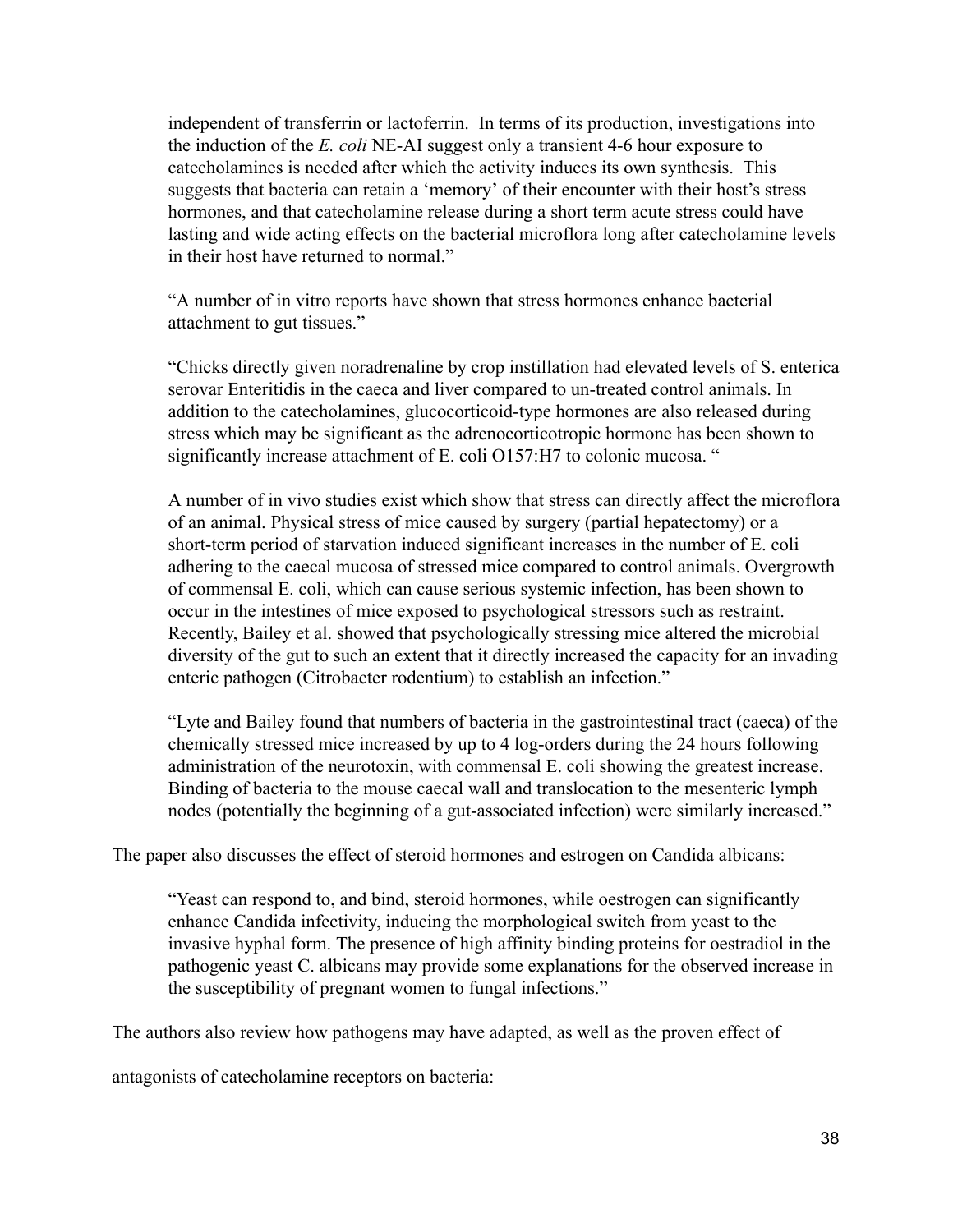independent of transferrin or lactoferrin. In terms of its production, investigations into the induction of the *E. coli* NE-AI suggest only a transient 4-6 hour exposure to catecholamines is needed after which the activity induces its own synthesis. This suggests that bacteria can retain a 'memory' of their encounter with their host's stress hormones, and that catecholamine release during a short term acute stress could have lasting and wide acting effects on the bacterial microflora long after catecholamine levels in their host have returned to normal."

> "A number of in vitro reports have shown that stress hormones enhance bacterial attachment to gut tissues."

> "Chicks directly given noradrenaline by crop instillation had elevated levels of S. enterica serovar Enteritidis in the caeca and liver compared to un-treated control animals. In addition to the catecholamines, glucocorticoid-type hormones are also released during stress which may be significant as the adrenocorticotropic hormone has been shown to significantly increase attachment of E. coli O157:H7 to colonic mucosa. "

> A number of in vivo studies exist which show that stress can directly affect the microflora of an animal. Physical stress of mice caused by surgery (partial hepatectomy) or a short-term period of starvation induced significant increases in the number of E. coli adhering to the caecal mucosa of stressed mice compared to control animals. Overgrowth of commensal E. coli, which can cause serious systemic infection, has been shown to occur in the intestines of mice exposed to psychological stressors such as restraint. Recently, Bailey et al. showed that psychologically stressing mice altered the microbial diversity of the gut to such an extent that it directly increased the capacity for an invading enteric pathogen (Citrobacter rodentium) to establish an infection."

> "Lyte and Bailey found that numbers of bacteria in the gastrointestinal tract (caeca) of the chemically stressed mice increased by up to 4 log-orders during the 24 hours following administration of the neurotoxin, with commensal E. coli showing the greatest increase. Binding of bacteria to the mouse caecal wall and translocation to the mesenteric lymph nodes (potentially the beginning of a gut-associated infection) were similarly increased."

The paper also discusses the effect of steroid hormones and estrogen on Candida albicans:

> "Yeast can respond to, and bind, steroid hormones, while oestrogen can significantly enhance Candida infectivity, inducing the morphological switch from yeast to the invasive hyphal form. The presence of high affinity binding proteins for oestradiol in the pathogenic yeast C. albicans may provide some explanations for the observed increase in the susceptibility of pregnant women to fungal infections."

The authors also review how pathogens may have adapted, as well as the proven effect of antagonists of catecholamine receptors on bacteria: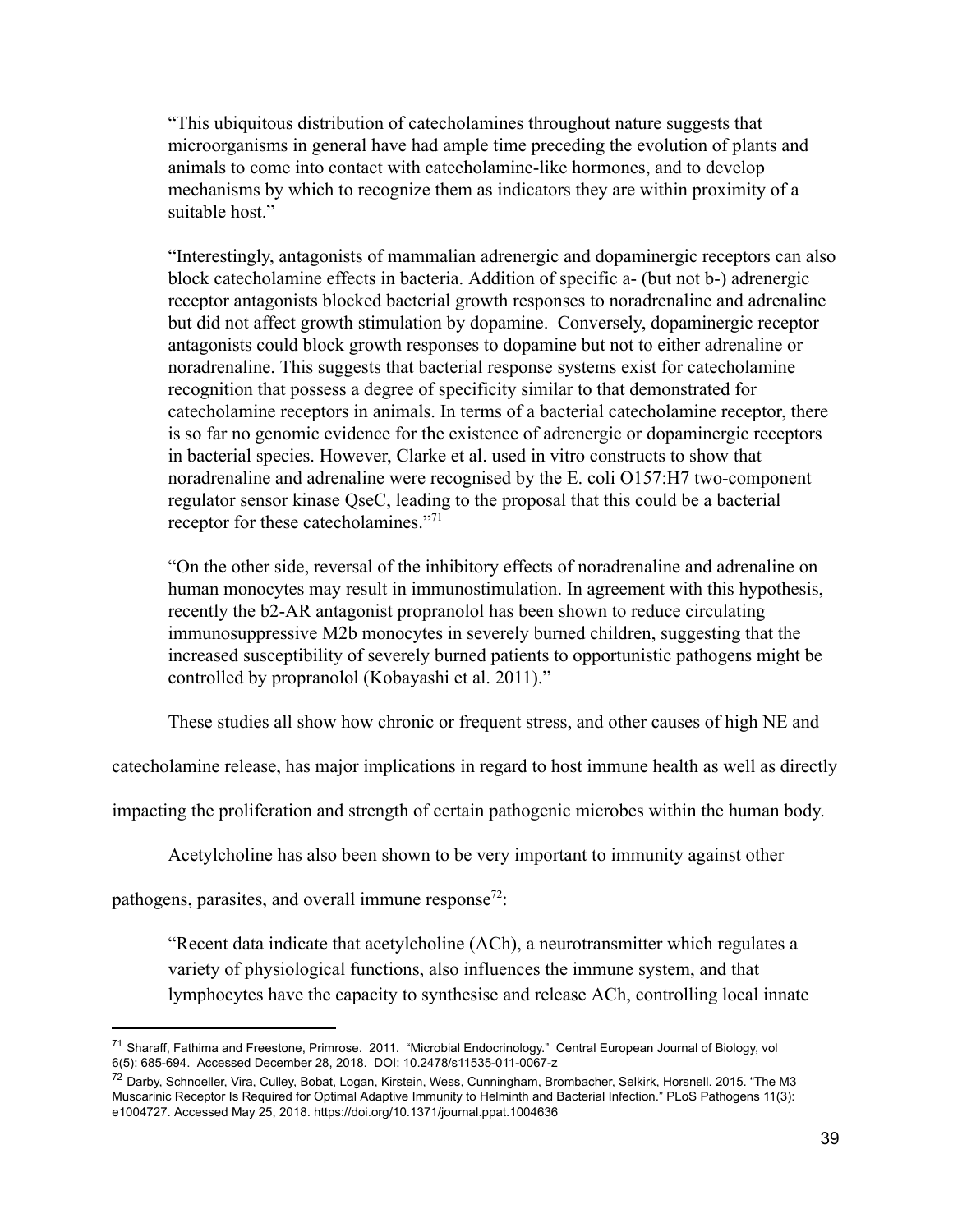> "This ubiquitous distribution of catecholamines throughout nature suggests that microorganisms in general have had ample time preceding the evolution of plants and animals to come into contact with catecholamine-like hormones, and to develop mechanisms by which to recognize them as indicators they are within proximity of a suitable host."

> "Interestingly, antagonists of mammalian adrenergic and dopaminergic receptors can also block catecholamine effects in bacteria. Addition of specific a- (but not b-) adrenergic receptor antagonists blocked bacterial growth responses to noradrenaline and adrenaline but did not affect growth stimulation by dopamine. Conversely, dopaminergic receptor antagonists could block growth responses to dopamine but not to either adrenaline or noradrenaline. This suggests that bacterial response systems exist for catecholamine recognition that possess a degree of specificity similar to that demonstrated for catecholamine receptors in animals. In terms of a bacterial catecholamine receptor, there is so far no genomic evidence for the existence of adrenergic or dopaminergic receptors in bacterial species. However, Clarke et al. used in vitro constructs to show that noradrenaline and adrenaline were recognised by the E. coli O157:H7 two-component regulator sensor kinase QseC, leading to the proposal that this could be a bacterial receptor for these catecholamines."[71]

> "On the other side, reversal of the inhibitory effects of noradrenaline and adrenaline on human monocytes may result in immunostimulation. In agreement with this hypothesis, recently the b2-AR antagonist propranolol has been shown to reduce circulating immunosuppressive M2b monocytes in severely burned children, suggesting that the increased susceptibility of severely burned patients to opportunistic pathogens might be controlled by propranolol (Kobayashi et al. 2011)."

These studies all show how chronic or frequent stress, and other causes of high NE and catecholamine release, has major implications in regard to host immune health as well as directly impacting the proliferation and strength of certain pathogenic microbes within the human body.

Acetylcholine has also been shown to be very important to immunity against other pathogens, parasites, and overall immune response[72]:

> "Recent data indicate that acetylcholine (ACh), a neurotransmitter which regulates a variety of physiological functions, also influences the immune system, and that lymphocytes have the capacity to synthesise and release ACh, controlling local innate

---

[71] Sharaff, Fathima and Freestone, Primrose. 2011. "Microbial Endocrinology." Central European Journal of Biology, vol 6(5): 685-694. Accessed December 28, 2018. DOI: 10.2478/s11535-011-0067-z

[72] Darby, Schnoeller, Vira, Culley, Bobat, Logan, Kirstein, Wess, Cunningham, Brombacher, Selkirk, Horsnell. 2015. "The M3 Muscarinic Receptor Is Required for Optimal Adaptive Immunity to Helminth and Bacterial Infection." PLoS Pathogens 11(3): e1004727. Accessed May 25, 2018. https://doi.org/10.1371/journal.ppat.1004636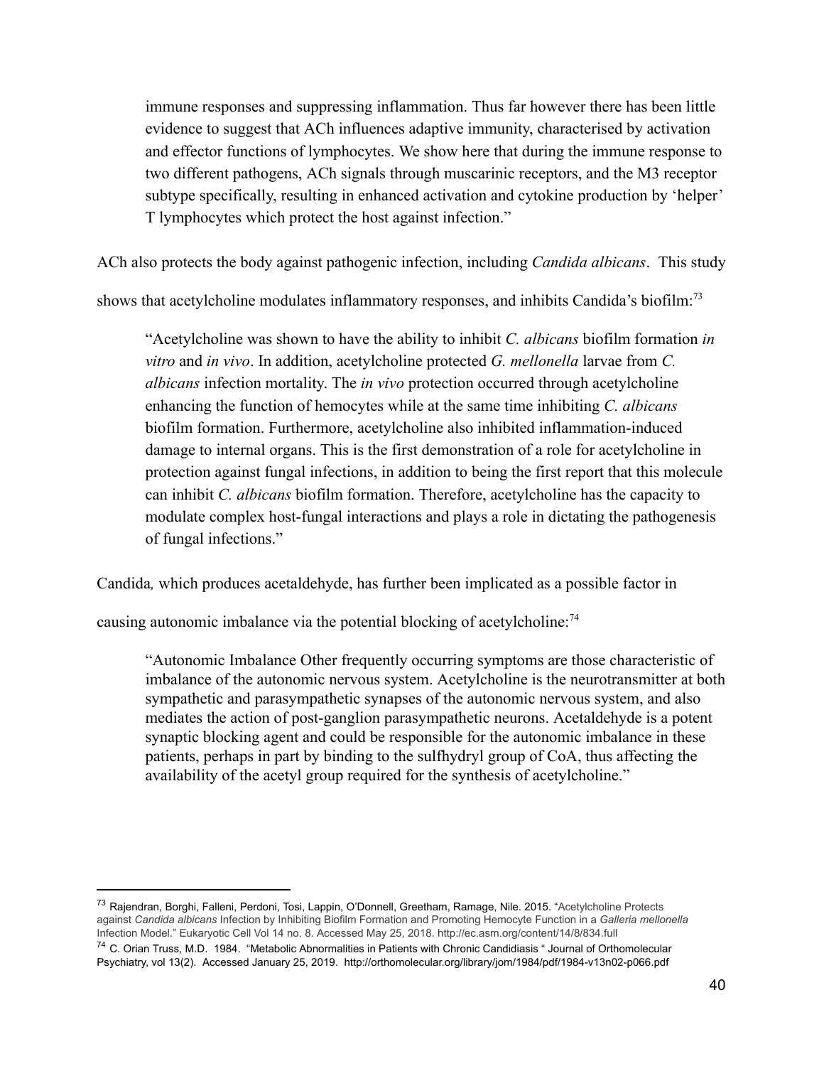> immune responses and suppressing inflammation. Thus far however there has been little evidence to suggest that ACh influences adaptive immunity, characterised by activation and effector functions of lymphocytes. We show here that during the immune response to two different pathogens, ACh signals through muscarinic receptors, and the M3 receptor subtype specifically, resulting in enhanced activation and cytokine production by 'helper' T lymphocytes which protect the host against infection."

ACh also protects the body against pathogenic infection, including *Candida albicans*. This study shows that acetylcholine modulates inflammatory responses, and inhibits Candida's biofilm:[73]

> "Acetylcholine was shown to have the ability to inhibit *C. albicans* biofilm formation *in vitro* and *in vivo*. In addition, acetylcholine protected *G. mellonella* larvae from *C. albicans* infection mortality. The *in vivo* protection occurred through acetylcholine enhancing the function of hemocytes while at the same time inhibiting *C. albicans* biofilm formation. Furthermore, acetylcholine also inhibited inflammation-induced damage to internal organs. This is the first demonstration of a role for acetylcholine in protection against fungal infections, in addition to being the first report that this molecule can inhibit *C. albicans* biofilm formation. Therefore, acetylcholine has the capacity to modulate complex host-fungal interactions and plays a role in dictating the pathogenesis of fungal infections."

Candida*,* which produces acetaldehyde, has further been implicated as a possible factor in causing autonomic imbalance via the potential blocking of acetylcholine:[74]

> "Autonomic Imbalance Other frequently occurring symptoms are those characteristic of imbalance of the autonomic nervous system. Acetylcholine is the neurotransmitter at both sympathetic and parasympathetic synapses of the autonomic nervous system, and also mediates the action of post-ganglion parasympathetic neurons. Acetaldehyde is a potent synaptic blocking agent and could be responsible for the autonomic imbalance in these patients, perhaps in part by binding to the sulfhydryl group of CoA, thus affecting the availability of the acetyl group required for the synthesis of acetylcholine."

---

[73] Rajendran, Borghi, Falleni, Perdoni, Tosi, Lappin, O'Donnell, Greetham, Ramage, Nile. 2015. "Acetylcholine Protects against *Candida albicans* Infection by Inhibiting Biofilm Formation and Promoting Hemocyte Function in a *Galleria mellonella* Infection Model." Eukaryotic Cell Vol 14 no. 8. Accessed May 25, 2018. http://ec.asm.org/content/14/8/834.full

[74] C. Orian Truss, M.D. 1984. "Metabolic Abnormalities in Patients with Chronic Candidiasis " Journal of Orthomolecular Psychiatry, vol 13(2). Accessed January 25, 2019. http://orthomolecular.org/library/jom/1984/pdf/1984-v13n02-p066.pdf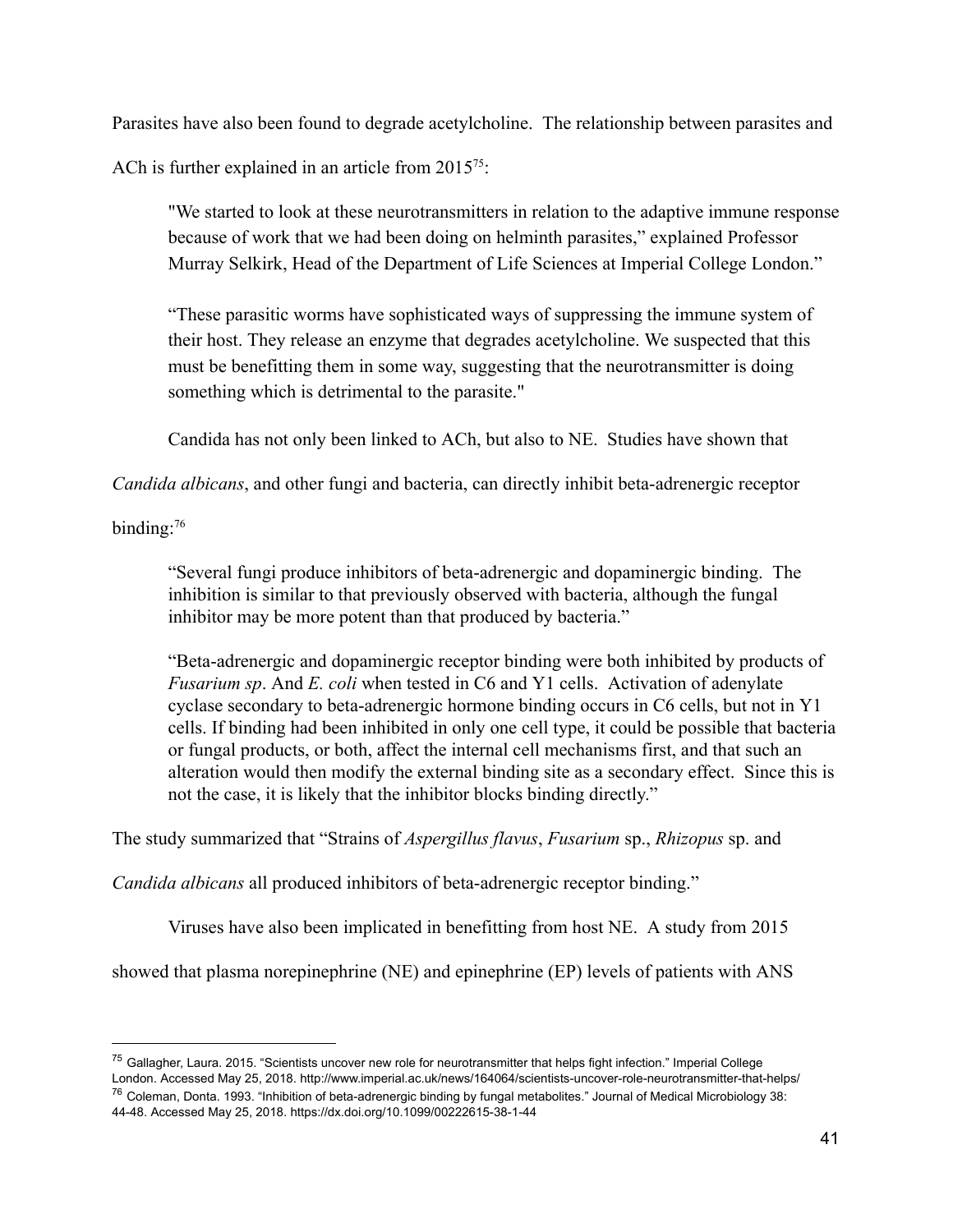Parasites have also been found to degrade acetylcholine. The relationship between parasites and ACh is further explained in an article from 2015[75]:

> "We started to look at these neurotransmitters in relation to the adaptive immune response because of work that we had been doing on helminth parasites," explained Professor Murray Selkirk, Head of the Department of Life Sciences at Imperial College London."
>
> "These parasitic worms have sophisticated ways of suppressing the immune system of their host. They release an enzyme that degrades acetylcholine. We suspected that this must be benefitting them in some way, suggesting that the neurotransmitter is doing something which is detrimental to the parasite."

Candida has not only been linked to ACh, but also to NE. Studies have shown that *Candida albicans*, and other fungi and bacteria, can directly inhibit beta-adrenergic receptor binding:[76]

> "Several fungi produce inhibitors of beta-adrenergic and dopaminergic binding. The inhibition is similar to that previously observed with bacteria, although the fungal inhibitor may be more potent than that produced by bacteria."
>
> "Beta-adrenergic and dopaminergic receptor binding were both inhibited by products of *Fusarium sp*. And *E. coli* when tested in C6 and Y1 cells. Activation of adenylate cyclase secondary to beta-adrenergic hormone binding occurs in C6 cells, but not in Y1 cells. If binding had been inhibited in only one cell type, it could be possible that bacteria or fungal products, or both, affect the internal cell mechanisms first, and that such an alteration would then modify the external binding site as a secondary effect. Since this is not the case, it is likely that the inhibitor blocks binding directly."

The study summarized that "Strains of *Aspergillus flavus*, *Fusarium* sp., *Rhizopus* sp. and *Candida albicans* all produced inhibitors of beta-adrenergic receptor binding."

Viruses have also been implicated in benefitting from host NE. A study from 2015 showed that plasma norepinephrine (NE) and epinephrine (EP) levels of patients with ANS

---

[75] Gallagher, Laura. 2015. "Scientists uncover new role for neurotransmitter that helps fight infection." Imperial College London. Accessed May 25, 2018. http://www.imperial.ac.uk/news/164064/scientists-uncover-role-neurotransmitter-that-helps/

[76] Coleman, Donta. 1993. "Inhibition of beta-adrenergic binding by fungal metabolites." Journal of Medical Microbiology 38: 44-48. Accessed May 25, 2018. https://dx.doi.org/10.1099/00222615-38-1-44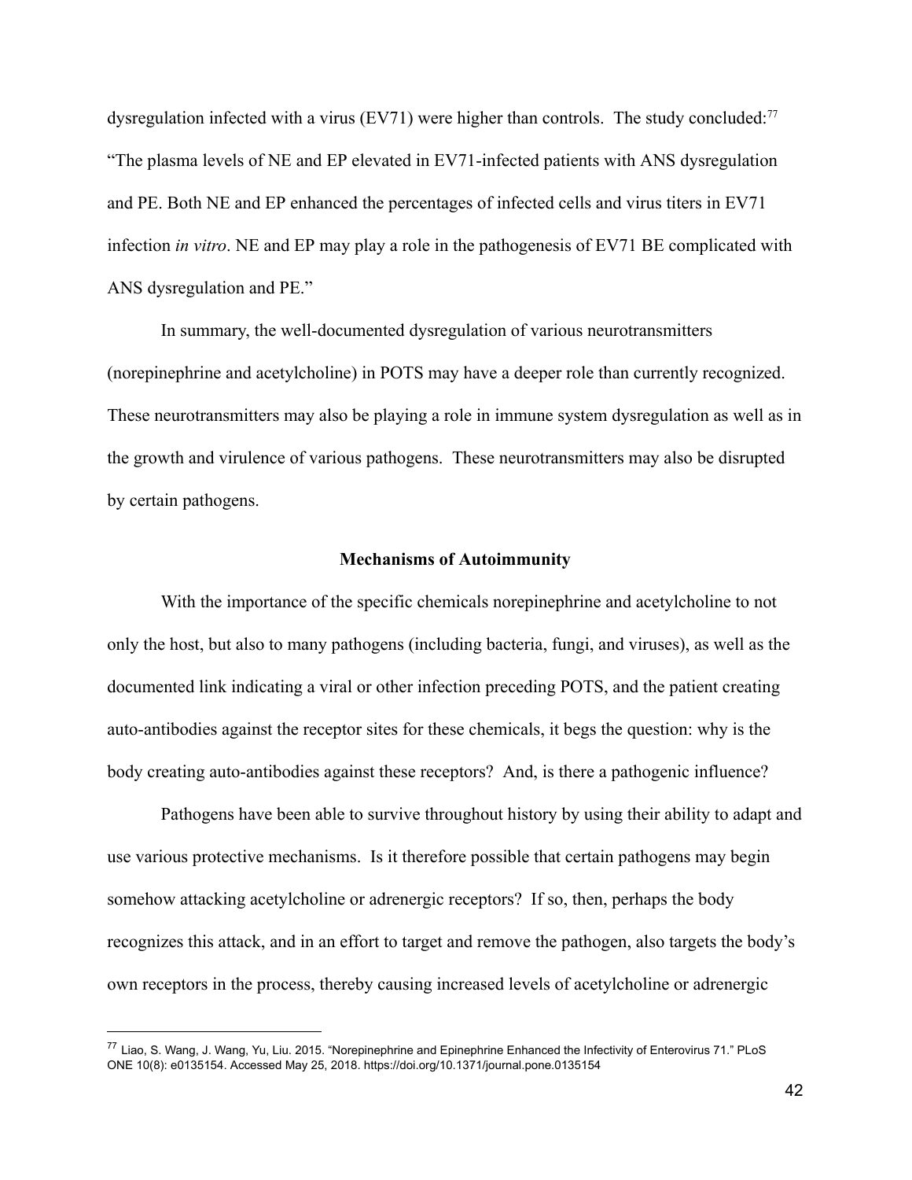dysregulation infected with a virus (EV71) were higher than controls. The study concluded:[77] "The plasma levels of NE and EP elevated in EV71-infected patients with ANS dysregulation and PE. Both NE and EP enhanced the percentages of infected cells and virus titers in EV71 infection *in vitro*. NE and EP may play a role in the pathogenesis of EV71 BE complicated with ANS dysregulation and PE."

In summary, the well-documented dysregulation of various neurotransmitters (norepinephrine and acetylcholine) in POTS may have a deeper role than currently recognized. These neurotransmitters may also be playing a role in immune system dysregulation as well as in the growth and virulence of various pathogens. These neurotransmitters may also be disrupted by certain pathogens.

## Mechanisms of Autoimmunity

With the importance of the specific chemicals norepinephrine and acetylcholine to not only the host, but also to many pathogens (including bacteria, fungi, and viruses), as well as the documented link indicating a viral or other infection preceding POTS, and the patient creating auto-antibodies against the receptor sites for these chemicals, it begs the question: why is the body creating auto-antibodies against these receptors? And, is there a pathogenic influence?

Pathogens have been able to survive throughout history by using their ability to adapt and use various protective mechanisms. Is it therefore possible that certain pathogens may begin somehow attacking acetylcholine or adrenergic receptors? If so, then, perhaps the body recognizes this attack, and in an effort to target and remove the pathogen, also targets the body's own receptors in the process, thereby causing increased levels of acetylcholine or adrenergic

---

[77] Liao, S. Wang, J. Wang, Yu, Liu. 2015. "Norepinephrine and Epinephrine Enhanced the Infectivity of Enterovirus 71." PLoS ONE 10(8): e0135154. Accessed May 25, 2018. https://doi.org/10.1371/journal.pone.0135154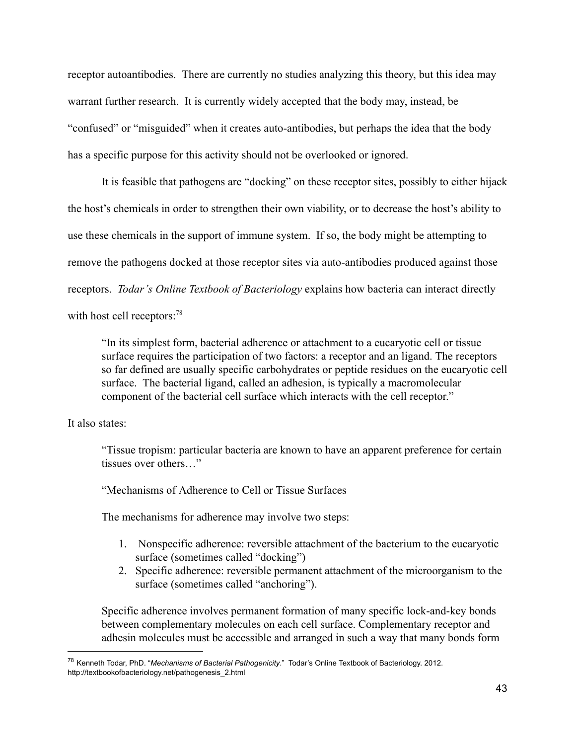receptor autoantibodies. There are currently no studies analyzing this theory, but this idea may warrant further research. It is currently widely accepted that the body may, instead, be "confused" or "misguided" when it creates auto-antibodies, but perhaps the idea that the body has a specific purpose for this activity should not be overlooked or ignored.

It is feasible that pathogens are "docking" on these receptor sites, possibly to either hijack the host's chemicals in order to strengthen their own viability, or to decrease the host's ability to use these chemicals in the support of immune system. If so, the body might be attempting to remove the pathogens docked at those receptor sites via auto-antibodies produced against those receptors. *Todar's Online Textbook of Bacteriology* explains how bacteria can interact directly with host cell receptors:[78]

> "In its simplest form, bacterial adherence or attachment to a eucaryotic cell or tissue surface requires the participation of two factors: a receptor and an ligand. The receptors so far defined are usually specific carbohydrates or peptide residues on the eucaryotic cell surface. The bacterial ligand, called an adhesion, is typically a macromolecular component of the bacterial cell surface which interacts with the cell receptor."

It also states:

> "Tissue tropism: particular bacteria are known to have an apparent preference for certain tissues over others…"
>
> "Mechanisms of Adherence to Cell or Tissue Surfaces
>
> The mechanisms for adherence may involve two steps:
>
> 1. Nonspecific adherence: reversible attachment of the bacterium to the eucaryotic surface (sometimes called "docking")
> 2. Specific adherence: reversible permanent attachment of the microorganism to the surface (sometimes called "anchoring").
>
> Specific adherence involves permanent formation of many specific lock-and-key bonds between complementary molecules on each cell surface. Complementary receptor and adhesin molecules must be accessible and arranged in such a way that many bonds form

---

[78] Kenneth Todar, PhD. "*Mechanisms of Bacterial Pathogenicity*." Todar's Online Textbook of Bacteriology. 2012. http://textbookofbacteriology.net/pathogenesis_2.html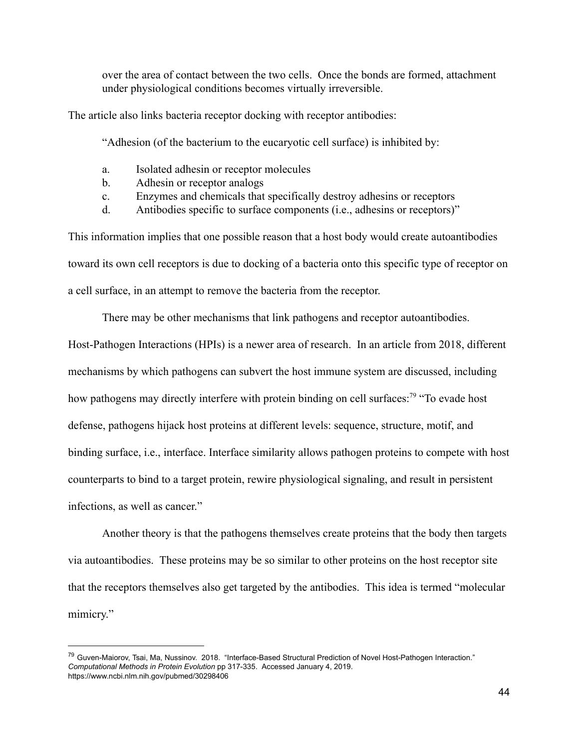> over the area of contact between the two cells. Once the bonds are formed, attachment under physiological conditions becomes virtually irreversible.

The article also links bacteria receptor docking with receptor antibodies:

> "Adhesion (of the bacterium to the eucaryotic cell surface) is inhibited by:
>
> a. Isolated adhesin or receptor molecules
> b. Adhesin or receptor analogs
> c. Enzymes and chemicals that specifically destroy adhesins or receptors
> d. Antibodies specific to surface components (i.e., adhesins or receptors)"

This information implies that one possible reason that a host body would create autoantibodies toward its own cell receptors is due to docking of a bacteria onto this specific type of receptor on a cell surface, in an attempt to remove the bacteria from the receptor.

There may be other mechanisms that link pathogens and receptor autoantibodies. Host-Pathogen Interactions (HPIs) is a newer area of research. In an article from 2018, different mechanisms by which pathogens can subvert the host immune system are discussed, including how pathogens may directly interfere with protein binding on cell surfaces:[79] "To evade host defense, pathogens hijack host proteins at different levels: sequence, structure, motif, and binding surface, i.e., interface. Interface similarity allows pathogen proteins to compete with host counterparts to bind to a target protein, rewire physiological signaling, and result in persistent infections, as well as cancer."

Another theory is that the pathogens themselves create proteins that the body then targets via autoantibodies. These proteins may be so similar to other proteins on the host receptor site that the receptors themselves also get targeted by the antibodies. This idea is termed "molecular mimicry."

---

[79] Guven-Maiorov, Tsai, Ma, Nussinov. 2018. "Interface-Based Structural Prediction of Novel Host-Pathogen Interaction." *Computational Methods in Protein Evolution* pp 317-335. Accessed January 4, 2019. https://www.ncbi.nlm.nih.gov/pubmed/30298406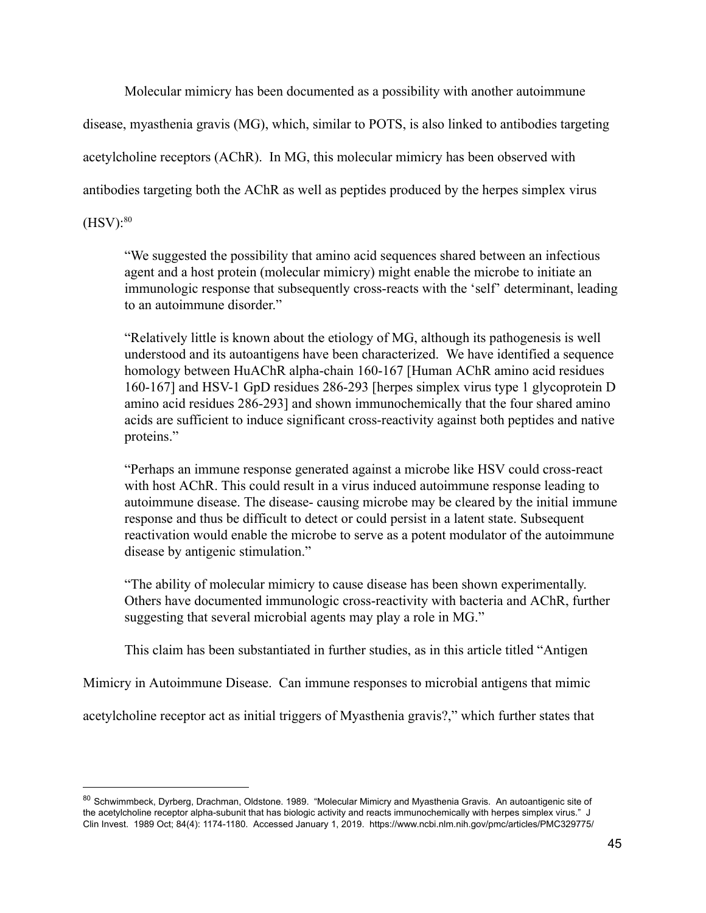Molecular mimicry has been documented as a possibility with another autoimmune disease, myasthenia gravis (MG), which, similar to POTS, is also linked to antibodies targeting acetylcholine receptors (AChR). In MG, this molecular mimicry has been observed with antibodies targeting both the AChR as well as peptides produced by the herpes simplex virus (HSV):[80]

> "We suggested the possibility that amino acid sequences shared between an infectious agent and a host protein (molecular mimicry) might enable the microbe to initiate an immunologic response that subsequently cross-reacts with the 'self' determinant, leading to an autoimmune disorder."
>
> "Relatively little is known about the etiology of MG, although its pathogenesis is well understood and its autoantigens have been characterized. We have identified a sequence homology between HuAChR alpha-chain 160-167 [Human AChR amino acid residues 160-167] and HSV-1 GpD residues 286-293 [herpes simplex virus type 1 glycoprotein D amino acid residues 286-293] and shown immunochemically that the four shared amino acids are sufficient to induce significant cross-reactivity against both peptides and native proteins."
>
> "Perhaps an immune response generated against a microbe like HSV could cross-react with host AChR. This could result in a virus induced autoimmune response leading to autoimmune disease. The disease- causing microbe may be cleared by the initial immune response and thus be difficult to detect or could persist in a latent state. Subsequent reactivation would enable the microbe to serve as a potent modulator of the autoimmune disease by antigenic stimulation."
>
> "The ability of molecular mimicry to cause disease has been shown experimentally. Others have documented immunologic cross-reactivity with bacteria and AChR, further suggesting that several microbial agents may play a role in MG."

This claim has been substantiated in further studies, as in this article titled "Antigen Mimicry in Autoimmune Disease. Can immune responses to microbial antigens that mimic acetylcholine receptor act as initial triggers of Myasthenia gravis?," which further states that

---

[80] Schwimmbeck, Dyrberg, Drachman, Oldstone. 1989. "Molecular Mimicry and Myasthenia Gravis. An autoantigenic site of the acetylcholine receptor alpha-subunit that has biologic activity and reacts immunochemically with herpes simplex virus." J Clin Invest. 1989 Oct; 84(4): 1174-1180. Accessed January 1, 2019. https://www.ncbi.nlm.nih.gov/pmc/articles/PMC329775/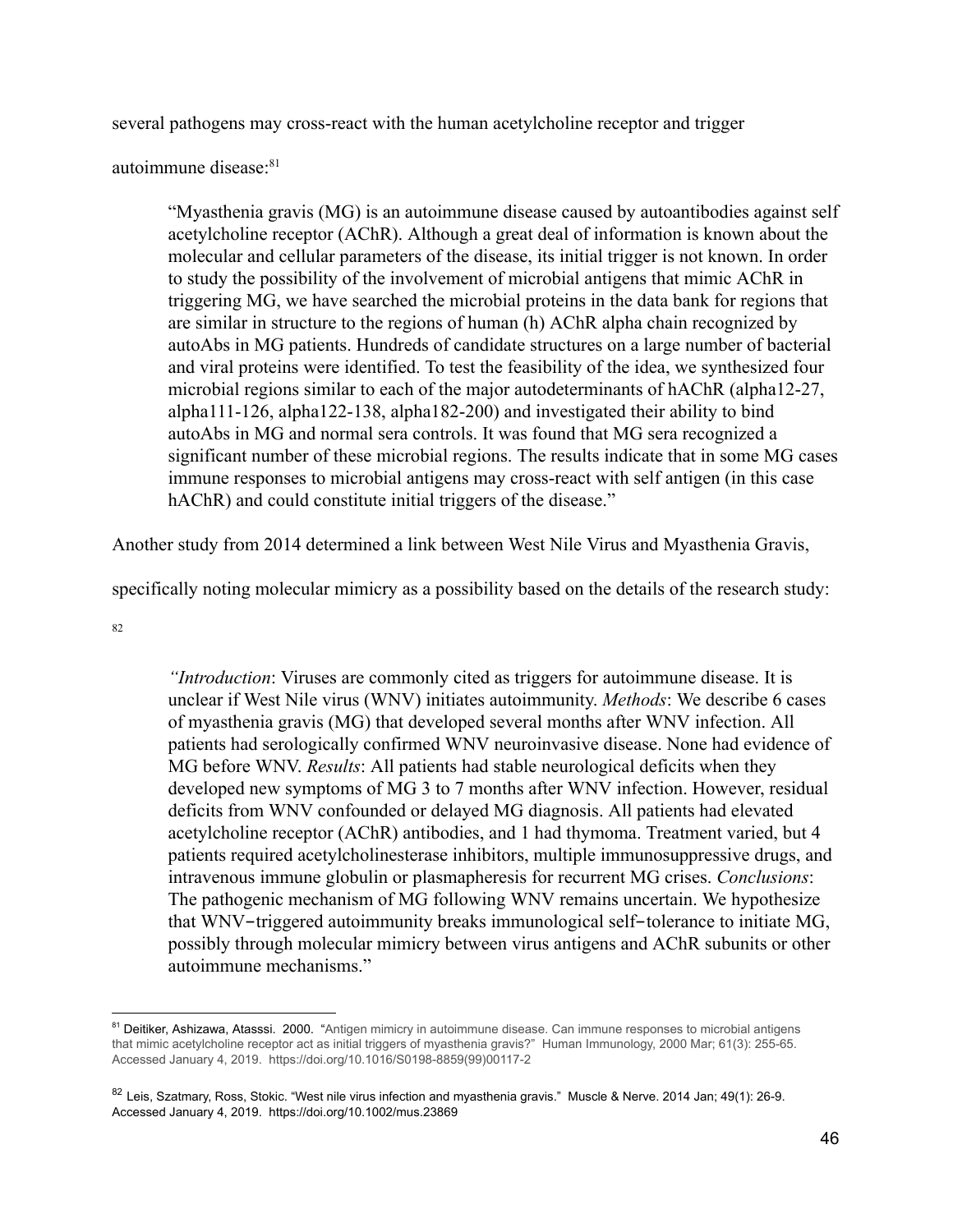several pathogens may cross-react with the human acetylcholine receptor and trigger autoimmune disease:[81]

> "Myasthenia gravis (MG) is an autoimmune disease caused by autoantibodies against self acetylcholine receptor (AChR). Although a great deal of information is known about the molecular and cellular parameters of the disease, its initial trigger is not known. In order to study the possibility of the involvement of microbial antigens that mimic AChR in triggering MG, we have searched the microbial proteins in the data bank for regions that are similar in structure to the regions of human (h) AChR alpha chain recognized by autoAbs in MG patients. Hundreds of candidate structures on a large number of bacterial and viral proteins were identified. To test the feasibility of the idea, we synthesized four microbial regions similar to each of the major autodeterminants of hAChR (alpha12-27, alpha111-126, alpha122-138, alpha182-200) and investigated their ability to bind autoAbs in MG and normal sera controls. It was found that MG sera recognized a significant number of these microbial regions. The results indicate that in some MG cases immune responses to microbial antigens may cross-react with self antigen (in this case hAChR) and could constitute initial triggers of the disease."

Another study from 2014 determined a link between West Nile Virus and Myasthenia Gravis, specifically noting molecular mimicry as a possibility based on the details of the research study: [82]

> *"Introduction*: Viruses are commonly cited as triggers for autoimmune disease. It is unclear if West Nile virus (WNV) initiates autoimmunity. *Methods*: We describe 6 cases of myasthenia gravis (MG) that developed several months after WNV infection. All patients had serologically confirmed WNV neuroinvasive disease. None had evidence of MG before WNV. *Results*: All patients had stable neurological deficits when they developed new symptoms of MG 3 to 7 months after WNV infection. However, residual deficits from WNV confounded or delayed MG diagnosis. All patients had elevated acetylcholine receptor (AChR) antibodies, and 1 had thymoma. Treatment varied, but 4 patients required acetylcholinesterase inhibitors, multiple immunosuppressive drugs, and intravenous immune globulin or plasmapheresis for recurrent MG crises. *Conclusions*: The pathogenic mechanism of MG following WNV remains uncertain. We hypothesize that WNV‐triggered autoimmunity breaks immunological self‐tolerance to initiate MG, possibly through molecular mimicry between virus antigens and AChR subunits or other autoimmune mechanisms."

---

[81] Deitiker, Ashizawa, Atasssi. 2000. "Antigen mimicry in autoimmune disease. Can immune responses to microbial antigens that mimic acetylcholine receptor act as initial triggers of myasthenia gravis?" Human Immunology, 2000 Mar; 61(3): 255-65. Accessed January 4, 2019. https://doi.org/10.1016/S0198-8859(99)00117-2

[82] Leis, Szatmary, Ross, Stokic. "West nile virus infection and myasthenia gravis." Muscle & Nerve. 2014 Jan; 49(1): 26-9. Accessed January 4, 2019. https://doi.org/10.1002/mus.23869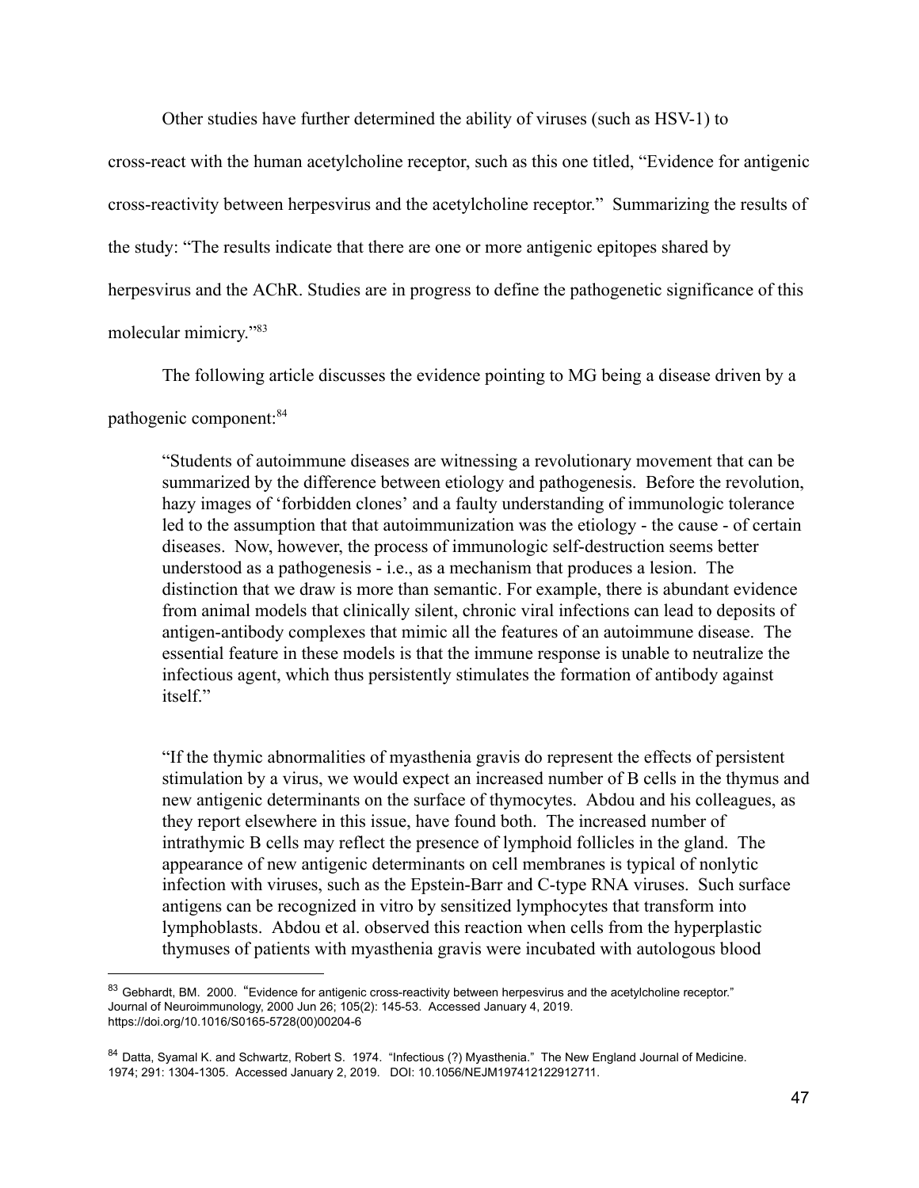Other studies have further determined the ability of viruses (such as HSV-1) to cross-react with the human acetylcholine receptor, such as this one titled, "Evidence for antigenic cross-reactivity between herpesvirus and the acetylcholine receptor." Summarizing the results of the study: "The results indicate that there are one or more antigenic epitopes shared by herpesvirus and the AChR. Studies are in progress to define the pathogenetic significance of this molecular mimicry."[83]

The following article discusses the evidence pointing to MG being a disease driven by a pathogenic component:[84]

> "Students of autoimmune diseases are witnessing a revolutionary movement that can be summarized by the difference between etiology and pathogenesis. Before the revolution, hazy images of 'forbidden clones' and a faulty understanding of immunologic tolerance led to the assumption that that autoimmunization was the etiology - the cause - of certain diseases. Now, however, the process of immunologic self-destruction seems better understood as a pathogenesis - i.e., as a mechanism that produces a lesion. The distinction that we draw is more than semantic. For example, there is abundant evidence from animal models that clinically silent, chronic viral infections can lead to deposits of antigen-antibody complexes that mimic all the features of an autoimmune disease. The essential feature in these models is that the immune response is unable to neutralize the infectious agent, which thus persistently stimulates the formation of antibody against itself."

> "If the thymic abnormalities of myasthenia gravis do represent the effects of persistent stimulation by a virus, we would expect an increased number of B cells in the thymus and new antigenic determinants on the surface of thymocytes. Abdou and his colleagues, as they report elsewhere in this issue, have found both. The increased number of intrathymic B cells may reflect the presence of lymphoid follicles in the gland. The appearance of new antigenic determinants on cell membranes is typical of nonlytic infection with viruses, such as the Epstein-Barr and C-type RNA viruses. Such surface antigens can be recognized in vitro by sensitized lymphocytes that transform into lymphoblasts. Abdou et al. observed this reaction when cells from the hyperplastic thymuses of patients with myasthenia gravis were incubated with autologous blood

---

[83] Gebhardt, BM. 2000. "Evidence for antigenic cross-reactivity between herpesvirus and the acetylcholine receptor." Journal of Neuroimmunology, 2000 Jun 26; 105(2): 145-53. Accessed January 4, 2019. https://doi.org/10.1016/S0165-5728(00)00204-6

[84] Datta, Syamal K. and Schwartz, Robert S. 1974. "Infectious (?) Myasthenia." The New England Journal of Medicine. 1974; 291: 1304-1305. Accessed January 2, 2019. DOI: 10.1056/NEJM197412122912711.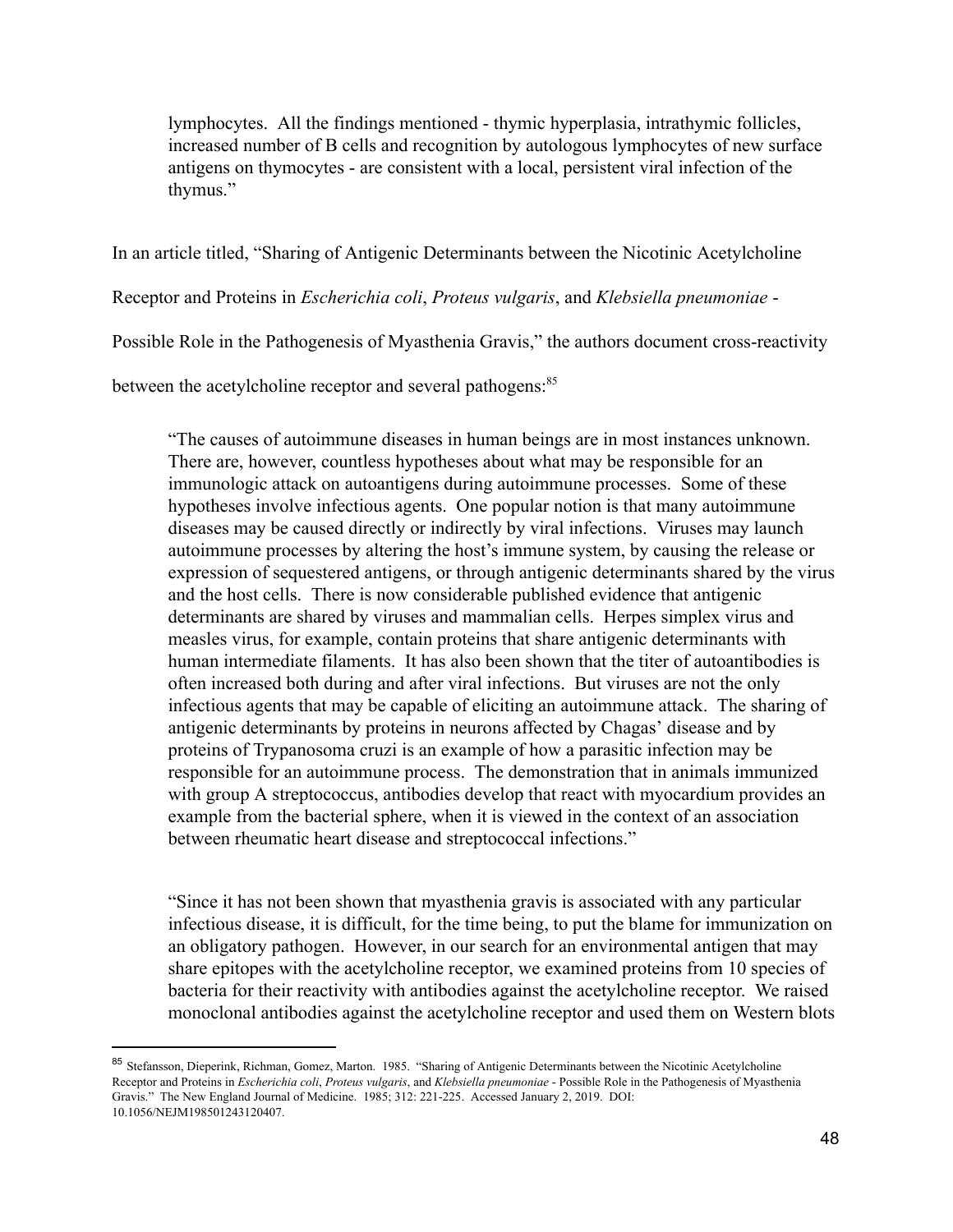> lymphocytes. All the findings mentioned - thymic hyperplasia, intrathymic follicles, increased number of B cells and recognition by autologous lymphocytes of new surface antigens on thymocytes - are consistent with a local, persistent viral infection of the thymus."

In an article titled, "Sharing of Antigenic Determinants between the Nicotinic Acetylcholine Receptor and Proteins in *Escherichia coli*, *Proteus vulgaris*, and *Klebsiella pneumoniae* - Possible Role in the Pathogenesis of Myasthenia Gravis," the authors document cross-reactivity between the acetylcholine receptor and several pathogens:[85]

> "The causes of autoimmune diseases in human beings are in most instances unknown. There are, however, countless hypotheses about what may be responsible for an immunologic attack on autoantigens during autoimmune processes. Some of these hypotheses involve infectious agents. One popular notion is that many autoimmune diseases may be caused directly or indirectly by viral infections. Viruses may launch autoimmune processes by altering the host's immune system, by causing the release or expression of sequestered antigens, or through antigenic determinants shared by the virus and the host cells. There is now considerable published evidence that antigenic determinants are shared by viruses and mammalian cells. Herpes simplex virus and measles virus, for example, contain proteins that share antigenic determinants with human intermediate filaments. It has also been shown that the titer of autoantibodies is often increased both during and after viral infections. But viruses are not the only infectious agents that may be capable of eliciting an autoimmune attack. The sharing of antigenic determinants by proteins in neurons affected by Chagas' disease and by proteins of Trypanosoma cruzi is an example of how a parasitic infection may be responsible for an autoimmune process. The demonstration that in animals immunized with group A streptococcus, antibodies develop that react with myocardium provides an example from the bacterial sphere, when it is viewed in the context of an association between rheumatic heart disease and streptococcal infections."

> "Since it has not been shown that myasthenia gravis is associated with any particular infectious disease, it is difficult, for the time being, to put the blame for immunization on an obligatory pathogen. However, in our search for an environmental antigen that may share epitopes with the acetylcholine receptor, we examined proteins from 10 species of bacteria for their reactivity with antibodies against the acetylcholine receptor. We raised monoclonal antibodies against the acetylcholine receptor and used them on Western blots

---

[85] Stefansson, Dieperink, Richman, Gomez, Marton. 1985. "Sharing of Antigenic Determinants between the Nicotinic Acetylcholine Receptor and Proteins in *Escherichia coli*, *Proteus vulgaris*, and *Klebsiella pneumoniae* - Possible Role in the Pathogenesis of Myasthenia Gravis." The New England Journal of Medicine. 1985; 312: 221-225. Accessed January 2, 2019. DOI: 10.1056/NEJM198501243120407.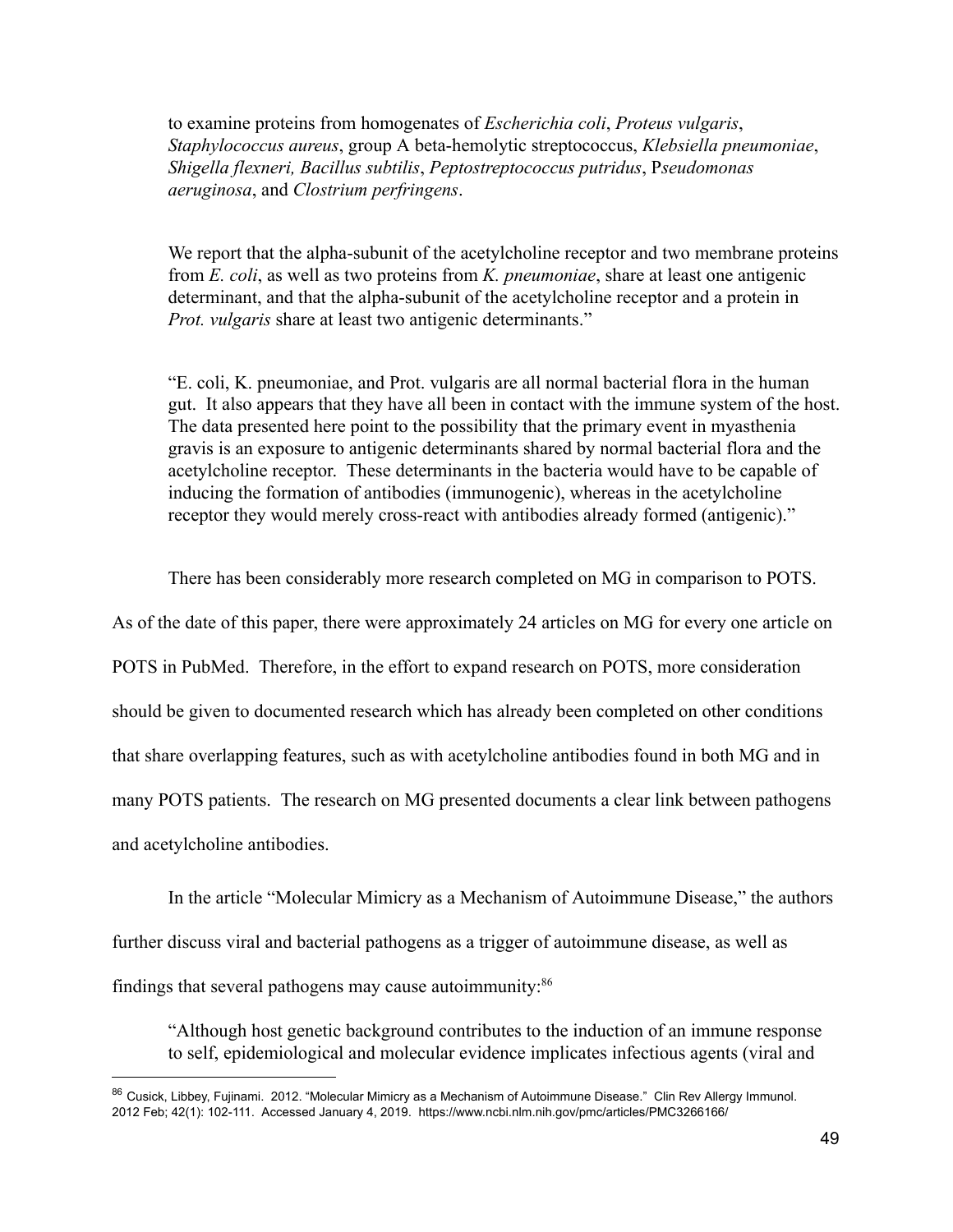> to examine proteins from homogenates of *Escherichia coli*, *Proteus vulgaris*, *Staphylococcus aureus*, group A beta-hemolytic streptococcus, *Klebsiella pneumoniae*, *Shigella flexneri, Bacillus subtilis*, *Peptostreptococcus putridus*, P*seudomonas aeruginosa*, and *Clostrium perfringens*.
>
> We report that the alpha-subunit of the acetylcholine receptor and two membrane proteins from *E. coli*, as well as two proteins from *K. pneumoniae*, share at least one antigenic determinant, and that the alpha-subunit of the acetylcholine receptor and a protein in *Prot. vulgaris* share at least two antigenic determinants."
>
> "E. coli, K. pneumoniae, and Prot. vulgaris are all normal bacterial flora in the human gut. It also appears that they have all been in contact with the immune system of the host. The data presented here point to the possibility that the primary event in myasthenia gravis is an exposure to antigenic determinants shared by normal bacterial flora and the acetylcholine receptor. These determinants in the bacteria would have to be capable of inducing the formation of antibodies (immunogenic), whereas in the acetylcholine receptor they would merely cross-react with antibodies already formed (antigenic)."

There has been considerably more research completed on MG in comparison to POTS. As of the date of this paper, there were approximately 24 articles on MG for every one article on POTS in PubMed. Therefore, in the effort to expand research on POTS, more consideration should be given to documented research which has already been completed on other conditions that share overlapping features, such as with acetylcholine antibodies found in both MG and in many POTS patients. The research on MG presented documents a clear link between pathogens and acetylcholine antibodies.

In the article "Molecular Mimicry as a Mechanism of Autoimmune Disease," the authors further discuss viral and bacterial pathogens as a trigger of autoimmune disease, as well as findings that several pathogens may cause autoimmunity:[86]

> "Although host genetic background contributes to the induction of an immune response to self, epidemiological and molecular evidence implicates infectious agents (viral and

[86] Cusick, Libbey, Fujinami. 2012. "Molecular Mimicry as a Mechanism of Autoimmune Disease." Clin Rev Allergy Immunol. 2012 Feb; 42(1): 102-111. Accessed January 4, 2019. https://www.ncbi.nlm.nih.gov/pmc/articles/PMC3266166/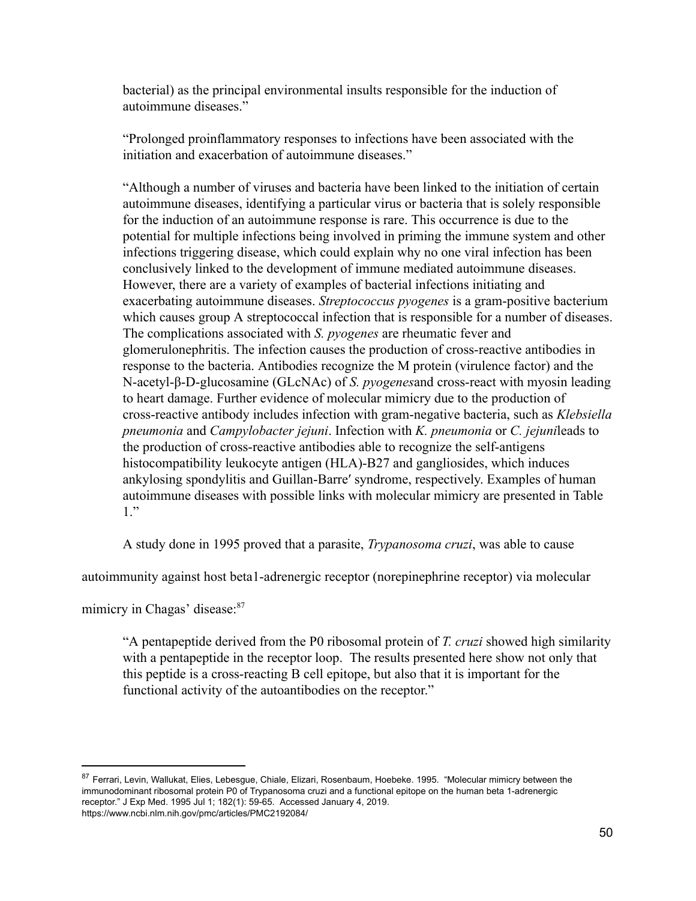> bacterial) as the principal environmental insults responsible for the induction of autoimmune diseases."
>
> "Prolonged proinflammatory responses to infections have been associated with the initiation and exacerbation of autoimmune diseases."
>
> "Although a number of viruses and bacteria have been linked to the initiation of certain autoimmune diseases, identifying a particular virus or bacteria that is solely responsible for the induction of an autoimmune response is rare. This occurrence is due to the potential for multiple infections being involved in priming the immune system and other infections triggering disease, which could explain why no one viral infection has been conclusively linked to the development of immune mediated autoimmune diseases. However, there are a variety of examples of bacterial infections initiating and exacerbating autoimmune diseases. *Streptococcus pyogenes* is a gram-positive bacterium which causes group A streptococcal infection that is responsible for a number of diseases. The complications associated with *S. pyogenes* are rheumatic fever and glomerulonephritis. The infection causes the production of cross-reactive antibodies in response to the bacteria. Antibodies recognize the M protein (virulence factor) and the N-acetyl-β-D-glucosamine (GLcNAc) of *S. pyogenes*and cross-react with myosin leading to heart damage. Further evidence of molecular mimicry due to the production of cross-reactive antibody includes infection with gram-negative bacteria, such as *Klebsiella pneumonia* and *Campylobacter jejuni*. Infection with *K. pneumonia* or *C. jejuni*leads to the production of cross-reactive antibodies able to recognize the self-antigens histocompatibility leukocyte antigen (HLA)-B27 and gangliosides, which induces ankylosing spondylitis and Guillan-Barre′ syndrome, respectively. Examples of human autoimmune diseases with possible links with molecular mimicry are presented in Table 1."

A study done in 1995 proved that a parasite, *Trypanosoma cruzi*, was able to cause autoimmunity against host beta1-adrenergic receptor (norepinephrine receptor) via molecular mimicry in Chagas' disease:[87]

> "A pentapeptide derived from the P0 ribosomal protein of *T. cruzi* showed high similarity with a pentapeptide in the receptor loop. The results presented here show not only that this peptide is a cross-reacting B cell epitope, but also that it is important for the functional activity of the autoantibodies on the receptor."

---

[87] Ferrari, Levin, Wallukat, Elies, Lebesgue, Chiale, Elizari, Rosenbaum, Hoebeke. 1995. "Molecular mimicry between the immunodominant ribosomal protein P0 of Trypanosoma cruzi and a functional epitope on the human beta 1-adrenergic receptor." J Exp Med. 1995 Jul 1; 182(1): 59-65. Accessed January 4, 2019. https://www.ncbi.nlm.nih.gov/pmc/articles/PMC2192084/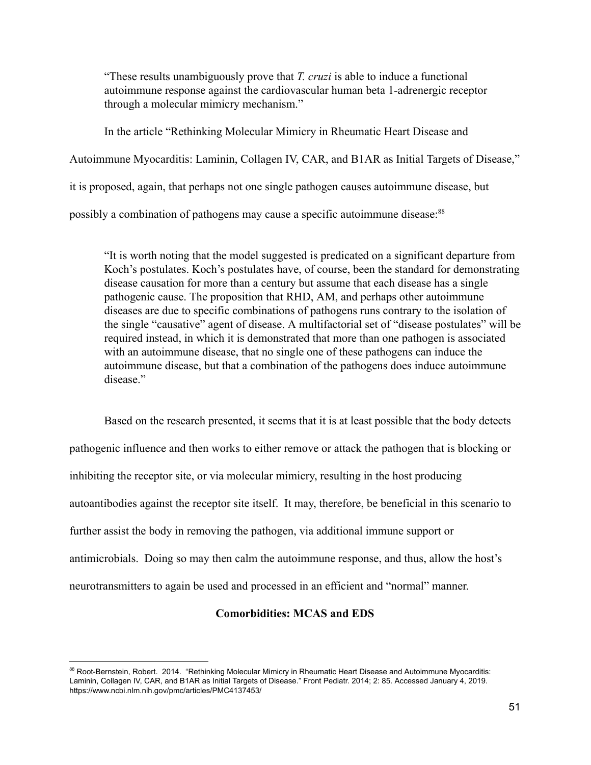> "These results unambiguously prove that *T. cruzi* is able to induce a functional autoimmune response against the cardiovascular human beta 1-adrenergic receptor through a molecular mimicry mechanism."

In the article "Rethinking Molecular Mimicry in Rheumatic Heart Disease and Autoimmune Myocarditis: Laminin, Collagen IV, CAR, and B1AR as Initial Targets of Disease," it is proposed, again, that perhaps not one single pathogen causes autoimmune disease, but possibly a combination of pathogens may cause a specific autoimmune disease:[88]

> "It is worth noting that the model suggested is predicated on a significant departure from Koch's postulates. Koch's postulates have, of course, been the standard for demonstrating disease causation for more than a century but assume that each disease has a single pathogenic cause. The proposition that RHD, AM, and perhaps other autoimmune diseases are due to specific combinations of pathogens runs contrary to the isolation of the single "causative" agent of disease. A multifactorial set of "disease postulates" will be required instead, in which it is demonstrated that more than one pathogen is associated with an autoimmune disease, that no single one of these pathogens can induce the autoimmune disease, but that a combination of the pathogens does induce autoimmune disease."

Based on the research presented, it seems that it is at least possible that the body detects pathogenic influence and then works to either remove or attack the pathogen that is blocking or inhibiting the receptor site, or via molecular mimicry, resulting in the host producing autoantibodies against the receptor site itself. It may, therefore, be beneficial in this scenario to further assist the body in removing the pathogen, via additional immune support or antimicrobials. Doing so may then calm the autoimmune response, and thus, allow the host's neurotransmitters to again be used and processed in an efficient and "normal" manner.

## Comorbidities: MCAS and EDS

---

[88] Root-Bernstein, Robert. 2014. "Rethinking Molecular Mimicry in Rheumatic Heart Disease and Autoimmune Myocarditis: Laminin, Collagen IV, CAR, and B1AR as Initial Targets of Disease." Front Pediatr. 2014; 2: 85. Accessed January 4, 2019. https://www.ncbi.nlm.nih.gov/pmc/articles/PMC4137453/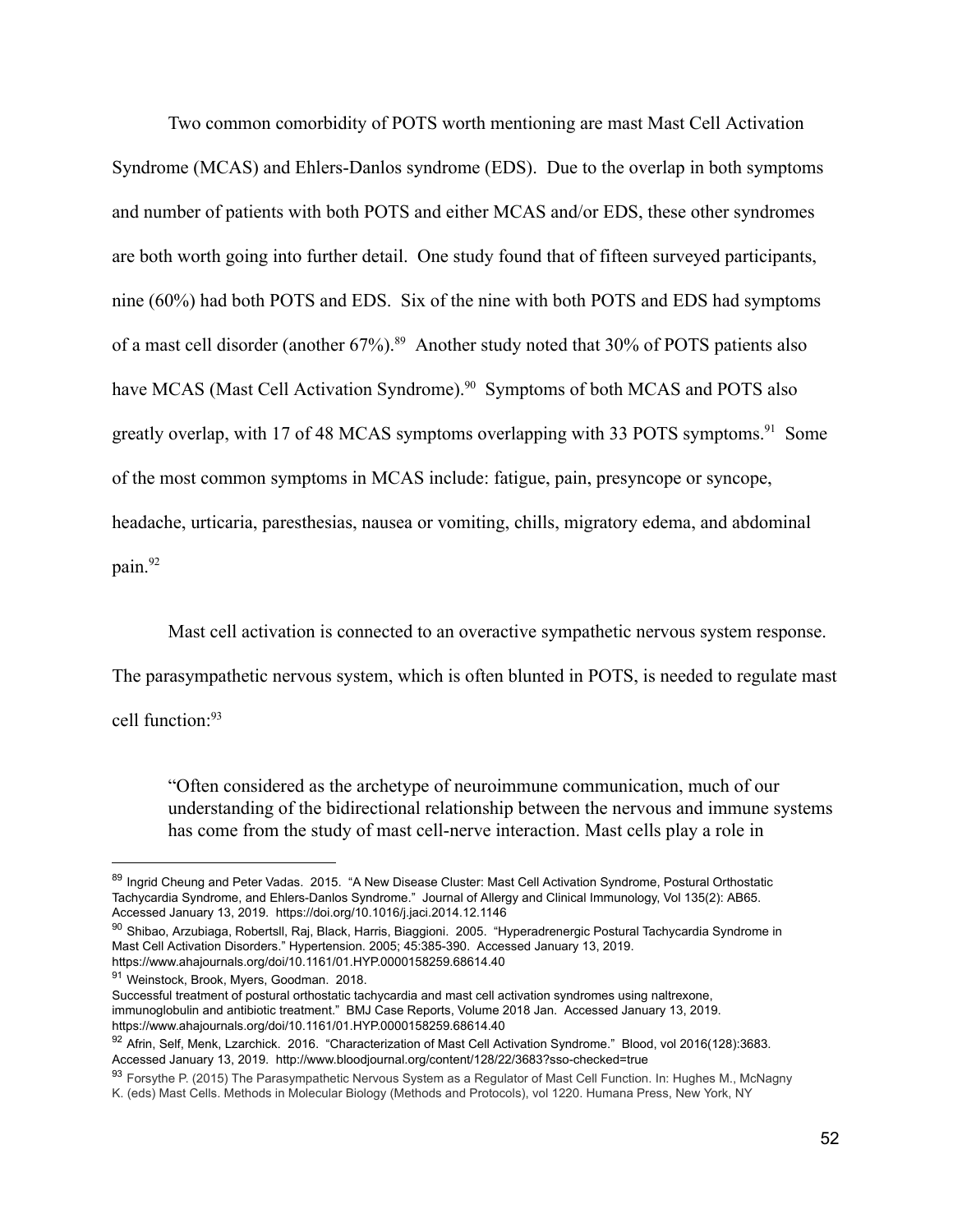Two common comorbidity of POTS worth mentioning are mast Mast Cell Activation Syndrome (MCAS) and Ehlers-Danlos syndrome (EDS). Due to the overlap in both symptoms and number of patients with both POTS and either MCAS and/or EDS, these other syndromes are both worth going into further detail. One study found that of fifteen surveyed participants, nine (60%) had both POTS and EDS. Six of the nine with both POTS and EDS had symptoms of a mast cell disorder (another 67%).[89] Another study noted that 30% of POTS patients also have MCAS (Mast Cell Activation Syndrome).[90] Symptoms of both MCAS and POTS also greatly overlap, with 17 of 48 MCAS symptoms overlapping with 33 POTS symptoms.[91] Some of the most common symptoms in MCAS include: fatigue, pain, presyncope or syncope, headache, urticaria, paresthesias, nausea or vomiting, chills, migratory edema, and abdominal pain.[92]

Mast cell activation is connected to an overactive sympathetic nervous system response. The parasympathetic nervous system, which is often blunted in POTS, is needed to regulate mast cell function:[93]

> "Often considered as the archetype of neuroimmune communication, much of our understanding of the bidirectional relationship between the nervous and immune systems has come from the study of mast cell-nerve interaction. Mast cells play a role in

---

[89] Ingrid Cheung and Peter Vadas. 2015. "A New Disease Cluster: Mast Cell Activation Syndrome, Postural Orthostatic Tachycardia Syndrome, and Ehlers-Danlos Syndrome." Journal of Allergy and Clinical Immunology, Vol 135(2): AB65. Accessed January 13, 2019. https://doi.org/10.1016/j.jaci.2014.12.1146

[90] Shibao, Arzubiaga, Robertsll, Raj, Black, Harris, Biaggioni. 2005. "Hyperadrenergic Postural Tachycardia Syndrome in Mast Cell Activation Disorders." Hypertension. 2005; 45:385-390. Accessed January 13, 2019. https://www.ahajournals.org/doi/10.1161/01.HYP.0000158259.68614.40

[91] Weinstock, Brook, Myers, Goodman. 2018. Successful treatment of postural orthostatic tachycardia and mast cell activation syndromes using naltrexone, immunoglobulin and antibiotic treatment." BMJ Case Reports, Volume 2018 Jan. Accessed January 13, 2019. https://www.ahajournals.org/doi/10.1161/01.HYP.0000158259.68614.40

[92] Afrin, Self, Menk, Lzarchick. 2016. "Characterization of Mast Cell Activation Syndrome." Blood, vol 2016(128):3683. Accessed January 13, 2019. http://www.bloodjournal.org/content/128/22/3683?sso-checked=true

[93] Forsythe P. (2015) The Parasympathetic Nervous System as a Regulator of Mast Cell Function. In: Hughes M., McNagny K. (eds) Mast Cells. Methods in Molecular Biology (Methods and Protocols), vol 1220. Humana Press, New York, NY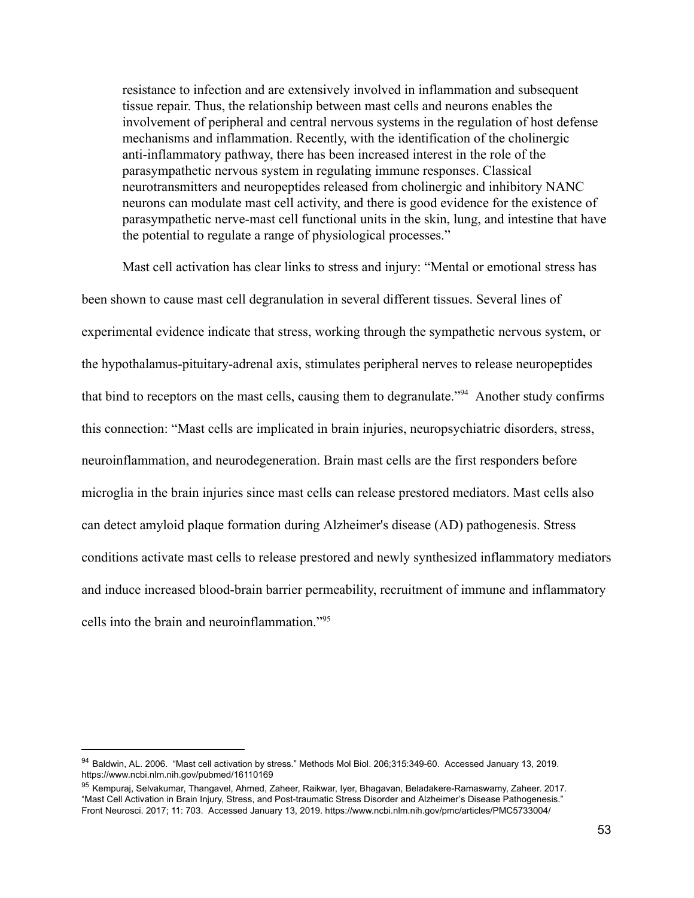> resistance to infection and are extensively involved in inflammation and subsequent tissue repair. Thus, the relationship between mast cells and neurons enables the involvement of peripheral and central nervous systems in the regulation of host defense mechanisms and inflammation. Recently, with the identification of the cholinergic anti-inflammatory pathway, there has been increased interest in the role of the parasympathetic nervous system in regulating immune responses. Classical neurotransmitters and neuropeptides released from cholinergic and inhibitory NANC neurons can modulate mast cell activity, and there is good evidence for the existence of parasympathetic nerve-mast cell functional units in the skin, lung, and intestine that have the potential to regulate a range of physiological processes."

Mast cell activation has clear links to stress and injury: "Mental or emotional stress has been shown to cause mast cell degranulation in several different tissues. Several lines of experimental evidence indicate that stress, working through the sympathetic nervous system, or the hypothalamus-pituitary-adrenal axis, stimulates peripheral nerves to release neuropeptides that bind to receptors on the mast cells, causing them to degranulate."[94] Another study confirms this connection: "Mast cells are implicated in brain injuries, neuropsychiatric disorders, stress, neuroinflammation, and neurodegeneration. Brain mast cells are the first responders before microglia in the brain injuries since mast cells can release prestored mediators. Mast cells also can detect amyloid plaque formation during Alzheimer's disease (AD) pathogenesis. Stress conditions activate mast cells to release prestored and newly synthesized inflammatory mediators and induce increased blood-brain barrier permeability, recruitment of immune and inflammatory cells into the brain and neuroinflammation."[95]

---

[94] Baldwin, AL. 2006. "Mast cell activation by stress." Methods Mol Biol. 206;315:349-60. Accessed January 13, 2019. https://www.ncbi.nlm.nih.gov/pubmed/16110169

[95] Kempuraj, Selvakumar, Thangavel, Ahmed, Zaheer, Raikwar, Iyer, Bhagavan, Beladakere-Ramaswamy, Zaheer. 2017. "Mast Cell Activation in Brain Injury, Stress, and Post-traumatic Stress Disorder and Alzheimer's Disease Pathogenesis." Front Neurosci. 2017; 11: 703. Accessed January 13, 2019. https://www.ncbi.nlm.nih.gov/pmc/articles/PMC5733004/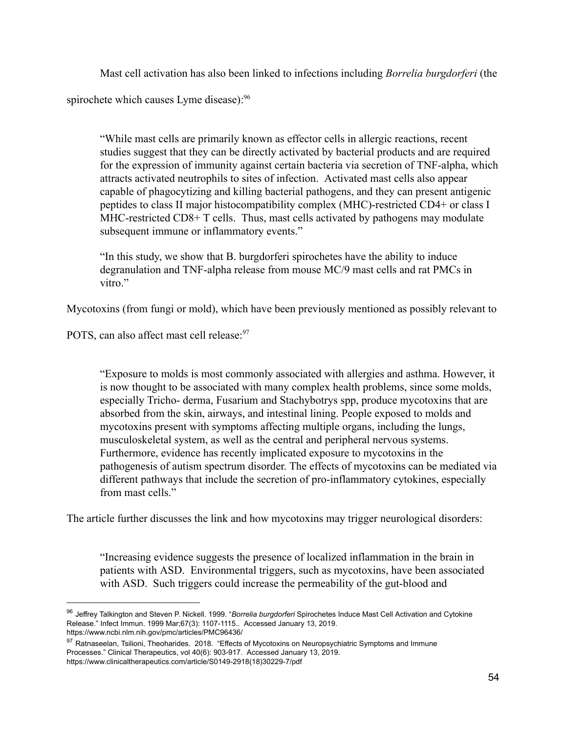Mast cell activation has also been linked to infections including *Borrelia burgdorferi* (the spirochete which causes Lyme disease):[96]

> "While mast cells are primarily known as effector cells in allergic reactions, recent studies suggest that they can be directly activated by bacterial products and are required for the expression of immunity against certain bacteria via secretion of TNF-alpha, which attracts activated neutrophils to sites of infection. Activated mast cells also appear capable of phagocytizing and killing bacterial pathogens, and they can present antigenic peptides to class II major histocompatibility complex (MHC)-restricted CD4+ or class I MHC-restricted CD8+ T cells. Thus, mast cells activated by pathogens may modulate subsequent immune or inflammatory events."
>
> "In this study, we show that B. burgdorferi spirochetes have the ability to induce degranulation and TNF-alpha release from mouse MC/9 mast cells and rat PMCs in vitro."

Mycotoxins (from fungi or mold), which have been previously mentioned as possibly relevant to POTS, can also affect mast cell release:[97]

> "Exposure to molds is most commonly associated with allergies and asthma. However, it is now thought to be associated with many complex health problems, since some molds, especially Tricho- derma, Fusarium and Stachybotrys spp, produce mycotoxins that are absorbed from the skin, airways, and intestinal lining. People exposed to molds and mycotoxins present with symptoms affecting multiple organs, including the lungs, musculoskeletal system, as well as the central and peripheral nervous systems. Furthermore, evidence has recently implicated exposure to mycotoxins in the pathogenesis of autism spectrum disorder. The effects of mycotoxins can be mediated via different pathways that include the secretion of pro-inflammatory cytokines, especially from mast cells."

The article further discusses the link and how mycotoxins may trigger neurological disorders:

> "Increasing evidence suggests the presence of localized inflammation in the brain in patients with ASD. Environmental triggers, such as mycotoxins, have been associated with ASD. Such triggers could increase the permeability of the gut-blood and

---

[96] Jeffrey Talkington and Steven P. Nickell. 1999. "*Borrelia burgdorferi* Spirochetes Induce Mast Cell Activation and Cytokine Release." Infect Immun. 1999 Mar;67(3): 1107-1115.. Accessed January 13, 2019. https://www.ncbi.nlm.nih.gov/pmc/articles/PMC96436/

[97] Ratnaseelan, Tsilioni, Theoharides. 2018. "Effects of Mycotoxins on Neuropsychiatric Symptoms and Immune Processes." Clinical Therapeutics, vol 40(6): 903-917. Accessed January 13, 2019. https://www.clinicaltherapeutics.com/article/S0149-2918(18)30229-7/pdf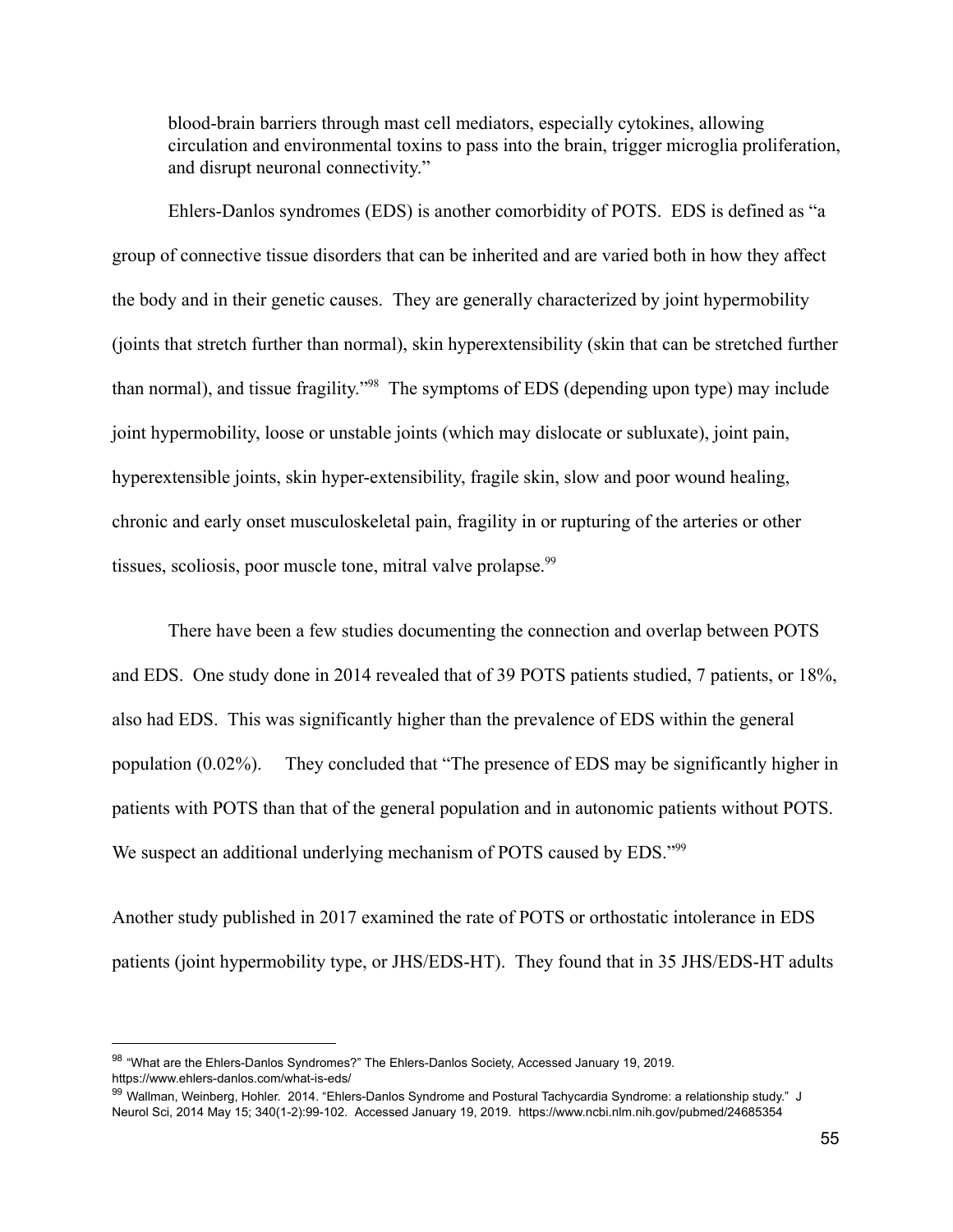blood-brain barriers through mast cell mediators, especially cytokines, allowing circulation and environmental toxins to pass into the brain, trigger microglia proliferation, and disrupt neuronal connectivity."

Ehlers-Danlos syndromes (EDS) is another comorbidity of POTS. EDS is defined as "a group of connective tissue disorders that can be inherited and are varied both in how they affect the body and in their genetic causes. They are generally characterized by joint hypermobility (joints that stretch further than normal), skin hyperextensibility (skin that can be stretched further than normal), and tissue fragility."[98] The symptoms of EDS (depending upon type) may include joint hypermobility, loose or unstable joints (which may dislocate or subluxate), joint pain, hyperextensible joints, skin hyper-extensibility, fragile skin, slow and poor wound healing, chronic and early onset musculoskeletal pain, fragility in or rupturing of the arteries or other tissues, scoliosis, poor muscle tone, mitral valve prolapse.[99]

There have been a few studies documenting the connection and overlap between POTS and EDS. One study done in 2014 revealed that of 39 POTS patients studied, 7 patients, or 18%, also had EDS. This was significantly higher than the prevalence of EDS within the general population (0.02%). They concluded that "The presence of EDS may be significantly higher in patients with POTS than that of the general population and in autonomic patients without POTS. We suspect an additional underlying mechanism of POTS caused by EDS."[99]

Another study published in 2017 examined the rate of POTS or orthostatic intolerance in EDS patients (joint hypermobility type, or JHS/EDS-HT). They found that in 35 JHS/EDS-HT adults

---

[98] "What are the Ehlers-Danlos Syndromes?" The Ehlers-Danlos Society, Accessed January 19, 2019. https://www.ehlers-danlos.com/what-is-eds/

[99] Wallman, Weinberg, Hohler. 2014. "Ehlers-Danlos Syndrome and Postural Tachycardia Syndrome: a relationship study." J Neurol Sci, 2014 May 15; 340(1-2):99-102. Accessed January 19, 2019. https://www.ncbi.nlm.nih.gov/pubmed/24685354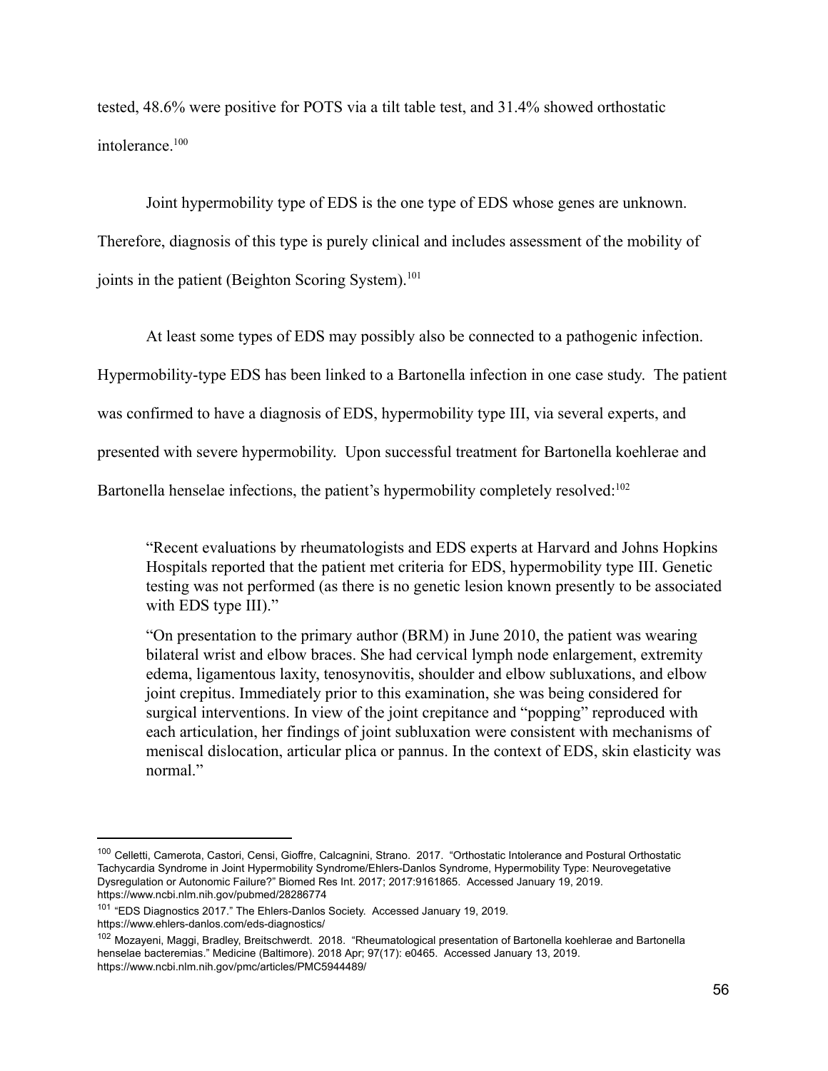tested, 48.6% were positive for POTS via a tilt table test, and 31.4% showed orthostatic intolerance.[100]

Joint hypermobility type of EDS is the one type of EDS whose genes are unknown. Therefore, diagnosis of this type is purely clinical and includes assessment of the mobility of joints in the patient (Beighton Scoring System).[101]

At least some types of EDS may possibly also be connected to a pathogenic infection. Hypermobility-type EDS has been linked to a Bartonella infection in one case study. The patient was confirmed to have a diagnosis of EDS, hypermobility type III, via several experts, and presented with severe hypermobility. Upon successful treatment for Bartonella koehlerae and Bartonella henselae infections, the patient's hypermobility completely resolved:[102]

> "Recent evaluations by rheumatologists and EDS experts at Harvard and Johns Hopkins Hospitals reported that the patient met criteria for EDS, hypermobility type III. Genetic testing was not performed (as there is no genetic lesion known presently to be associated with EDS type III)."
>
> "On presentation to the primary author (BRM) in June 2010, the patient was wearing bilateral wrist and elbow braces. She had cervical lymph node enlargement, extremity edema, ligamentous laxity, tenosynovitis, shoulder and elbow subluxations, and elbow joint crepitus. Immediately prior to this examination, she was being considered for surgical interventions. In view of the joint crepitance and "popping" reproduced with each articulation, her findings of joint subluxation were consistent with mechanisms of meniscal dislocation, articular plica or pannus. In the context of EDS, skin elasticity was normal."

---

[100] Celletti, Camerota, Castori, Censi, Gioffre, Calcagnini, Strano. 2017. "Orthostatic Intolerance and Postural Orthostatic Tachycardia Syndrome in Joint Hypermobility Syndrome/Ehlers-Danlos Syndrome, Hypermobility Type: Neurovegetative Dysregulation or Autonomic Failure?" Biomed Res Int. 2017; 2017:9161865. Accessed January 19, 2019. https://www.ncbi.nlm.nih.gov/pubmed/28286774

[101] "EDS Diagnostics 2017." The Ehlers-Danlos Society. Accessed January 19, 2019. https://www.ehlers-danlos.com/eds-diagnostics/

[102] Mozayeni, Maggi, Bradley, Breitschwerdt. 2018. "Rheumatological presentation of Bartonella koehlerae and Bartonella henselae bacteremias." Medicine (Baltimore). 2018 Apr; 97(17): e0465. Accessed January 13, 2019. https://www.ncbi.nlm.nih.gov/pmc/articles/PMC5944489/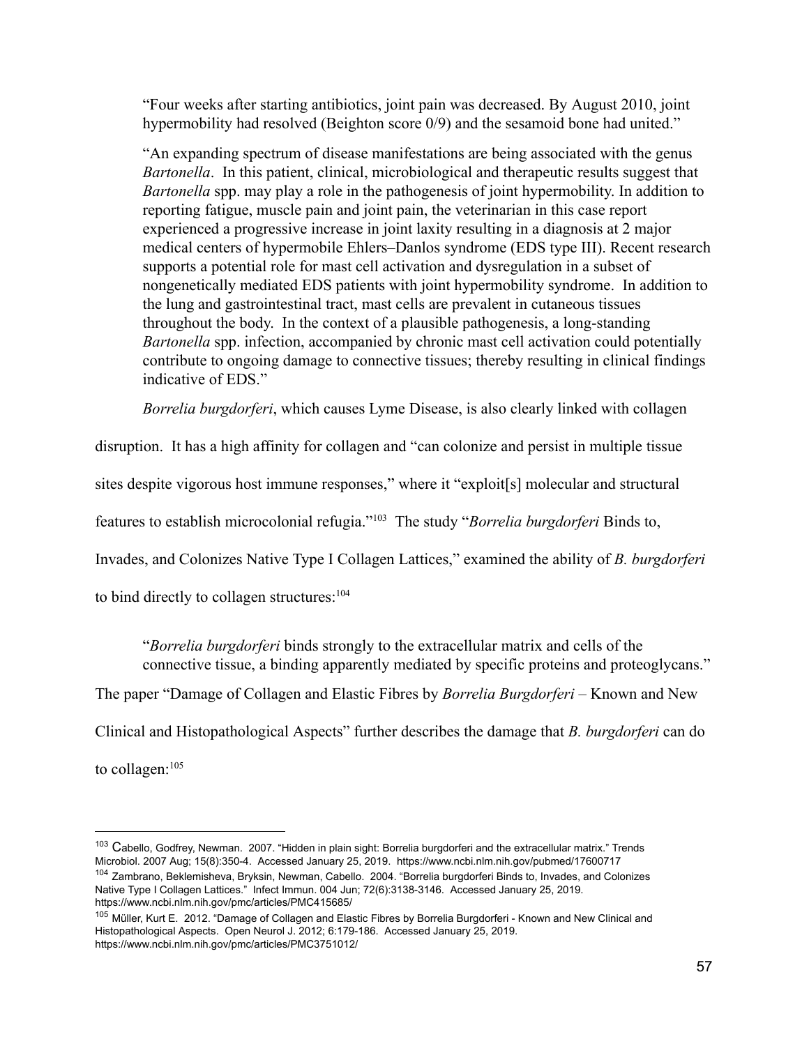> "Four weeks after starting antibiotics, joint pain was decreased. By August 2010, joint hypermobility had resolved (Beighton score 0/9) and the sesamoid bone had united."

> "An expanding spectrum of disease manifestations are being associated with the genus *Bartonella*. In this patient, clinical, microbiological and therapeutic results suggest that *Bartonella* spp. may play a role in the pathogenesis of joint hypermobility. In addition to reporting fatigue, muscle pain and joint pain, the veterinarian in this case report experienced a progressive increase in joint laxity resulting in a diagnosis at 2 major medical centers of hypermobile Ehlers–Danlos syndrome (EDS type III). Recent research supports a potential role for mast cell activation and dysregulation in a subset of nongenetically mediated EDS patients with joint hypermobility syndrome. In addition to the lung and gastrointestinal tract, mast cells are prevalent in cutaneous tissues throughout the body. In the context of a plausible pathogenesis, a long-standing *Bartonella* spp. infection, accompanied by chronic mast cell activation could potentially contribute to ongoing damage to connective tissues; thereby resulting in clinical findings indicative of EDS."

*Borrelia burgdorferi*, which causes Lyme Disease, is also clearly linked with collagen disruption. It has a high affinity for collagen and "can colonize and persist in multiple tissue sites despite vigorous host immune responses," where it "exploit[s] molecular and structural features to establish microcolonial refugia."[103] The study "*Borrelia burgdorferi* Binds to, Invades, and Colonizes Native Type I Collagen Lattices," examined the ability of *B. burgdorferi* to bind directly to collagen structures:[104]

> "*Borrelia burgdorferi* binds strongly to the extracellular matrix and cells of the connective tissue, a binding apparently mediated by specific proteins and proteoglycans."

The paper "Damage of Collagen and Elastic Fibres by *Borrelia Burgdorferi* – Known and New Clinical and Histopathological Aspects" further describes the damage that *B. burgdorferi* can do to collagen:[105]

---

[103] Cabello, Godfrey, Newman. 2007. "Hidden in plain sight: Borrelia burgdorferi and the extracellular matrix." Trends Microbiol. 2007 Aug; 15(8):350-4. Accessed January 25, 2019. https://www.ncbi.nlm.nih.gov/pubmed/17600717

[104] Zambrano, Beklemisheva, Bryksin, Newman, Cabello. 2004. "Borrelia burgdorferi Binds to, Invades, and Colonizes Native Type I Collagen Lattices." Infect Immun. 004 Jun; 72(6):3138-3146. Accessed January 25, 2019. https://www.ncbi.nlm.nih.gov/pmc/articles/PMC415685/

[105] Müller, Kurt E. 2012. "Damage of Collagen and Elastic Fibres by Borrelia Burgdorferi - Known and New Clinical and Histopathological Aspects. Open Neurol J. 2012; 6:179-186. Accessed January 25, 2019. https://www.ncbi.nlm.nih.gov/pmc/articles/PMC3751012/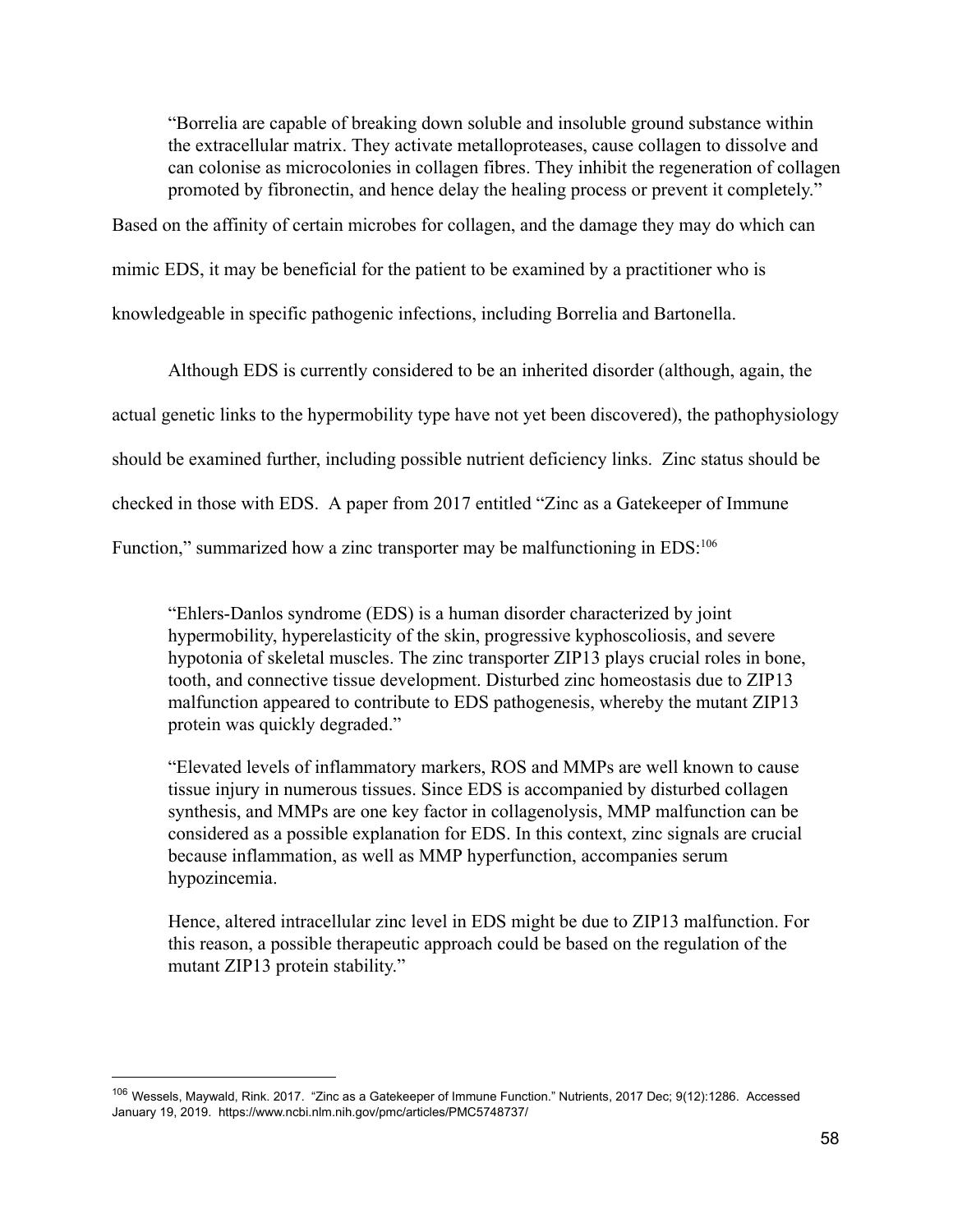> "Borrelia are capable of breaking down soluble and insoluble ground substance within the extracellular matrix. They activate metalloproteases, cause collagen to dissolve and can colonise as microcolonies in collagen fibres. They inhibit the regeneration of collagen promoted by fibronectin, and hence delay the healing process or prevent it completely."

Based on the affinity of certain microbes for collagen, and the damage they may do which can mimic EDS, it may be beneficial for the patient to be examined by a practitioner who is knowledgeable in specific pathogenic infections, including Borrelia and Bartonella.

Although EDS is currently considered to be an inherited disorder (although, again, the actual genetic links to the hypermobility type have not yet been discovered), the pathophysiology should be examined further, including possible nutrient deficiency links. Zinc status should be checked in those with EDS. A paper from 2017 entitled "Zinc as a Gatekeeper of Immune Function," summarized how a zinc transporter may be malfunctioning in EDS:[106]

> "Ehlers-Danlos syndrome (EDS) is a human disorder characterized by joint hypermobility, hyperelasticity of the skin, progressive kyphoscoliosis, and severe hypotonia of skeletal muscles. The zinc transporter ZIP13 plays crucial roles in bone, tooth, and connective tissue development. Disturbed zinc homeostasis due to ZIP13 malfunction appeared to contribute to EDS pathogenesis, whereby the mutant ZIP13 protein was quickly degraded."
>
> "Elevated levels of inflammatory markers, ROS and MMPs are well known to cause tissue injury in numerous tissues. Since EDS is accompanied by disturbed collagen synthesis, and MMPs are one key factor in collagenolysis, MMP malfunction can be considered as a possible explanation for EDS. In this context, zinc signals are crucial because inflammation, as well as MMP hyperfunction, accompanies serum hypozincemia.
>
> Hence, altered intracellular zinc level in EDS might be due to ZIP13 malfunction. For this reason, a possible therapeutic approach could be based on the regulation of the mutant ZIP13 protein stability."

---

[106] Wessels, Maywald, Rink. 2017. "Zinc as a Gatekeeper of Immune Function." Nutrients, 2017 Dec; 9(12):1286. Accessed January 19, 2019. https://www.ncbi.nlm.nih.gov/pmc/articles/PMC5748737/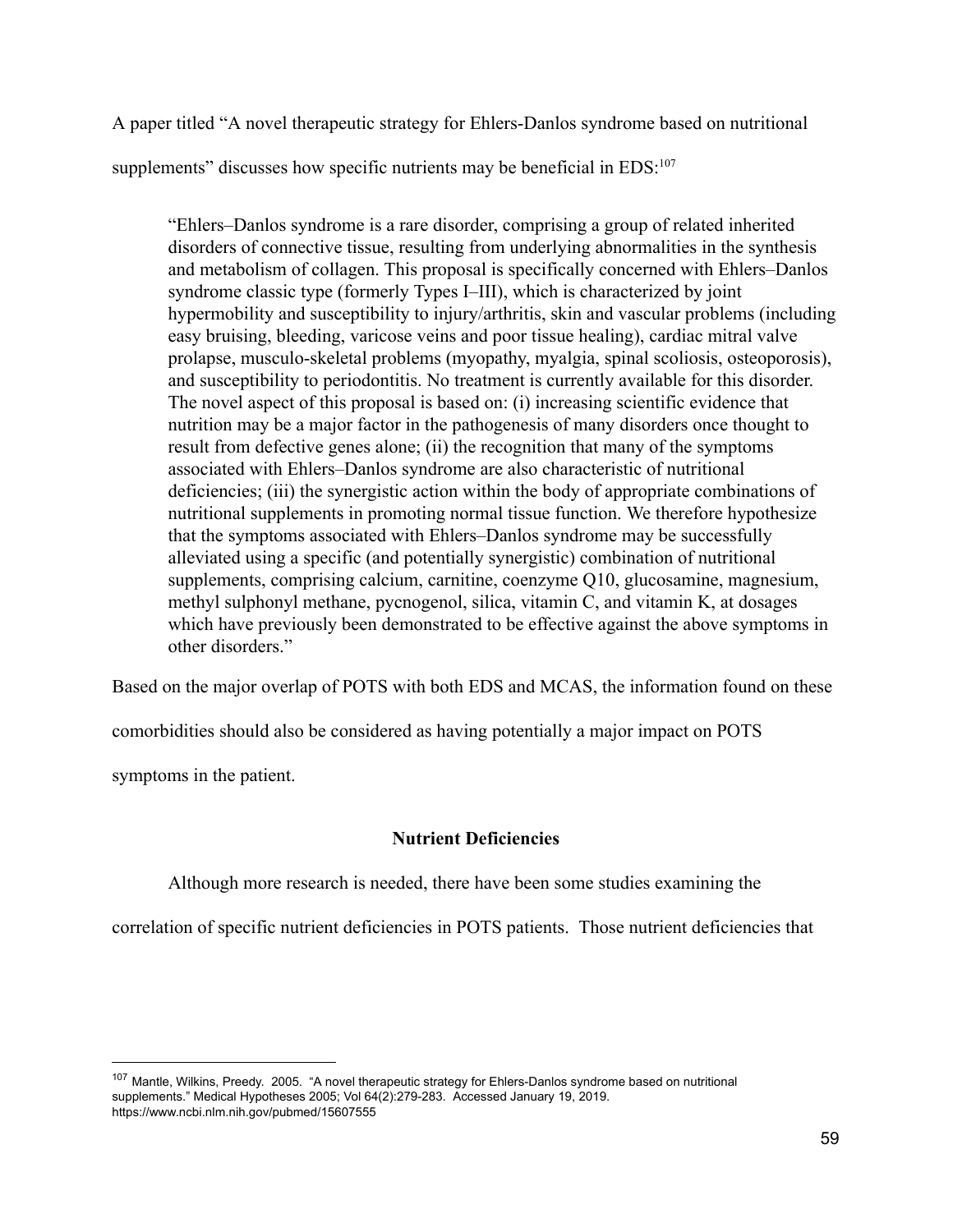A paper titled "A novel therapeutic strategy for Ehlers-Danlos syndrome based on nutritional supplements" discusses how specific nutrients may be beneficial in EDS:[107]

> "Ehlers–Danlos syndrome is a rare disorder, comprising a group of related inherited disorders of connective tissue, resulting from underlying abnormalities in the synthesis and metabolism of collagen. This proposal is specifically concerned with Ehlers–Danlos syndrome classic type (formerly Types I–III), which is characterized by joint hypermobility and susceptibility to injury/arthritis, skin and vascular problems (including easy bruising, bleeding, varicose veins and poor tissue healing), cardiac mitral valve prolapse, musculo-skeletal problems (myopathy, myalgia, spinal scoliosis, osteoporosis), and susceptibility to periodontitis. No treatment is currently available for this disorder. The novel aspect of this proposal is based on: (i) increasing scientific evidence that nutrition may be a major factor in the pathogenesis of many disorders once thought to result from defective genes alone; (ii) the recognition that many of the symptoms associated with Ehlers–Danlos syndrome are also characteristic of nutritional deficiencies; (iii) the synergistic action within the body of appropriate combinations of nutritional supplements in promoting normal tissue function. We therefore hypothesize that the symptoms associated with Ehlers–Danlos syndrome may be successfully alleviated using a specific (and potentially synergistic) combination of nutritional supplements, comprising calcium, carnitine, coenzyme Q10, glucosamine, magnesium, methyl sulphonyl methane, pycnogenol, silica, vitamin C, and vitamin K, at dosages which have previously been demonstrated to be effective against the above symptoms in other disorders."

Based on the major overlap of POTS with both EDS and MCAS, the information found on these comorbidities should also be considered as having potentially a major impact on POTS symptoms in the patient.

## Nutrient Deficiencies

Although more research is needed, there have been some studies examining the correlation of specific nutrient deficiencies in POTS patients. Those nutrient deficiencies that

---

[107] Mantle, Wilkins, Preedy. 2005. "A novel therapeutic strategy for Ehlers-Danlos syndrome based on nutritional supplements." Medical Hypotheses 2005; Vol 64(2):279-283. Accessed January 19, 2019. https://www.ncbi.nlm.nih.gov/pubmed/15607555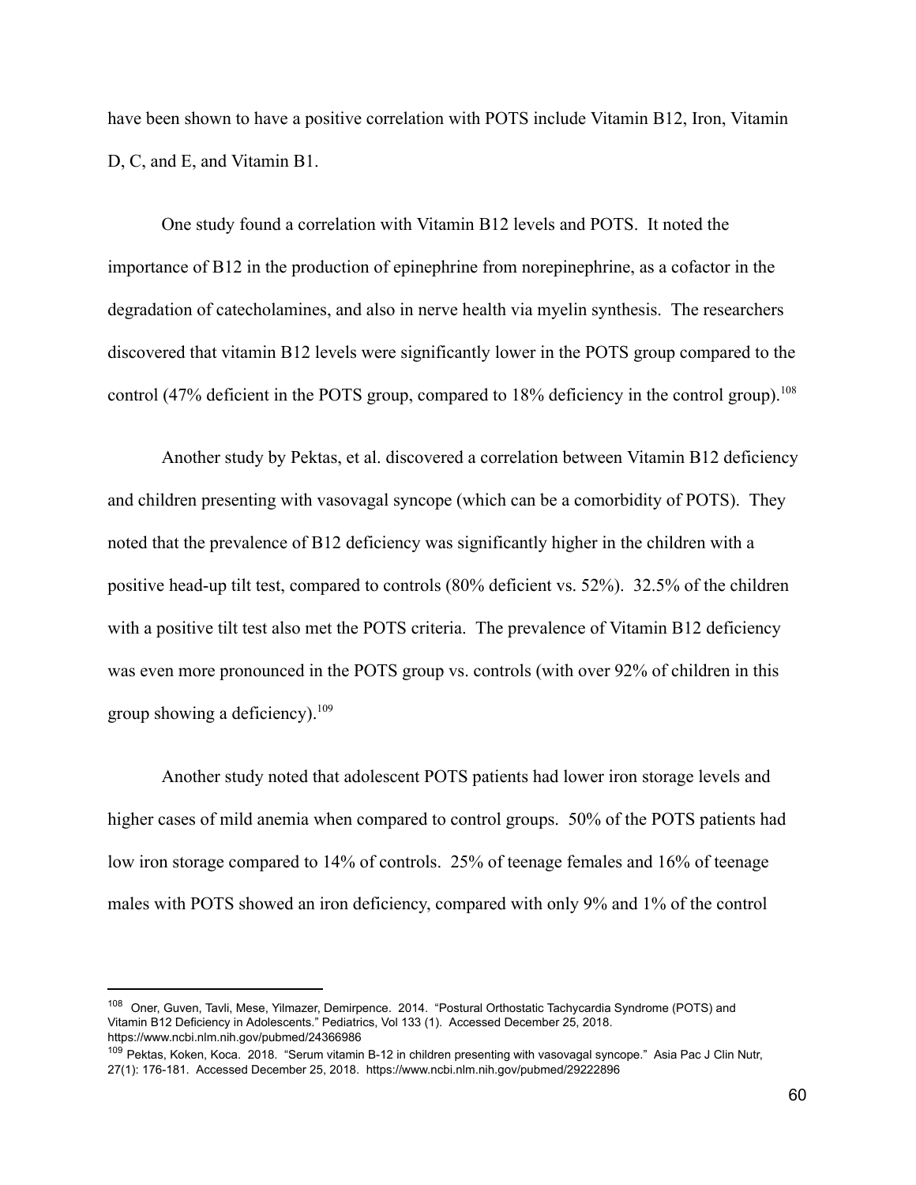have been shown to have a positive correlation with POTS include Vitamin B12, Iron, Vitamin D, C, and E, and Vitamin B1.

One study found a correlation with Vitamin B12 levels and POTS. It noted the importance of B12 in the production of epinephrine from norepinephrine, as a cofactor in the degradation of catecholamines, and also in nerve health via myelin synthesis. The researchers discovered that vitamin B12 levels were significantly lower in the POTS group compared to the control (47% deficient in the POTS group, compared to 18% deficiency in the control group).[108]

Another study by Pektas, et al. discovered a correlation between Vitamin B12 deficiency and children presenting with vasovagal syncope (which can be a comorbidity of POTS). They noted that the prevalence of B12 deficiency was significantly higher in the children with a positive head-up tilt test, compared to controls (80% deficient vs. 52%). 32.5% of the children with a positive tilt test also met the POTS criteria. The prevalence of Vitamin B12 deficiency was even more pronounced in the POTS group vs. controls (with over 92% of children in this group showing a deficiency).[109]

Another study noted that adolescent POTS patients had lower iron storage levels and higher cases of mild anemia when compared to control groups. 50% of the POTS patients had low iron storage compared to 14% of controls. 25% of teenage females and 16% of teenage males with POTS showed an iron deficiency, compared with only 9% and 1% of the control

---

[108] Oner, Guven, Tavli, Mese, Yilmazer, Demirpence. 2014. "Postural Orthostatic Tachycardia Syndrome (POTS) and Vitamin B12 Deficiency in Adolescents." Pediatrics, Vol 133 (1). Accessed December 25, 2018. https://www.ncbi.nlm.nih.gov/pubmed/24366986

[109] Pektas, Koken, Koca. 2018. "Serum vitamin B-12 in children presenting with vasovagal syncope." Asia Pac J Clin Nutr, 27(1): 176-181. Accessed December 25, 2018. https://www.ncbi.nlm.nih.gov/pubmed/29222896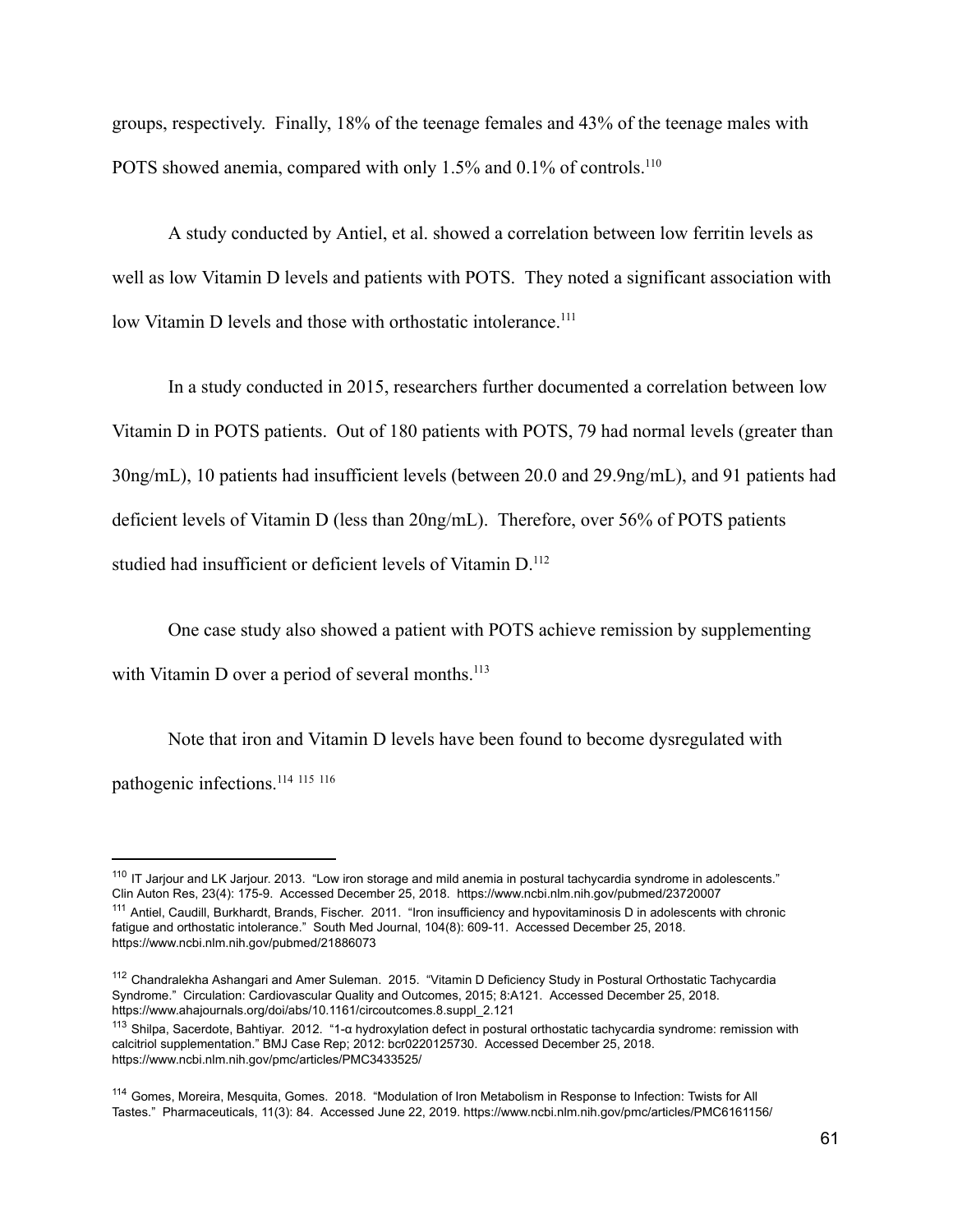groups, respectively. Finally, 18% of the teenage females and 43% of the teenage males with POTS showed anemia, compared with only 1.5% and 0.1% of controls.[110]

A study conducted by Antiel, et al. showed a correlation between low ferritin levels as well as low Vitamin D levels and patients with POTS. They noted a significant association with low Vitamin D levels and those with orthostatic intolerance.[111]

In a study conducted in 2015, researchers further documented a correlation between low Vitamin D in POTS patients. Out of 180 patients with POTS, 79 had normal levels (greater than 30ng/mL), 10 patients had insufficient levels (between 20.0 and 29.9ng/mL), and 91 patients had deficient levels of Vitamin D (less than 20ng/mL). Therefore, over 56% of POTS patients studied had insufficient or deficient levels of Vitamin D.[112]

One case study also showed a patient with POTS achieve remission by supplementing with Vitamin D over a period of several months.[113]

Note that iron and Vitamin D levels have been found to become dysregulated with pathogenic infections.[114] [115] [116]

---

[110] IT Jarjour and LK Jarjour. 2013. "Low iron storage and mild anemia in postural tachycardia syndrome in adolescents." Clin Auton Res, 23(4): 175-9. Accessed December 25, 2018. https://www.ncbi.nlm.nih.gov/pubmed/23720007

[111] Antiel, Caudill, Burkhardt, Brands, Fischer. 2011. "Iron insufficiency and hypovitaminosis D in adolescents with chronic fatigue and orthostatic intolerance." South Med Journal, 104(8): 609-11. Accessed December 25, 2018. https://www.ncbi.nlm.nih.gov/pubmed/21886073

[112] Chandralekha Ashangari and Amer Suleman. 2015. "Vitamin D Deficiency Study in Postural Orthostatic Tachycardia Syndrome." Circulation: Cardiovascular Quality and Outcomes, 2015; 8:A121. Accessed December 25, 2018. https://www.ahajournals.org/doi/abs/10.1161/circoutcomes.8.suppl_2.121

[113] Shilpa, Sacerdote, Bahtiyar. 2012. "1-α hydroxylation defect in postural orthostatic tachycardia syndrome: remission with calcitriol supplementation." BMJ Case Rep; 2012: bcr0220125730. Accessed December 25, 2018. https://www.ncbi.nlm.nih.gov/pmc/articles/PMC3433525/

[114] Gomes, Moreira, Mesquita, Gomes. 2018. "Modulation of Iron Metabolism in Response to Infection: Twists for All Tastes." Pharmaceuticals, 11(3): 84. Accessed June 22, 2019. https://www.ncbi.nlm.nih.gov/pmc/articles/PMC6161156/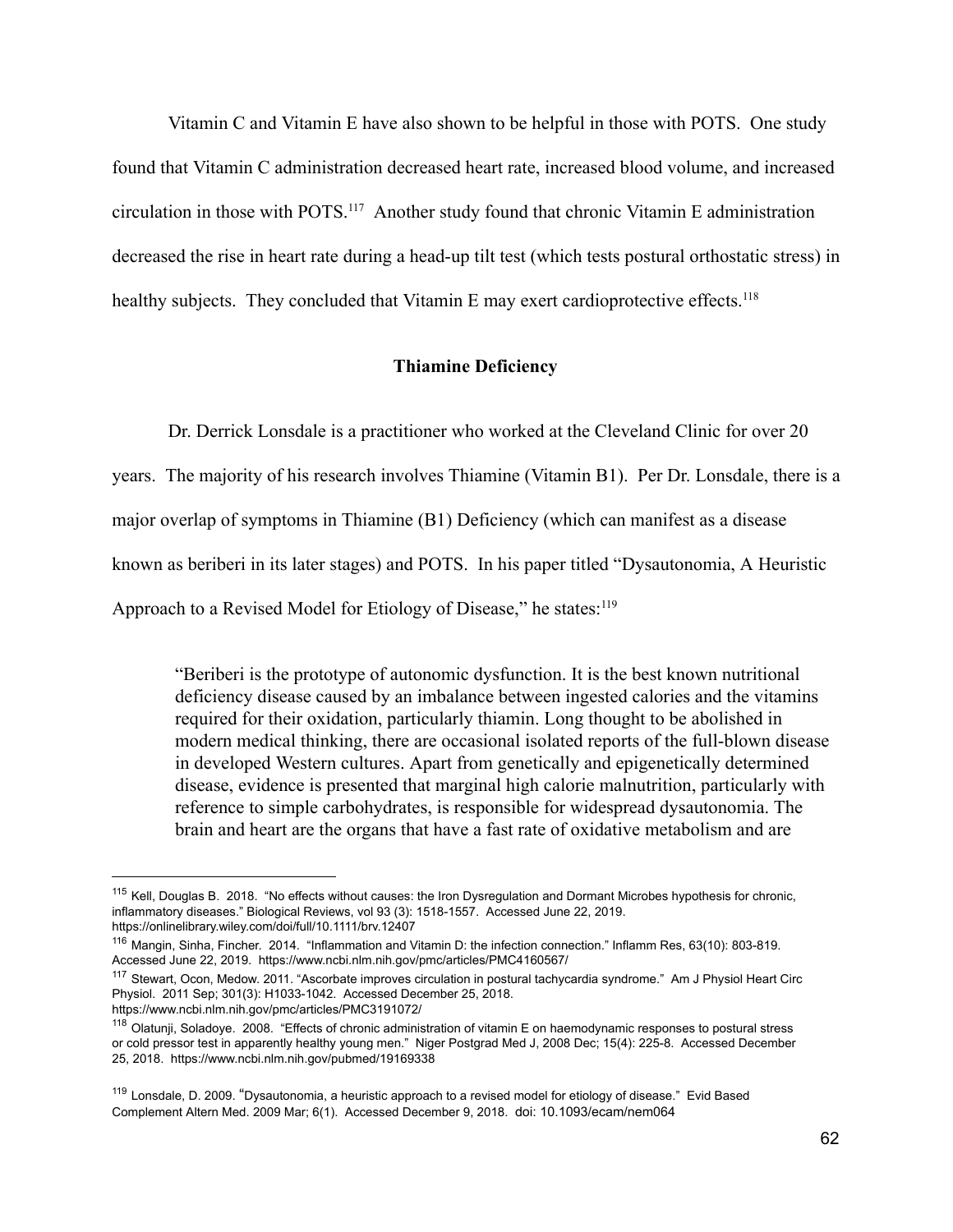Vitamin C and Vitamin E have also shown to be helpful in those with POTS. One study found that Vitamin C administration decreased heart rate, increased blood volume, and increased circulation in those with POTS.[117] Another study found that chronic Vitamin E administration decreased the rise in heart rate during a head-up tilt test (which tests postural orthostatic stress) in healthy subjects. They concluded that Vitamin E may exert cardioprotective effects.[118]

**Thiamine Deficiency**

Dr. Derrick Lonsdale is a practitioner who worked at the Cleveland Clinic for over 20 years. The majority of his research involves Thiamine (Vitamin B1). Per Dr. Lonsdale, there is a major overlap of symptoms in Thiamine (B1) Deficiency (which can manifest as a disease known as beriberi in its later stages) and POTS. In his paper titled "Dysautonomia, A Heuristic Approach to a Revised Model for Etiology of Disease," he states:[119]

> "Beriberi is the prototype of autonomic dysfunction. It is the best known nutritional deficiency disease caused by an imbalance between ingested calories and the vitamins required for their oxidation, particularly thiamin. Long thought to be abolished in modern medical thinking, there are occasional isolated reports of the full-blown disease in developed Western cultures. Apart from genetically and epigenetically determined disease, evidence is presented that marginal high calorie malnutrition, particularly with reference to simple carbohydrates, is responsible for widespread dysautonomia. The brain and heart are the organs that have a fast rate of oxidative metabolism and are

---

[115] Kell, Douglas B. 2018. "No effects without causes: the Iron Dysregulation and Dormant Microbes hypothesis for chronic, inflammatory diseases." Biological Reviews, vol 93 (3): 1518-1557. Accessed June 22, 2019. https://onlinelibrary.wiley.com/doi/full/10.1111/brv.12407

[116] Mangin, Sinha, Fincher. 2014. "Inflammation and Vitamin D: the infection connection." Inflamm Res, 63(10): 803-819. Accessed June 22, 2019. https://www.ncbi.nlm.nih.gov/pmc/articles/PMC4160567/

[117] Stewart, Ocon, Medow. 2011. "Ascorbate improves circulation in postural tachycardia syndrome." Am J Physiol Heart Circ Physiol. 2011 Sep; 301(3): H1033-1042. Accessed December 25, 2018. https://www.ncbi.nlm.nih.gov/pmc/articles/PMC3191072/

[118] Olatunji, Soladoye. 2008. "Effects of chronic administration of vitamin E on haemodynamic responses to postural stress or cold pressor test in apparently healthy young men." Niger Postgrad Med J, 2008 Dec; 15(4): 225-8. Accessed December 25, 2018. https://www.ncbi.nlm.nih.gov/pubmed/19169338

[119] Lonsdale, D. 2009. "Dysautonomia, a heuristic approach to a revised model for etiology of disease." Evid Based Complement Altern Med. 2009 Mar; 6(1). Accessed December 9, 2018. doi: 10.1093/ecam/nem064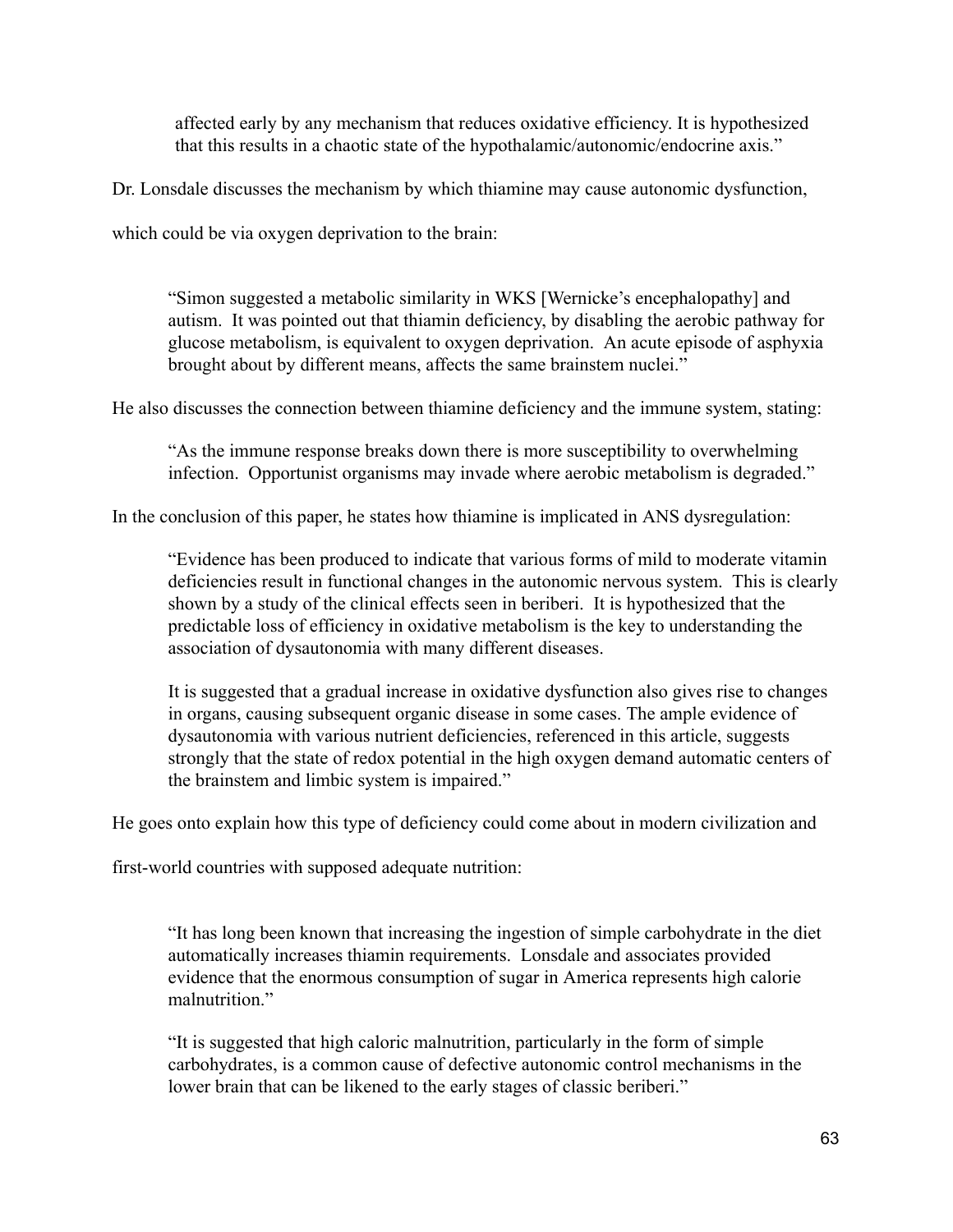> affected early by any mechanism that reduces oxidative efficiency. It is hypothesized that this results in a chaotic state of the hypothalamic/autonomic/endocrine axis."

Dr. Lonsdale discusses the mechanism by which thiamine may cause autonomic dysfunction, which could be via oxygen deprivation to the brain:

> "Simon suggested a metabolic similarity in WKS [Wernicke's encephalopathy] and autism. It was pointed out that thiamin deficiency, by disabling the aerobic pathway for glucose metabolism, is equivalent to oxygen deprivation. An acute episode of asphyxia brought about by different means, affects the same brainstem nuclei."

He also discusses the connection between thiamine deficiency and the immune system, stating:

> "As the immune response breaks down there is more susceptibility to overwhelming infection. Opportunist organisms may invade where aerobic metabolism is degraded."

In the conclusion of this paper, he states how thiamine is implicated in ANS dysregulation:

> "Evidence has been produced to indicate that various forms of mild to moderate vitamin deficiencies result in functional changes in the autonomic nervous system. This is clearly shown by a study of the clinical effects seen in beriberi. It is hypothesized that the predictable loss of efficiency in oxidative metabolism is the key to understanding the association of dysautonomia with many different diseases.
>
> It is suggested that a gradual increase in oxidative dysfunction also gives rise to changes in organs, causing subsequent organic disease in some cases. The ample evidence of dysautonomia with various nutrient deficiencies, referenced in this article, suggests strongly that the state of redox potential in the high oxygen demand automatic centers of the brainstem and limbic system is impaired."

He goes onto explain how this type of deficiency could come about in modern civilization and first-world countries with supposed adequate nutrition:

> "It has long been known that increasing the ingestion of simple carbohydrate in the diet automatically increases thiamin requirements. Lonsdale and associates provided evidence that the enormous consumption of sugar in America represents high calorie malnutrition."
>
> "It is suggested that high caloric malnutrition, particularly in the form of simple carbohydrates, is a common cause of defective autonomic control mechanisms in the lower brain that can be likened to the early stages of classic beriberi."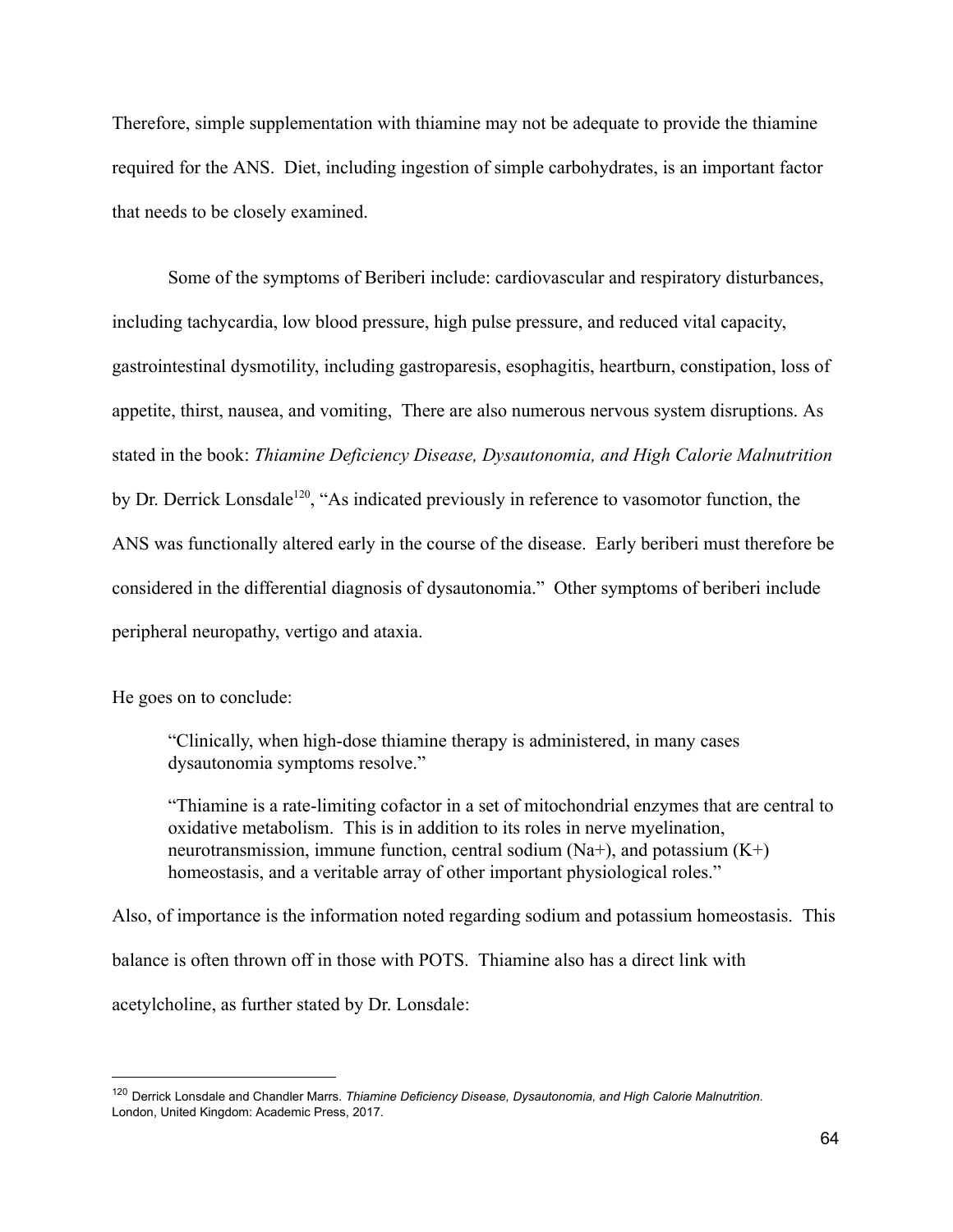Therefore, simple supplementation with thiamine may not be adequate to provide the thiamine required for the ANS. Diet, including ingestion of simple carbohydrates, is an important factor that needs to be closely examined.

Some of the symptoms of Beriberi include: cardiovascular and respiratory disturbances, including tachycardia, low blood pressure, high pulse pressure, and reduced vital capacity, gastrointestinal dysmotility, including gastroparesis, esophagitis, heartburn, constipation, loss of appetite, thirst, nausea, and vomiting, There are also numerous nervous system disruptions. As stated in the book: *Thiamine Deficiency Disease, Dysautonomia, and High Calorie Malnutrition* by Dr. Derrick Lonsdale[120], "As indicated previously in reference to vasomotor function, the ANS was functionally altered early in the course of the disease. Early beriberi must therefore be considered in the differential diagnosis of dysautonomia." Other symptoms of beriberi include peripheral neuropathy, vertigo and ataxia.

He goes on to conclude:

> "Clinically, when high-dose thiamine therapy is administered, in many cases dysautonomia symptoms resolve."
>
> "Thiamine is a rate-limiting cofactor in a set of mitochondrial enzymes that are central to oxidative metabolism. This is in addition to its roles in nerve myelination, neurotransmission, immune function, central sodium ($Na^+$), and potassium ($K^+$) homeostasis, and a veritable array of other important physiological roles."

Also, of importance is the information noted regarding sodium and potassium homeostasis. This balance is often thrown off in those with POTS. Thiamine also has a direct link with acetylcholine, as further stated by Dr. Lonsdale:

---

[120] Derrick Lonsdale and Chandler Marrs. *Thiamine Deficiency Disease, Dysautonomia, and High Calorie Malnutrition*. London, United Kingdom: Academic Press, 2017.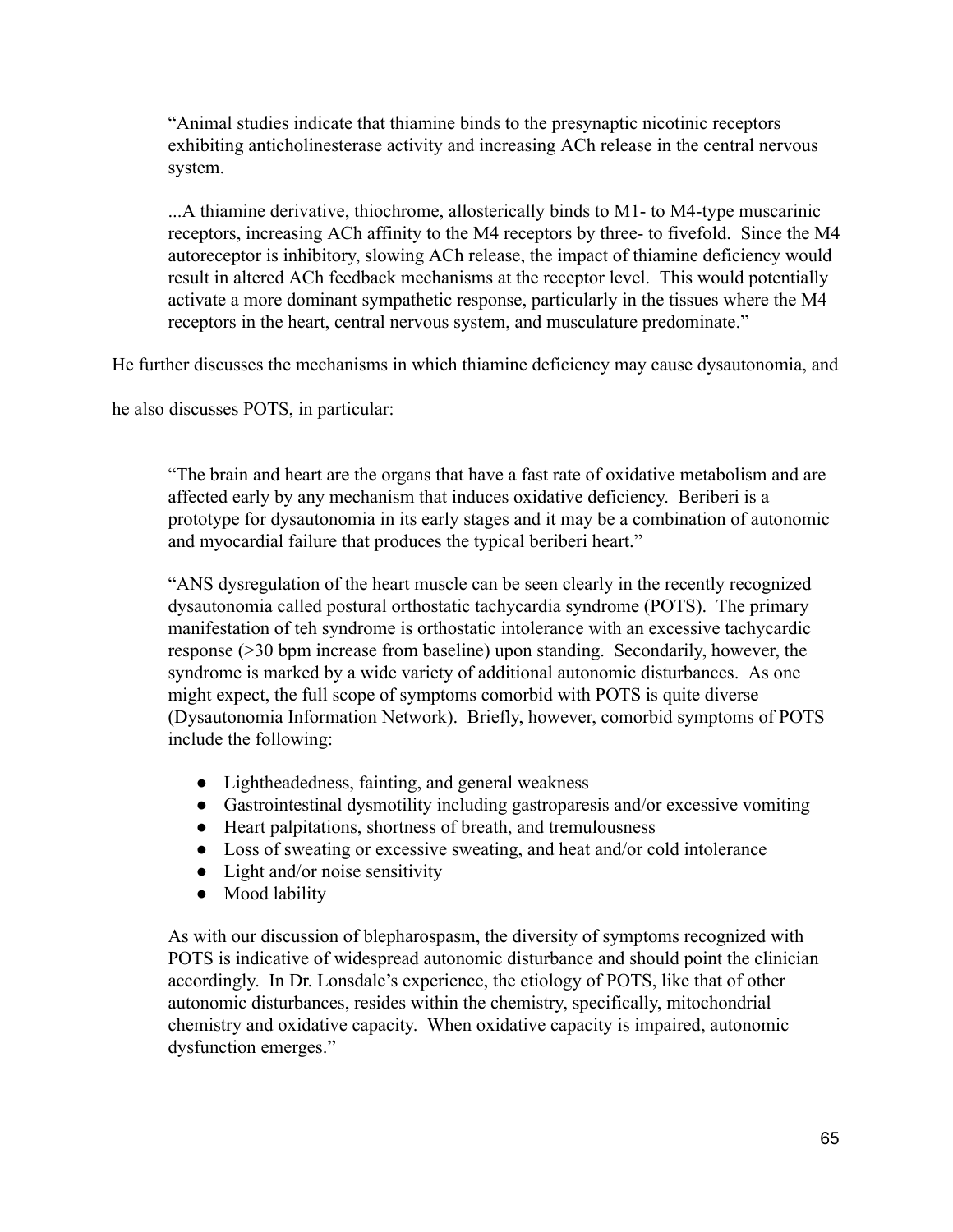> "Animal studies indicate that thiamine binds to the presynaptic nicotinic receptors exhibiting anticholinesterase activity and increasing ACh release in the central nervous system.
>
> ...A thiamine derivative, thiochrome, allosterically binds to M1- to M4-type muscarinic receptors, increasing ACh affinity to the M4 receptors by three- to fivefold. Since the M4 autoreceptor is inhibitory, slowing ACh release, the impact of thiamine deficiency would result in altered ACh feedback mechanisms at the receptor level. This would potentially activate a more dominant sympathetic response, particularly in the tissues where the M4 receptors in the heart, central nervous system, and musculature predominate."

He further discusses the mechanisms in which thiamine deficiency may cause dysautonomia, and he also discusses POTS, in particular:

> "The brain and heart are the organs that have a fast rate of oxidative metabolism and are affected early by any mechanism that induces oxidative deficiency. Beriberi is a prototype for dysautonomia in its early stages and it may be a combination of autonomic and myocardial failure that produces the typical beriberi heart."
>
> "ANS dysregulation of the heart muscle can be seen clearly in the recently recognized dysautonomia called postural orthostatic tachycardia syndrome (POTS). The primary manifestation of teh syndrome is orthostatic intolerance with an excessive tachycardic response (>30 bpm increase from baseline) upon standing. Secondarily, however, the syndrome is marked by a wide variety of additional autonomic disturbances. As one might expect, the full scope of symptoms comorbid with POTS is quite diverse (Dysautonomia Information Network). Briefly, however, comorbid symptoms of POTS include the following:
>
> - Lightheadedness, fainting, and general weakness
> - Gastrointestinal dysmotility including gastroparesis and/or excessive vomiting
> - Heart palpitations, shortness of breath, and tremulousness
> - Loss of sweating or excessive sweating, and heat and/or cold intolerance
> - Light and/or noise sensitivity
> - Mood lability
>
> As with our discussion of blepharospasm, the diversity of symptoms recognized with POTS is indicative of widespread autonomic disturbance and should point the clinician accordingly. In Dr. Lonsdale's experience, the etiology of POTS, like that of other autonomic disturbances, resides within the chemistry, specifically, mitochondrial chemistry and oxidative capacity. When oxidative capacity is impaired, autonomic dysfunction emerges."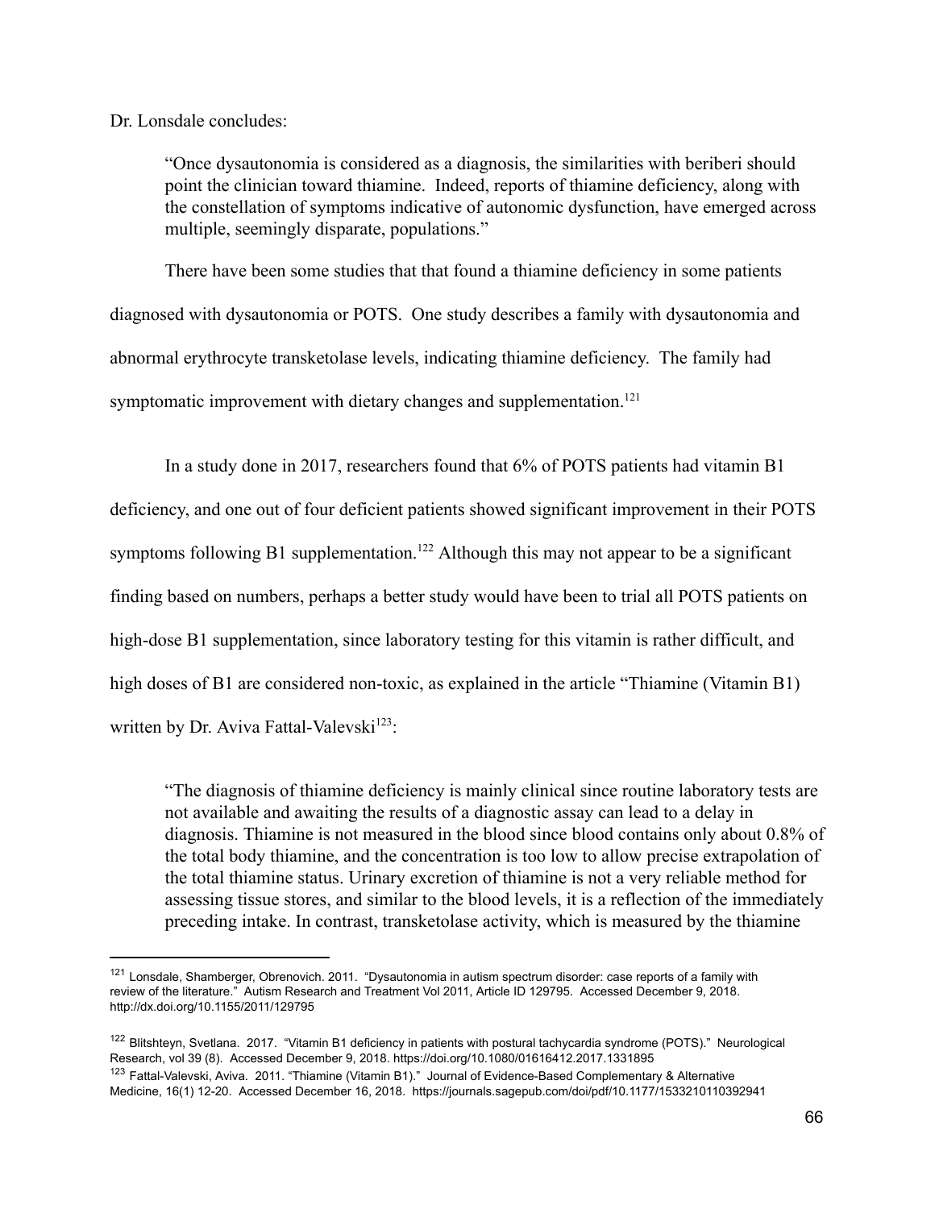Dr. Lonsdale concludes:

> "Once dysautonomia is considered as a diagnosis, the similarities with beriberi should point the clinician toward thiamine. Indeed, reports of thiamine deficiency, along with the constellation of symptoms indicative of autonomic dysfunction, have emerged across multiple, seemingly disparate, populations."

There have been some studies that that found a thiamine deficiency in some patients diagnosed with dysautonomia or POTS. One study describes a family with dysautonomia and abnormal erythrocyte transketolase levels, indicating thiamine deficiency. The family had symptomatic improvement with dietary changes and supplementation.[121]

In a study done in 2017, researchers found that 6% of POTS patients had vitamin B1 deficiency, and one out of four deficient patients showed significant improvement in their POTS symptoms following B1 supplementation.[122] Although this may not appear to be a significant finding based on numbers, perhaps a better study would have been to trial all POTS patients on high-dose B1 supplementation, since laboratory testing for this vitamin is rather difficult, and high doses of B1 are considered non-toxic, as explained in the article "Thiamine (Vitamin B1) written by Dr. Aviva Fattal-Valevski[123]:

> "The diagnosis of thiamine deficiency is mainly clinical since routine laboratory tests are not available and awaiting the results of a diagnostic assay can lead to a delay in diagnosis. Thiamine is not measured in the blood since blood contains only about 0.8% of the total body thiamine, and the concentration is too low to allow precise extrapolation of the total thiamine status. Urinary excretion of thiamine is not a very reliable method for assessing tissue stores, and similar to the blood levels, it is a reflection of the immediately preceding intake. In contrast, transketolase activity, which is measured by the thiamine

---

[121] Lonsdale, Shamberger, Obrenovich. 2011. "Dysautonomia in autism spectrum disorder: case reports of a family with review of the literature." Autism Research and Treatment Vol 2011, Article ID 129795. Accessed December 9, 2018. http://dx.doi.org/10.1155/2011/129795

[122] Blitshteyn, Svetlana. 2017. "Vitamin B1 deficiency in patients with postural tachycardia syndrome (POTS)." Neurological Research, vol 39 (8). Accessed December 9, 2018. https://doi.org/10.1080/01616412.2017.1331895

[123] Fattal-Valevski, Aviva. 2011. "Thiamine (Vitamin B1)." Journal of Evidence-Based Complementary & Alternative Medicine, 16(1) 12-20. Accessed December 16, 2018. https://journals.sagepub.com/doi/pdf/10.1177/1533210110392941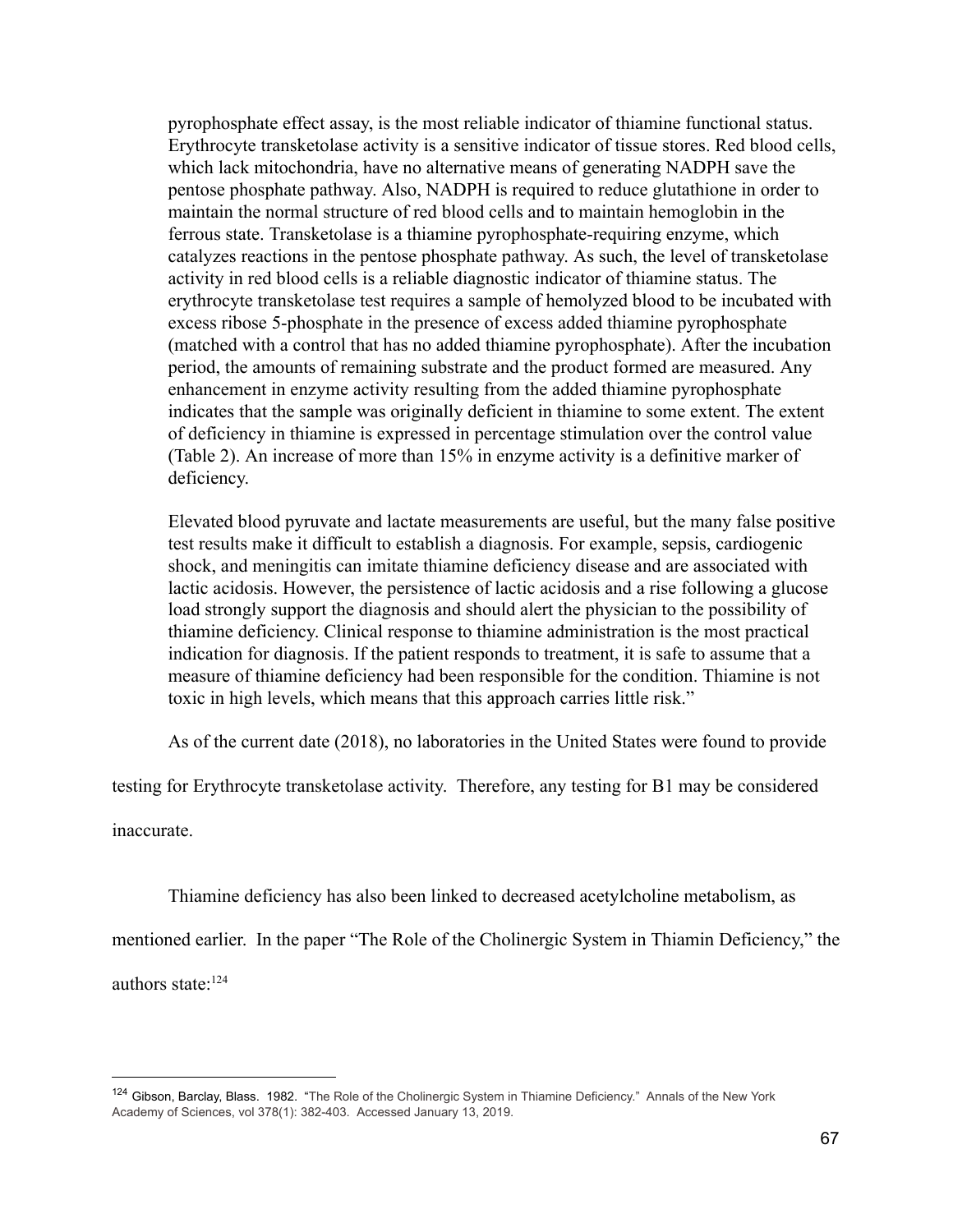pyrophosphate effect assay, is the most reliable indicator of thiamine functional status. Erythrocyte transketolase activity is a sensitive indicator of tissue stores. Red blood cells, which lack mitochondria, have no alternative means of generating NADPH save the pentose phosphate pathway. Also, NADPH is required to reduce glutathione in order to maintain the normal structure of red blood cells and to maintain hemoglobin in the ferrous state. Transketolase is a thiamine pyrophosphate-requiring enzyme, which catalyzes reactions in the pentose phosphate pathway. As such, the level of transketolase activity in red blood cells is a reliable diagnostic indicator of thiamine status. The erythrocyte transketolase test requires a sample of hemolyzed blood to be incubated with excess ribose 5-phosphate in the presence of excess added thiamine pyrophosphate (matched with a control that has no added thiamine pyrophosphate). After the incubation period, the amounts of remaining substrate and the product formed are measured. Any enhancement in enzyme activity resulting from the added thiamine pyrophosphate indicates that the sample was originally deficient in thiamine to some extent. The extent of deficiency in thiamine is expressed in percentage stimulation over the control value (Table 2). An increase of more than 15% in enzyme activity is a definitive marker of deficiency.

Elevated blood pyruvate and lactate measurements are useful, but the many false positive test results make it difficult to establish a diagnosis. For example, sepsis, cardiogenic shock, and meningitis can imitate thiamine deficiency disease and are associated with lactic acidosis. However, the persistence of lactic acidosis and a rise following a glucose load strongly support the diagnosis and should alert the physician to the possibility of thiamine deficiency. Clinical response to thiamine administration is the most practical indication for diagnosis. If the patient responds to treatment, it is safe to assume that a measure of thiamine deficiency had been responsible for the condition. Thiamine is not toxic in high levels, which means that this approach carries little risk."

As of the current date (2018), no laboratories in the United States were found to provide testing for Erythrocyte transketolase activity. Therefore, any testing for B1 may be considered inaccurate.

Thiamine deficiency has also been linked to decreased acetylcholine metabolism, as mentioned earlier. In the paper "The Role of the Cholinergic System in Thiamin Deficiency," the authors state:[124]

[124] Gibson, Barclay, Blass. 1982. "The Role of the Cholinergic System in Thiamine Deficiency." Annals of the New York Academy of Sciences, vol 378(1): 382-403. Accessed January 13, 2019.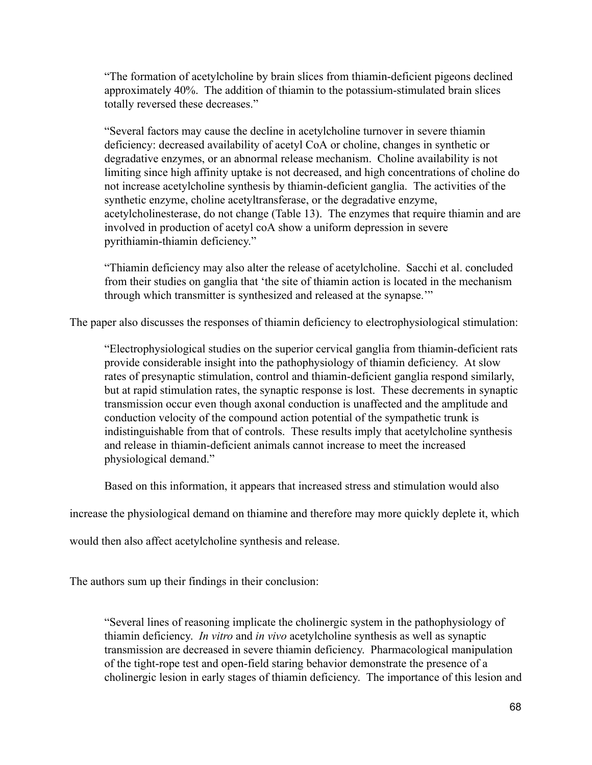> "The formation of acetylcholine by brain slices from thiamin-deficient pigeons declined approximately 40%. The addition of thiamin to the potassium-stimulated brain slices totally reversed these decreases."

> "Several factors may cause the decline in acetylcholine turnover in severe thiamin deficiency: decreased availability of acetyl CoA or choline, changes in synthetic or degradative enzymes, or an abnormal release mechanism. Choline availability is not limiting since high affinity uptake is not decreased, and high concentrations of choline do not increase acetylcholine synthesis by thiamin-deficient ganglia. The activities of the synthetic enzyme, choline acetyltransferase, or the degradative enzyme, acetylcholinesterase, do not change (Table 13). The enzymes that require thiamin and are involved in production of acetyl coA show a uniform depression in severe pyrithiamin-thiamin deficiency."

> "Thiamin deficiency may also alter the release of acetylcholine. Sacchi et al. concluded from their studies on ganglia that 'the site of thiamin action is located in the mechanism through which transmitter is synthesized and released at the synapse.'"

The paper also discusses the responses of thiamin deficiency to electrophysiological stimulation:

> "Electrophysiological studies on the superior cervical ganglia from thiamin-deficient rats provide considerable insight into the pathophysiology of thiamin deficiency. At slow rates of presynaptic stimulation, control and thiamin-deficient ganglia respond similarly, but at rapid stimulation rates, the synaptic response is lost. These decrements in synaptic transmission occur even though axonal conduction is unaffected and the amplitude and conduction velocity of the compound action potential of the sympathetic trunk is indistinguishable from that of controls. These results imply that acetylcholine synthesis and release in thiamin-deficient animals cannot increase to meet the increased physiological demand."

Based on this information, it appears that increased stress and stimulation would also increase the physiological demand on thiamine and therefore may more quickly deplete it, which would then also affect acetylcholine synthesis and release.

The authors sum up their findings in their conclusion:

> "Several lines of reasoning implicate the cholinergic system in the pathophysiology of thiamin deficiency. *In vitro* and *in vivo* acetylcholine synthesis as well as synaptic transmission are decreased in severe thiamin deficiency. Pharmacological manipulation of the tight-rope test and open-field staring behavior demonstrate the presence of a cholinergic lesion in early stages of thiamin deficiency. The importance of this lesion and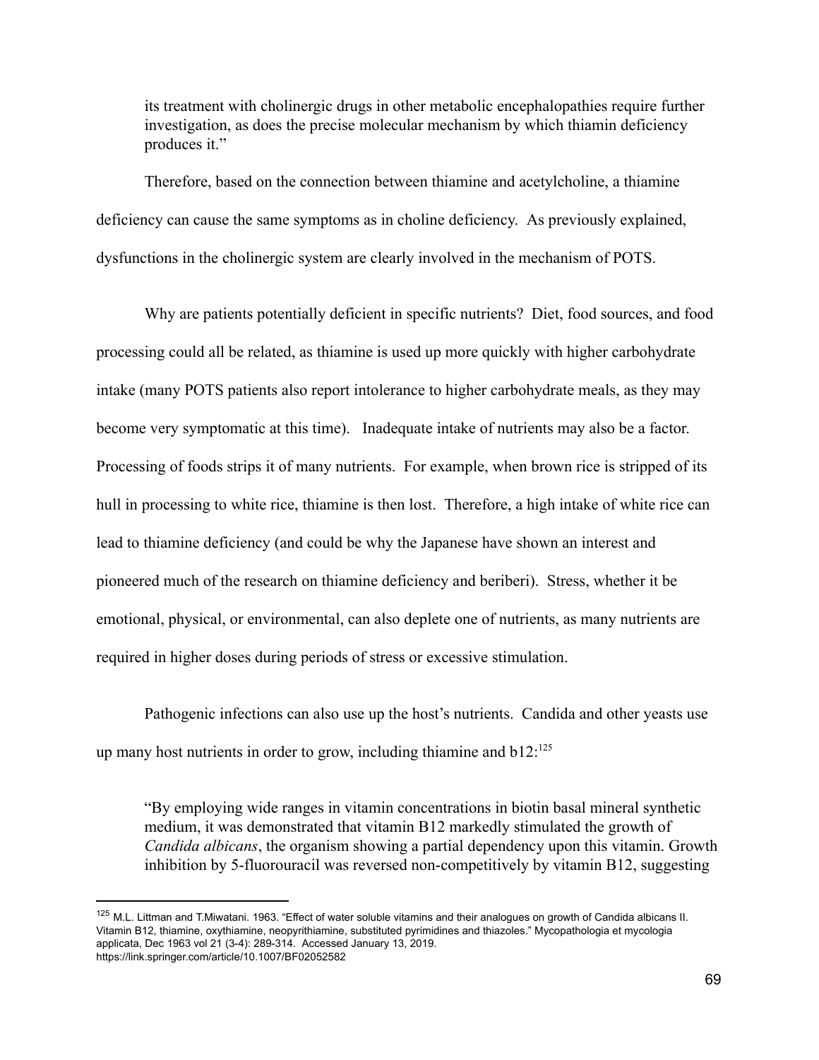> its treatment with cholinergic drugs in other metabolic encephalopathies require further investigation, as does the precise molecular mechanism by which thiamin deficiency produces it."

Therefore, based on the connection between thiamine and acetylcholine, a thiamine deficiency can cause the same symptoms as in choline deficiency. As previously explained, dysfunctions in the cholinergic system are clearly involved in the mechanism of POTS.

Why are patients potentially deficient in specific nutrients? Diet, food sources, and food processing could all be related, as thiamine is used up more quickly with higher carbohydrate intake (many POTS patients also report intolerance to higher carbohydrate meals, as they may become very symptomatic at this time). Inadequate intake of nutrients may also be a factor. Processing of foods strips it of many nutrients. For example, when brown rice is stripped of its hull in processing to white rice, thiamine is then lost. Therefore, a high intake of white rice can lead to thiamine deficiency (and could be why the Japanese have shown an interest and pioneered much of the research on thiamine deficiency and beriberi). Stress, whether it be emotional, physical, or environmental, can also deplete one of nutrients, as many nutrients are required in higher doses during periods of stress or excessive stimulation.

Pathogenic infections can also use up the host's nutrients. Candida and other yeasts use up many host nutrients in order to grow, including thiamine and b12:[125]

> "By employing wide ranges in vitamin concentrations in biotin basal mineral synthetic medium, it was demonstrated that vitamin B12 markedly stimulated the growth of *Candida albicans*, the organism showing a partial dependency upon this vitamin. Growth inhibition by 5-fluorouracil was reversed non-competitively by vitamin B12, suggesting

---

[125] M.L. Littman and T.Miwatani. 1963. "Effect of water soluble vitamins and their analogues on growth of Candida albicans II. Vitamin B12, thiamine, oxythiamine, neopyrithiamine, substituted pyrimidines and thiazoles." Mycopathologia et mycologia applicata, Dec 1963 vol 21 (3-4): 289-314. Accessed January 13, 2019. https://link.springer.com/article/10.1007/BF02052582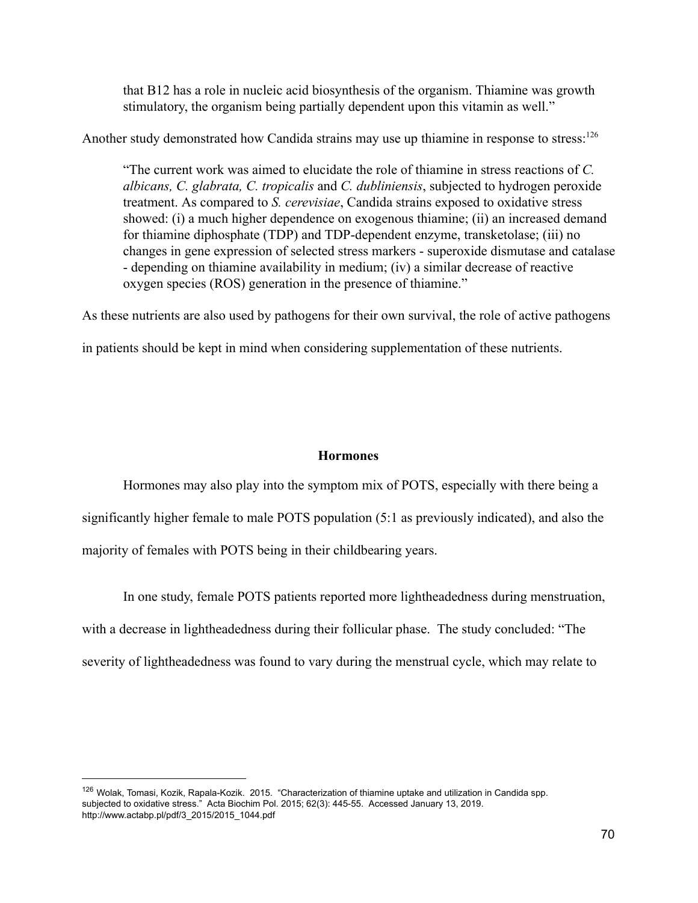> that B12 has a role in nucleic acid biosynthesis of the organism. Thiamine was growth stimulatory, the organism being partially dependent upon this vitamin as well."

Another study demonstrated how Candida strains may use up thiamine in response to stress:[126]

> "The current work was aimed to elucidate the role of thiamine in stress reactions of *C. albicans, C. glabrata, C. tropicalis* and *C. dubliniensis*, subjected to hydrogen peroxide treatment. As compared to *S. cerevisiae*, Candida strains exposed to oxidative stress showed: (i) a much higher dependence on exogenous thiamine; (ii) an increased demand for thiamine diphosphate (TDP) and TDP-dependent enzyme, transketolase; (iii) no changes in gene expression of selected stress markers - superoxide dismutase and catalase - depending on thiamine availability in medium; (iv) a similar decrease of reactive oxygen species (ROS) generation in the presence of thiamine."

As these nutrients are also used by pathogens for their own survival, the role of active pathogens in patients should be kept in mind when considering supplementation of these nutrients.

## Hormones

Hormones may also play into the symptom mix of POTS, especially with there being a significantly higher female to male POTS population (5:1 as previously indicated), and also the majority of females with POTS being in their childbearing years.

In one study, female POTS patients reported more lightheadedness during menstruation, with a decrease in lightheadedness during their follicular phase. The study concluded: "The severity of lightheadedness was found to vary during the menstrual cycle, which may relate to

---

[126] Wolak, Tomasi, Kozik, Rapala-Kozik. 2015. "Characterization of thiamine uptake and utilization in Candida spp. subjected to oxidative stress." Acta Biochim Pol. 2015; 62(3): 445-55. Accessed January 13, 2019. http://www.actabp.pl/pdf/3_2015/2015_1044.pdf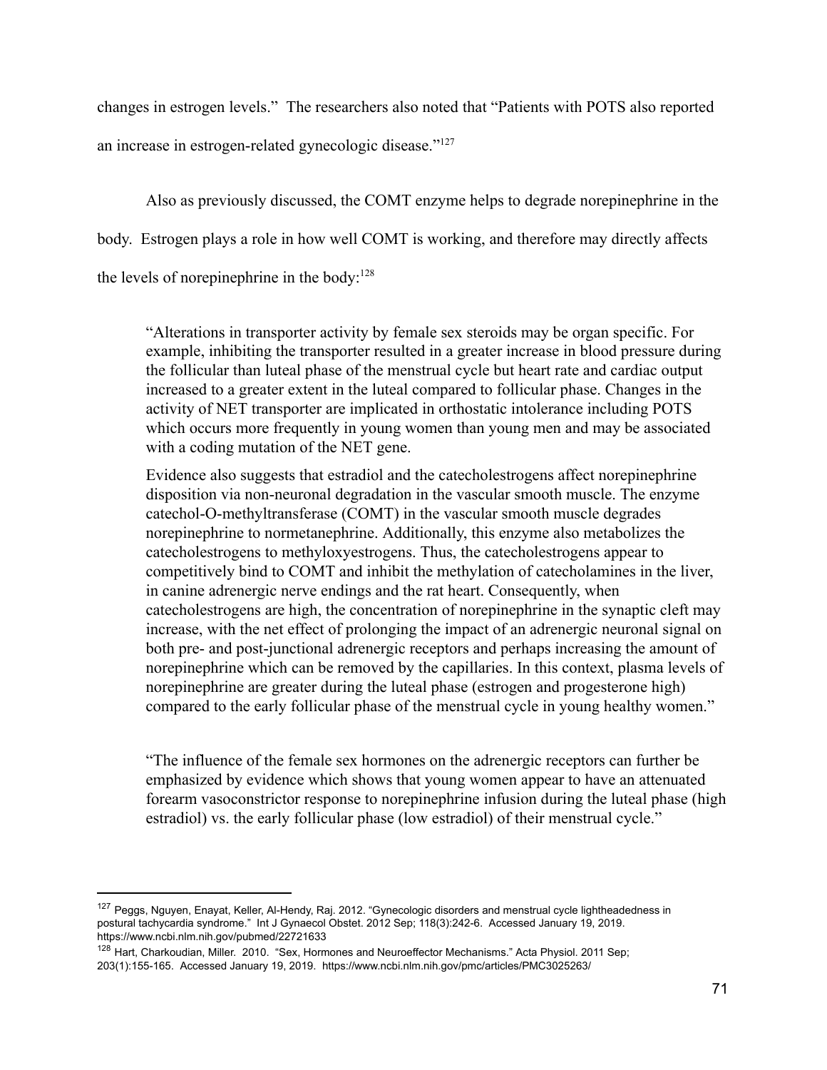changes in estrogen levels." The researchers also noted that "Patients with POTS also reported an increase in estrogen-related gynecologic disease."[127]

Also as previously discussed, the COMT enzyme helps to degrade norepinephrine in the body. Estrogen plays a role in how well COMT is working, and therefore may directly affects the levels of norepinephrine in the body:[128]

> "Alterations in transporter activity by female sex steroids may be organ specific. For example, inhibiting the transporter resulted in a greater increase in blood pressure during the follicular than luteal phase of the menstrual cycle but heart rate and cardiac output increased to a greater extent in the luteal compared to follicular phase. Changes in the activity of NET transporter are implicated in orthostatic intolerance including POTS which occurs more frequently in young women than young men and may be associated with a coding mutation of the NET gene.
>
> Evidence also suggests that estradiol and the catecholestrogens affect norepinephrine disposition via non-neuronal degradation in the vascular smooth muscle. The enzyme catechol-O-methyltransferase (COMT) in the vascular smooth muscle degrades norepinephrine to normetanephrine. Additionally, this enzyme also metabolizes the catecholestrogens to methyloxyestrogens. Thus, the catecholestrogens appear to competitively bind to COMT and inhibit the methylation of catecholamines in the liver, in canine adrenergic nerve endings and the rat heart. Consequently, when catecholestrogens are high, the concentration of norepinephrine in the synaptic cleft may increase, with the net effect of prolonging the impact of an adrenergic neuronal signal on both pre- and post-junctional adrenergic receptors and perhaps increasing the amount of norepinephrine which can be removed by the capillaries. In this context, plasma levels of norepinephrine are greater during the luteal phase (estrogen and progesterone high) compared to the early follicular phase of the menstrual cycle in young healthy women."

> "The influence of the female sex hormones on the adrenergic receptors can further be emphasized by evidence which shows that young women appear to have an attenuated forearm vasoconstrictor response to norepinephrine infusion during the luteal phase (high estradiol) vs. the early follicular phase (low estradiol) of their menstrual cycle."

---

[127] Peggs, Nguyen, Enayat, Keller, Al-Hendy, Raj. 2012. "Gynecologic disorders and menstrual cycle lightheadedness in postural tachycardia syndrome." Int J Gynaecol Obstet. 2012 Sep; 118(3):242-6. Accessed January 19, 2019. https://www.ncbi.nlm.nih.gov/pubmed/22721633

[128] Hart, Charkoudian, Miller. 2010. "Sex, Hormones and Neuroeffector Mechanisms." Acta Physiol. 2011 Sep; 203(1):155-165. Accessed January 19, 2019. https://www.ncbi.nlm.nih.gov/pmc/articles/PMC3025263/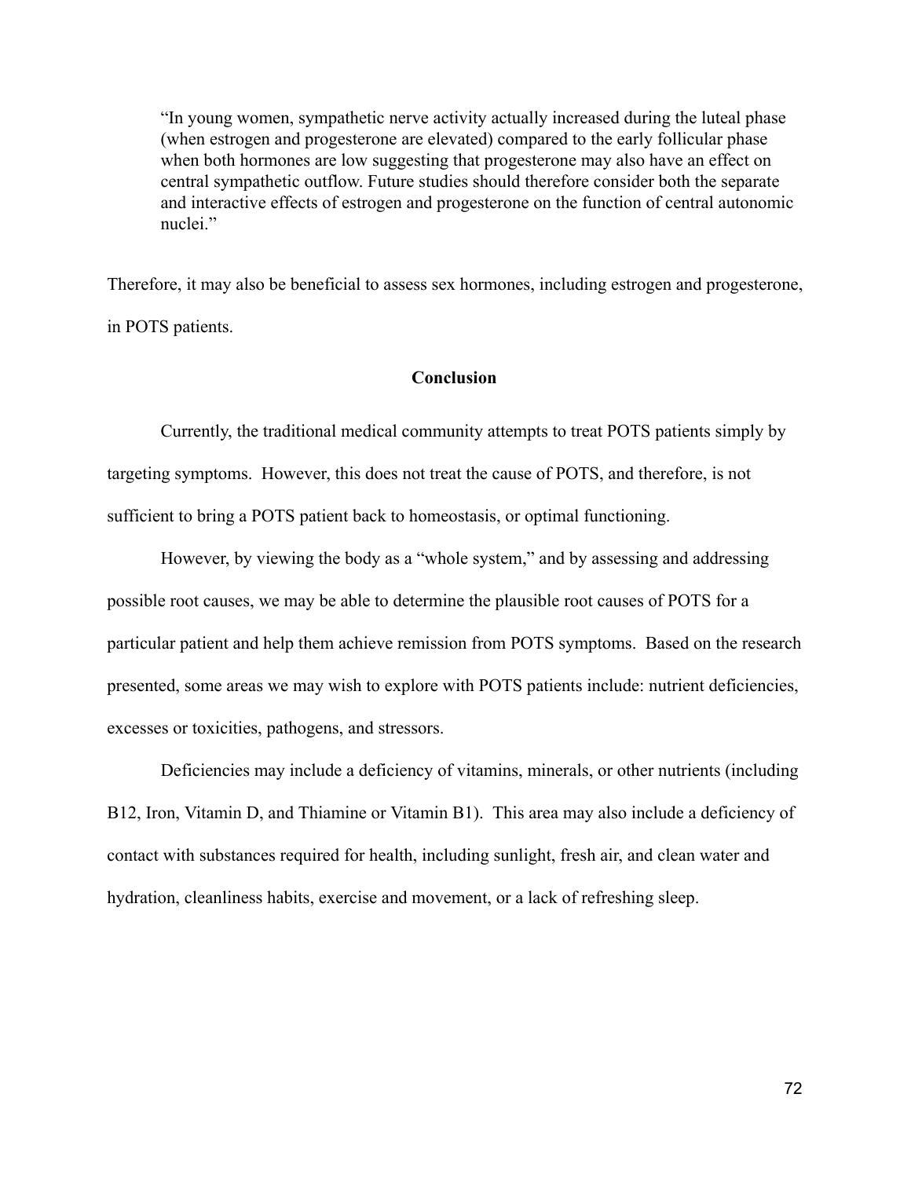> "In young women, sympathetic nerve activity actually increased during the luteal phase (when estrogen and progesterone are elevated) compared to the early follicular phase when both hormones are low suggesting that progesterone may also have an effect on central sympathetic outflow. Future studies should therefore consider both the separate and interactive effects of estrogen and progesterone on the function of central autonomic nuclei."

Therefore, it may also be beneficial to assess sex hormones, including estrogen and progesterone, in POTS patients.

## Conclusion

Currently, the traditional medical community attempts to treat POTS patients simply by targeting symptoms. However, this does not treat the cause of POTS, and therefore, is not sufficient to bring a POTS patient back to homeostasis, or optimal functioning.

However, by viewing the body as a "whole system," and by assessing and addressing possible root causes, we may be able to determine the plausible root causes of POTS for a particular patient and help them achieve remission from POTS symptoms. Based on the research presented, some areas we may wish to explore with POTS patients include: nutrient deficiencies, excesses or toxicities, pathogens, and stressors.

Deficiencies may include a deficiency of vitamins, minerals, or other nutrients (including B12, Iron, Vitamin D, and Thiamine or Vitamin B1). This area may also include a deficiency of contact with substances required for health, including sunlight, fresh air, and clean water and hydration, cleanliness habits, exercise and movement, or a lack of refreshing sleep.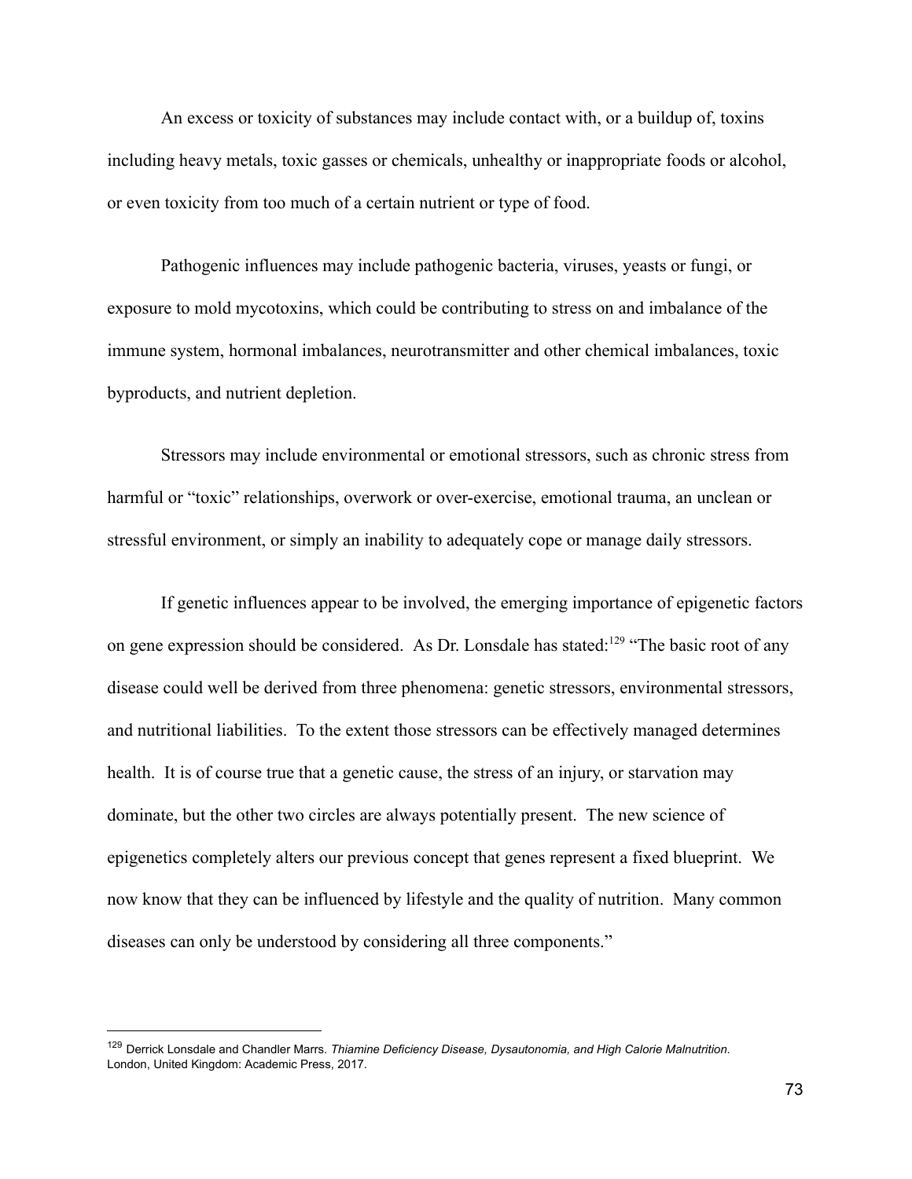An excess or toxicity of substances may include contact with, or a buildup of, toxins including heavy metals, toxic gasses or chemicals, unhealthy or inappropriate foods or alcohol, or even toxicity from too much of a certain nutrient or type of food.

Pathogenic influences may include pathogenic bacteria, viruses, yeasts or fungi, or exposure to mold mycotoxins, which could be contributing to stress on and imbalance of the immune system, hormonal imbalances, neurotransmitter and other chemical imbalances, toxic byproducts, and nutrient depletion.

Stressors may include environmental or emotional stressors, such as chronic stress from harmful or "toxic" relationships, overwork or over-exercise, emotional trauma, an unclean or stressful environment, or simply an inability to adequately cope or manage daily stressors.

If genetic influences appear to be involved, the emerging importance of epigenetic factors on gene expression should be considered. As Dr. Lonsdale has stated:[129] "The basic root of any disease could well be derived from three phenomena: genetic stressors, environmental stressors, and nutritional liabilities. To the extent those stressors can be effectively managed determines health. It is of course true that a genetic cause, the stress of an injury, or starvation may dominate, but the other two circles are always potentially present. The new science of epigenetics completely alters our previous concept that genes represent a fixed blueprint. We now know that they can be influenced by lifestyle and the quality of nutrition. Many common diseases can only be understood by considering all three components."

---

[129] Derrick Lonsdale and Chandler Marrs. *Thiamine Deficiency Disease, Dysautonomia, and High Calorie Malnutrition*. London, United Kingdom: Academic Press, 2017.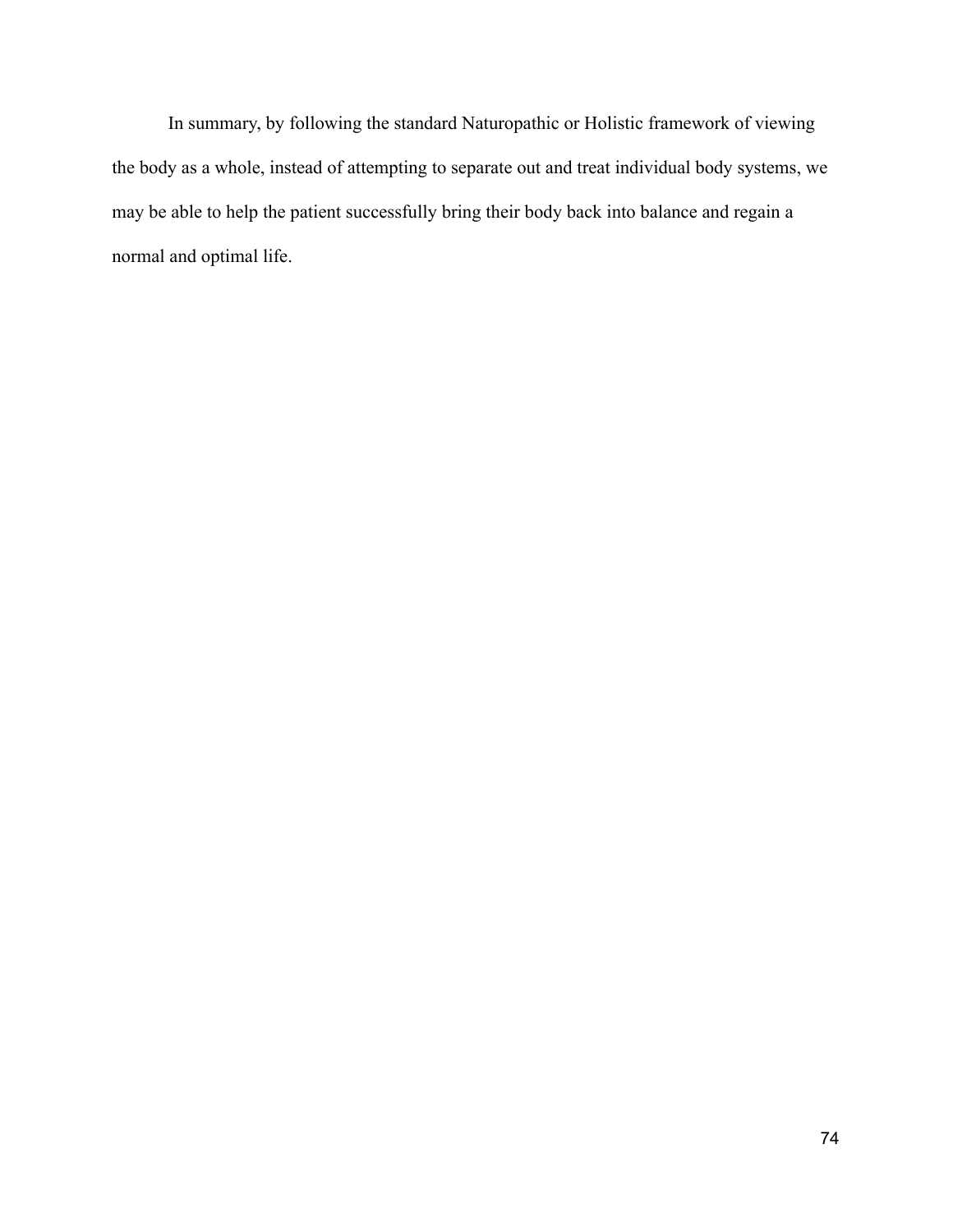In summary, by following the standard Naturopathic or Holistic framework of viewing the body as a whole, instead of attempting to separate out and treat individual body systems, we may be able to help the patient successfully bring their body back into balance and regain a normal and optimal life.